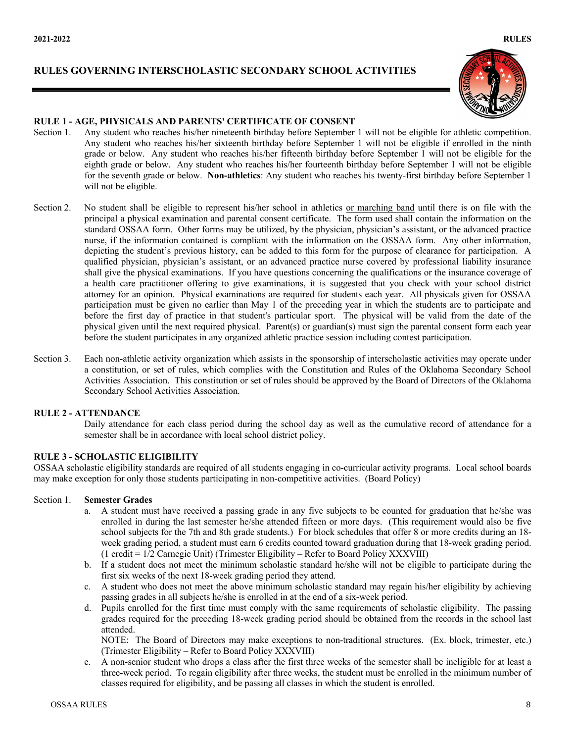# RULES GOVERNING INTERSCHOLASTIC SECONDARY SCHOOL ACTIVITIES

## RULE 1 - AGE, PHYSICALS AND PARENTS' CERTIFICATE OF CONSENT

Section 1. Any student who reaches his/her nineteenth birthday before September 1 will not be eligible for athletic competition. Any student who reaches his/her sixteenth birthday before September 1 will not be eligible if enrolled in the ninth grade or below. Any student who reaches his/her fifteenth birthday before September 1 will not be eligible for the eighth grade or below. Any student who reaches his/her fourteenth birthday before September 1 will not be eligible for the seventh grade or below. **Non-athletics**: Any student who reaches his twenty-first birthday before September 1 will not be eligible.

Section 2. No student shall be eligible to represent his/her school in athletics or marching band until there is on file with the principal a physical examination and parental consent certificate. The form used shall contain the information on the standard OSSAA form. Other forms may be utilized, by the physician, physician's assistant, or the advanced practice nurse, if the information contained is compliant with the information on the OSSAA form. Any other information, depicting the student's previous history, can be added to this form for the purpose of clearance for participation. A qualified physician, physician's assistant, or an advanced practice nurse covered by professional liability insurance shall give the physical examinations. If you have questions concerning the qualifications or the insurance coverage of a health care practitioner offering to give examinations, it is suggested that you check with your school district attorney for an opinion. Physical examinations are required for students each year. All physicals given for OSSAA participation must be given no earlier than May 1 of the preceding year in which the students are to participate and before the first day of practice in that student's particular sport. The physical will be valid from the date of the physical given until the next required physical. Parent(s) or guardian(s) must sign the parental consent form each year before the student participates in any organized athletic practice session including contest participation.

Section 3. Each non-athletic activity organization which assists in the sponsorship of interscholastic activities may operate under a constitution, or set of rules, which complies with the Constitution and Rules of the Oklahoma Secondary School Activities Association. This constitution or set of rules should be approved by the Board of Directors of the Oklahoma Secondary School Activities Association.

## RULE 2 - ATTENDANCE

Daily attendance for each class period during the school day as well as the cumulative record of attendance for a semester shall be in accordance with local school district policy.

## RULE 3 - SCHOLASTIC ELIGIBILITY

OSSAA scholastic eligibility standards are required of all students engaging in co-curricular activity programs. Local school boards may make exception for only those students participating in non-competitive activities. (Board Policy)

Section 1. **Semester Grades**

a. A student must have received a passing grade in any five subjects to be counted for graduation that he/she was enrolled in during the last semester he/she attended fifteen or more days. (This requirement would also be five school subjects for the 7th and 8th grade students.) For block schedules that offer 8 or more credits during an 18-week grading period, a student must earn 6 credits counted toward graduation during that 18-week grading period. (1 credit = 1/2 Carnegie Unit) (Trimester Eligibility – Refer to Board Policy XXXVIII)

b. If a student does not meet the minimum scholastic standard he/she will not be eligible to participate during the first six weeks of the next 18-week grading period they attend.

c. A student who does not meet the above minimum scholastic standard may regain his/her eligibility by achieving passing grades in all subjects he/she is enrolled in at the end of a six-week period.

d. Pupils enrolled for the first time must comply with the same requirements of scholastic eligibility. The passing grades required for the preceding 18-week grading period should be obtained from the records in the school last attended.

NOTE: The Board of Directors may make exceptions to non-traditional structures. (Ex. block, trimester, etc.) (Trimester Eligibility – Refer to Board Policy XXXVIII)

e. A non-senior student who drops a class after the first three weeks of the semester shall be ineligible for at least a three-week period. To regain eligibility after three weeks, the student must be enrolled in the minimum number of classes required for eligibility, and be passing all classes in which the student is enrolled.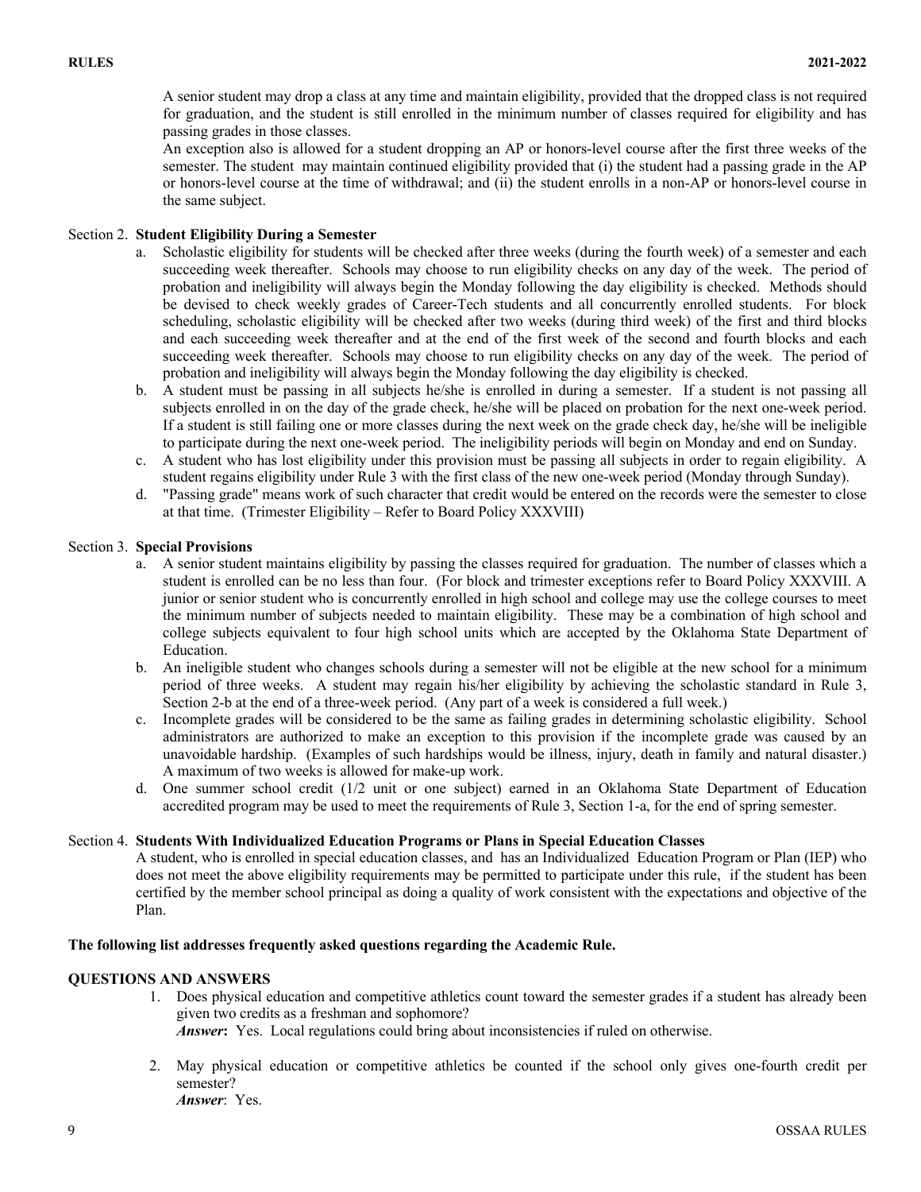A senior student may drop a class at any time and maintain eligibility, provided that the dropped class is not required for graduation, and the student is still enrolled in the minimum number of classes required for eligibility and has passing grades in those classes.

An exception also is allowed for a student dropping an AP or honors-level course after the first three weeks of the semester. The student may maintain continued eligibility provided that (i) the student had a passing grade in the AP or honors-level course at the time of withdrawal; and (ii) the student enrolls in a non-AP or honors-level course in the same subject.

Section 2. **Student Eligibility During a Semester**

a. Scholastic eligibility for students will be checked after three weeks (during the fourth week) of a semester and each succeeding week thereafter. Schools may choose to run eligibility checks on any day of the week. The period of probation and ineligibility will always begin the Monday following the day eligibility is checked. Methods should be devised to check weekly grades of Career-Tech students and all concurrently enrolled students. For block scheduling, scholastic eligibility will be checked after two weeks (during third week) of the first and third blocks and each succeeding week thereafter and at the end of the first week of the second and fourth blocks and each succeeding week thereafter. Schools may choose to run eligibility checks on any day of the week. The period of probation and ineligibility will always begin the Monday following the day eligibility is checked.

b. A student must be passing in all subjects he/she is enrolled in during a semester. If a student is not passing all subjects enrolled in on the day of the grade check, he/she will be placed on probation for the next one-week period. If a student is still failing one or more classes during the next week on the grade check day, he/she will be ineligible to participate during the next one-week period. The ineligibility periods will begin on Monday and end on Sunday.

c. A student who has lost eligibility under this provision must be passing all subjects in order to regain eligibility. A student regains eligibility under Rule 3 with the first class of the new one-week period (Monday through Sunday).

d. "Passing grade" means work of such character that credit would be entered on the records were the semester to close at that time. (Trimester Eligibility – Refer to Board Policy XXXVIII)

Section 3. **Special Provisions**

a. A senior student maintains eligibility by passing the classes required for graduation. The number of classes which a student is enrolled can be no less than four. (For block and trimester exceptions refer to Board Policy XXXVIII. A junior or senior student who is concurrently enrolled in high school and college may use the college courses to meet the minimum number of subjects needed to maintain eligibility. These may be a combination of high school and college subjects equivalent to four high school units which are accepted by the Oklahoma State Department of Education.

b. An ineligible student who changes schools during a semester will not be eligible at the new school for a minimum period of three weeks. A student may regain his/her eligibility by achieving the scholastic standard in Rule 3, Section 2-b at the end of a three-week period. (Any part of a week is considered a full week.)

c. Incomplete grades will be considered to be the same as failing grades in determining scholastic eligibility. School administrators are authorized to make an exception to this provision if the incomplete grade was caused by an unavoidable hardship. (Examples of such hardships would be illness, injury, death in family and natural disaster.) A maximum of two weeks is allowed for make-up work.

d. One summer school credit (1/2 unit or one subject) earned in an Oklahoma State Department of Education accredited program may be used to meet the requirements of Rule 3, Section 1-a, for the end of spring semester.

Section 4. **Students With Individualized Education Programs or Plans in Special Education Classes**

A student, who is enrolled in special education classes, and has an Individualized Education Program or Plan (IEP) who does not meet the above eligibility requirements may be permitted to participate under this rule, if the student has been certified by the member school principal as doing a quality of work consistent with the expectations and objective of the Plan.

**The following list addresses frequently asked questions regarding the Academic Rule.**

**QUESTIONS AND ANSWERS**

1. Does physical education and competitive athletics count toward the semester grades if a student has already been given two credits as a freshman and sophomore?
   ***Answer*:** Yes. Local regulations could bring about inconsistencies if ruled on otherwise.

2. May physical education or competitive athletics be counted if the school only gives one-fourth credit per semester?
   ***Answer***: Yes.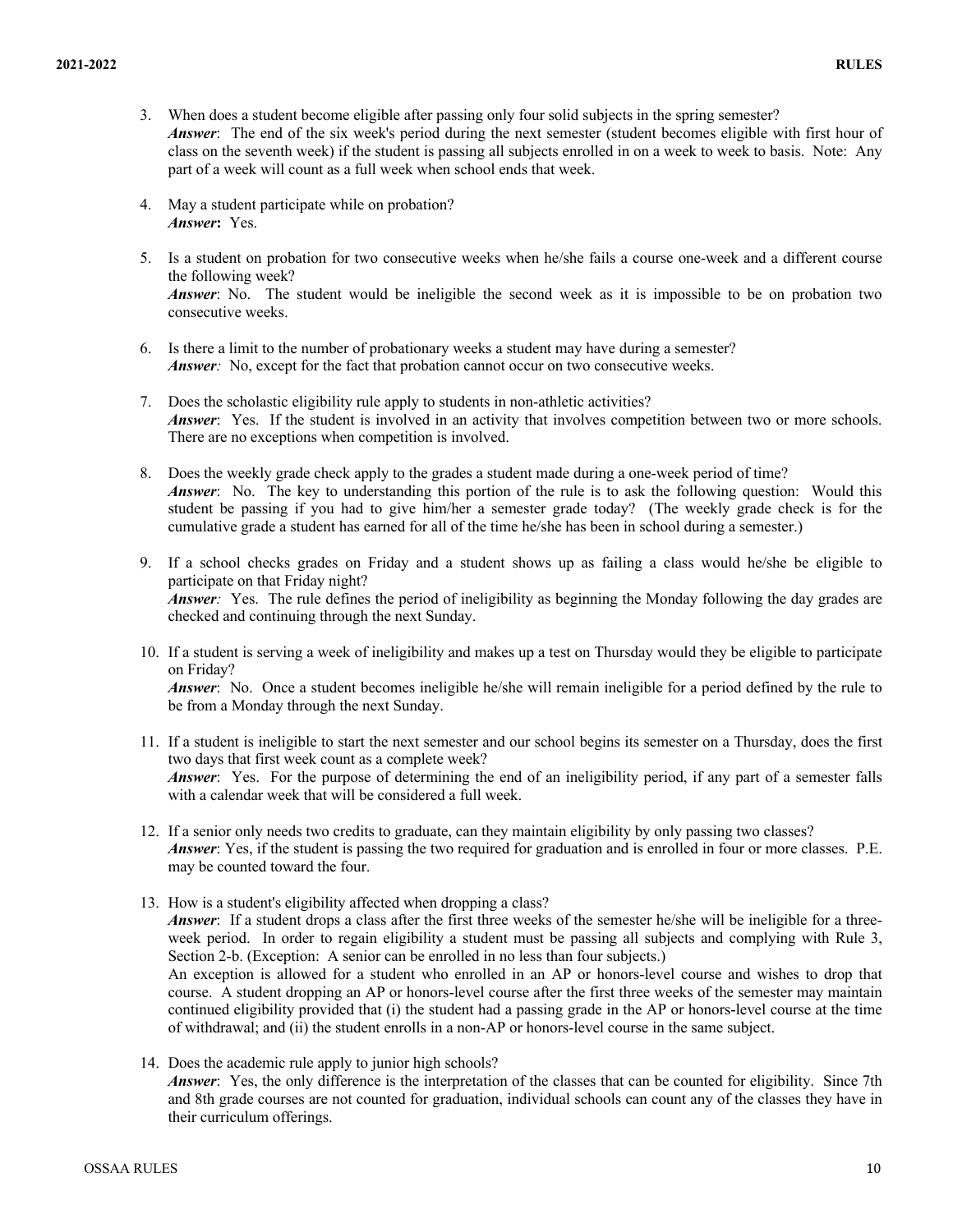3. When does a student become eligible after passing only four solid subjects in the spring semester?
   ***Answer***: The end of the six week's period during the next semester (student becomes eligible with first hour of class on the seventh week) if the student is passing all subjects enrolled in on a week to week to basis. Note: Any part of a week will count as a full week when school ends that week.

4. May a student participate while on probation?
   ***Answer*****:** Yes.

5. Is a student on probation for two consecutive weeks when he/she fails a course one-week and a different course the following week?
   ***Answer***: No. The student would be ineligible the second week as it is impossible to be on probation two consecutive weeks.

6. Is there a limit to the number of probationary weeks a student may have during a semester?
   ***Answer:*** No, except for the fact that probation cannot occur on two consecutive weeks.

7. Does the scholastic eligibility rule apply to students in non-athletic activities?
   ***Answer***: Yes. If the student is involved in an activity that involves competition between two or more schools. There are no exceptions when competition is involved.

8. Does the weekly grade check apply to the grades a student made during a one-week period of time?
   ***Answer***: No. The key to understanding this portion of the rule is to ask the following question: Would this student be passing if you had to give him/her a semester grade today? (The weekly grade check is for the cumulative grade a student has earned for all of the time he/she has been in school during a semester.)

9. If a school checks grades on Friday and a student shows up as failing a class would he/she be eligible to participate on that Friday night?
   ***Answer:*** Yes. The rule defines the period of ineligibility as beginning the Monday following the day grades are checked and continuing through the next Sunday.

10. If a student is serving a week of ineligibility and makes up a test on Thursday would they be eligible to participate on Friday?
    ***Answer***: No. Once a student becomes ineligible he/she will remain ineligible for a period defined by the rule to be from a Monday through the next Sunday.

11. If a student is ineligible to start the next semester and our school begins its semester on a Thursday, does the first two days that first week count as a complete week?
    ***Answer***: Yes. For the purpose of determining the end of an ineligibility period, if any part of a semester falls with a calendar week that will be considered a full week.

12. If a senior only needs two credits to graduate, can they maintain eligibility by only passing two classes?
    ***Answer***: Yes, if the student is passing the two required for graduation and is enrolled in four or more classes. P.E. may be counted toward the four.

13. How is a student's eligibility affected when dropping a class?
    ***Answer***: If a student drops a class after the first three weeks of the semester he/she will be ineligible for a three-week period. In order to regain eligibility a student must be passing all subjects and complying with Rule 3, Section 2-b. (Exception: A senior can be enrolled in no less than four subjects.)
    An exception is allowed for a student who enrolled in an AP or honors-level course and wishes to drop that course. A student dropping an AP or honors-level course after the first three weeks of the semester may maintain continued eligibility provided that (i) the student had a passing grade in the AP or honors-level course at the time of withdrawal; and (ii) the student enrolls in a non-AP or honors-level course in the same subject.

14. Does the academic rule apply to junior high schools?
    ***Answer***: Yes, the only difference is the interpretation of the classes that can be counted for eligibility. Since 7th and 8th grade courses are not counted for graduation, individual schools can count any of the classes they have in their curriculum offerings.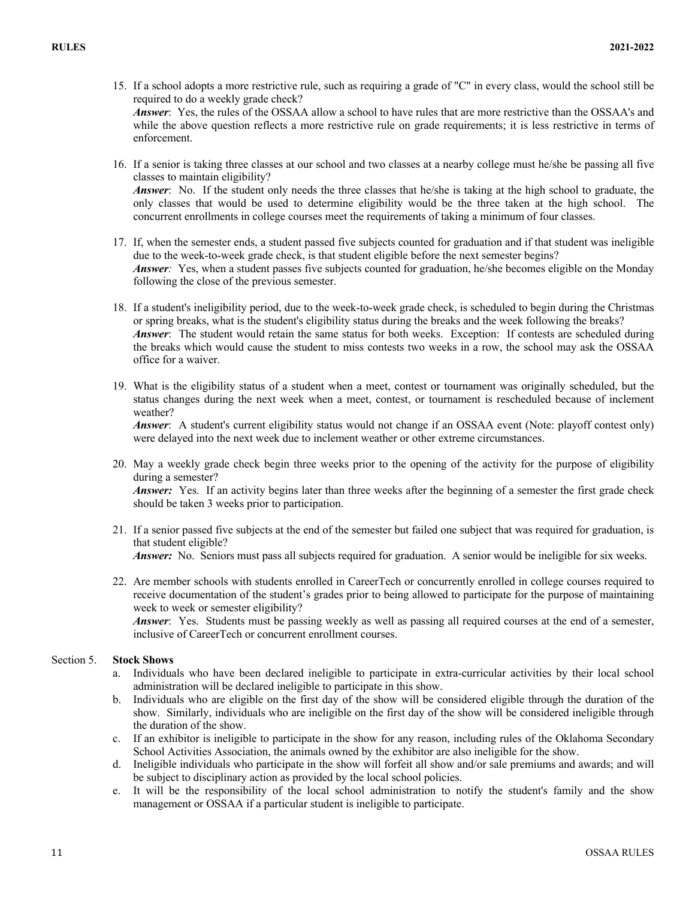15. If a school adopts a more restrictive rule, such as requiring a grade of "C" in every class, would the school still be required to do a weekly grade check?
    ***Answer***: Yes, the rules of the OSSAA allow a school to have rules that are more restrictive than the OSSAA's and while the above question reflects a more restrictive rule on grade requirements; it is less restrictive in terms of enforcement.

16. If a senior is taking three classes at our school and two classes at a nearby college must he/she be passing all five classes to maintain eligibility?
    ***Answer***: No. If the student only needs the three classes that he/she is taking at the high school to graduate, the only classes that would be used to determine eligibility would be the three taken at the high school. The concurrent enrollments in college courses meet the requirements of taking a minimum of four classes.

17. If, when the semester ends, a student passed five subjects counted for graduation and if that student was ineligible due to the week-to-week grade check, is that student eligible before the next semester begins?
    ***Answer:*** Yes, when a student passes five subjects counted for graduation, he/she becomes eligible on the Monday following the close of the previous semester.

18. If a student's ineligibility period, due to the week-to-week grade check, is scheduled to begin during the Christmas or spring breaks, what is the student's eligibility status during the breaks and the week following the breaks?
    ***Answer***: The student would retain the same status for both weeks. Exception: If contests are scheduled during the breaks which would cause the student to miss contests two weeks in a row, the school may ask the OSSAA office for a waiver.

19. What is the eligibility status of a student when a meet, contest or tournament was originally scheduled, but the status changes during the next week when a meet, contest, or tournament is rescheduled because of inclement weather?
    ***Answer***: A student's current eligibility status would not change if an OSSAA event (Note: playoff contest only) were delayed into the next week due to inclement weather or other extreme circumstances.

20. May a weekly grade check begin three weeks prior to the opening of the activity for the purpose of eligibility during a semester?
    ***Answer:*** Yes. If an activity begins later than three weeks after the beginning of a semester the first grade check should be taken 3 weeks prior to participation.

21. If a senior passed five subjects at the end of the semester but failed one subject that was required for graduation, is that student eligible?
    ***Answer:*** No. Seniors must pass all subjects required for graduation. A senior would be ineligible for six weeks.

22. Are member schools with students enrolled in CareerTech or concurrently enrolled in college courses required to receive documentation of the student's grades prior to being allowed to participate for the purpose of maintaining week to week or semester eligibility?
    ***Answer***: Yes. Students must be passing weekly as well as passing all required courses at the end of a semester, inclusive of CareerTech or concurrent enrollment courses.

Section 5. **Stock Shows**

a. Individuals who have been declared ineligible to participate in extra-curricular activities by their local school administration will be declared ineligible to participate in this show.
b. Individuals who are eligible on the first day of the show will be considered eligible through the duration of the show. Similarly, individuals who are ineligible on the first day of the show will be considered ineligible through the duration of the show.
c. If an exhibitor is ineligible to participate in the show for any reason, including rules of the Oklahoma Secondary School Activities Association, the animals owned by the exhibitor are also ineligible for the show.
d. Ineligible individuals who participate in the show will forfeit all show and/or sale premiums and awards; and will be subject to disciplinary action as provided by the local school policies.
e. It will be the responsibility of the local school administration to notify the student's family and the show management or OSSAA if a particular student is ineligible to participate.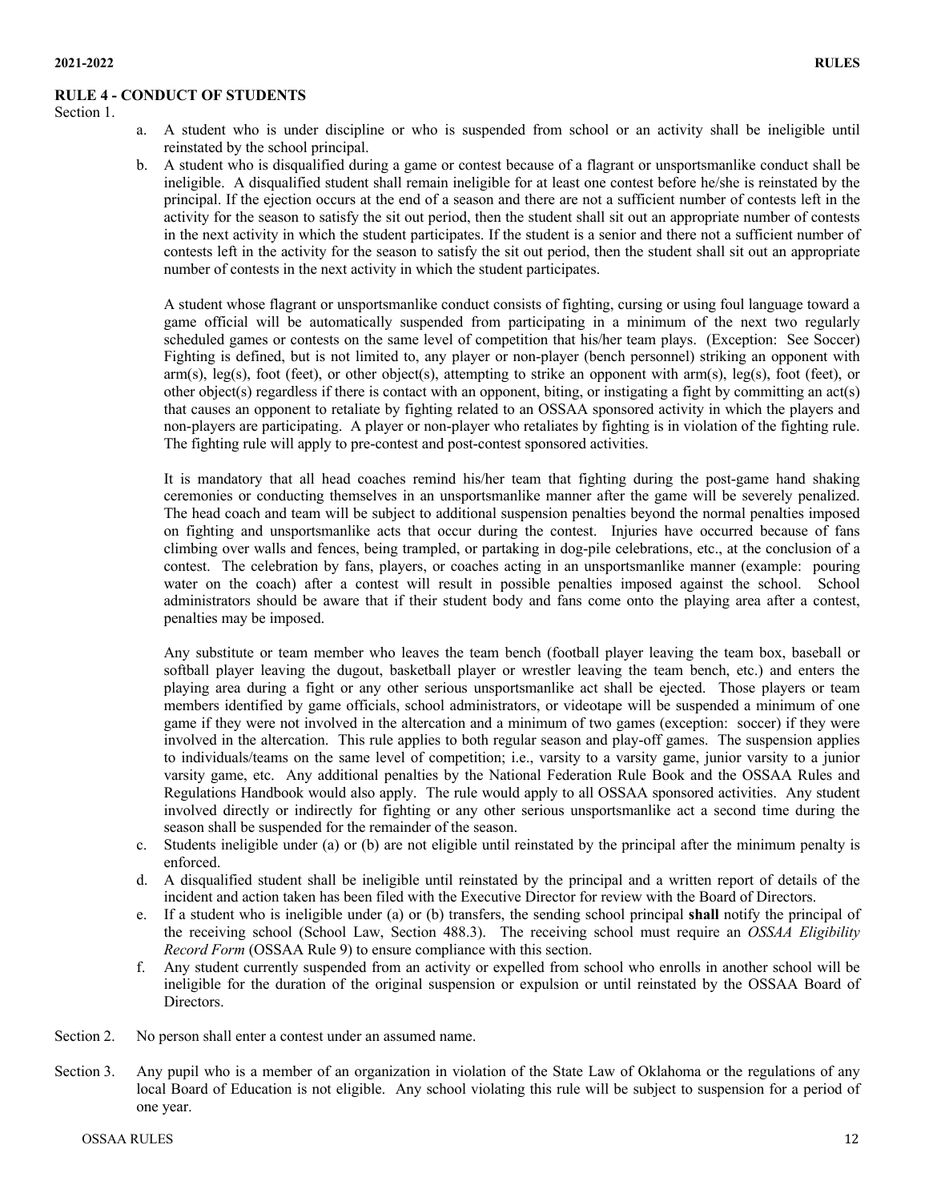## RULE 4 - CONDUCT OF STUDENTS

Section 1.

a. A student who is under discipline or who is suspended from school or an activity shall be ineligible until reinstated by the school principal.

b. A student who is disqualified during a game or contest because of a flagrant or unsportsmanlike conduct shall be ineligible. A disqualified student shall remain ineligible for at least one contest before he/she is reinstated by the principal. If the ejection occurs at the end of a season and there are not a sufficient number of contests left in the activity for the season to satisfy the sit out period, then the student shall sit out an appropriate number of contests in the next activity in which the student participates. If the student is a senior and there not a sufficient number of contests left in the activity for the season to satisfy the sit out period, then the student shall sit out an appropriate number of contests in the next activity in which the student participates.

   A student whose flagrant or unsportsmanlike conduct consists of fighting, cursing or using foul language toward a game official will be automatically suspended from participating in a minimum of the next two regularly scheduled games or contests on the same level of competition that his/her team plays. (Exception: See Soccer) Fighting is defined, but is not limited to, any player or non-player (bench personnel) striking an opponent with arm(s), leg(s), foot (feet), or other object(s), attempting to strike an opponent with arm(s), leg(s), foot (feet), or other object(s) regardless if there is contact with an opponent, biting, or instigating a fight by committing an act(s) that causes an opponent to retaliate by fighting related to an OSSAA sponsored activity in which the players and non-players are participating. A player or non-player who retaliates by fighting is in violation of the fighting rule. The fighting rule will apply to pre-contest and post-contest sponsored activities.

   It is mandatory that all head coaches remind his/her team that fighting during the post-game hand shaking ceremonies or conducting themselves in an unsportsmanlike manner after the game will be severely penalized. The head coach and team will be subject to additional suspension penalties beyond the normal penalties imposed on fighting and unsportsmanlike acts that occur during the contest. Injuries have occurred because of fans climbing over walls and fences, being trampled, or partaking in dog-pile celebrations, etc., at the conclusion of a contest. The celebration by fans, players, or coaches acting in an unsportsmanlike manner (example: pouring water on the coach) after a contest will result in possible penalties imposed against the school. School administrators should be aware that if their student body and fans come onto the playing area after a contest, penalties may be imposed.

   Any substitute or team member who leaves the team bench (football player leaving the team box, baseball or softball player leaving the dugout, basketball player or wrestler leaving the team bench, etc.) and enters the playing area during a fight or any other serious unsportsmanlike act shall be ejected. Those players or team members identified by game officials, school administrators, or videotape will be suspended a minimum of one game if they were not involved in the altercation and a minimum of two games (exception: soccer) if they were involved in the altercation. This rule applies to both regular season and play-off games. The suspension applies to individuals/teams on the same level of competition; i.e., varsity to a varsity game, junior varsity to a junior varsity game, etc. Any additional penalties by the National Federation Rule Book and the OSSAA Rules and Regulations Handbook would also apply. The rule would apply to all OSSAA sponsored activities. Any student involved directly or indirectly for fighting or any other serious unsportsmanlike act a second time during the season shall be suspended for the remainder of the season.

c. Students ineligible under (a) or (b) are not eligible until reinstated by the principal after the minimum penalty is enforced.

d. A disqualified student shall be ineligible until reinstated by the principal and a written report of details of the incident and action taken has been filed with the Executive Director for review with the Board of Directors.

e. If a student who is ineligible under (a) or (b) transfers, the sending school principal **shall** notify the principal of the receiving school (School Law, Section 488.3). The receiving school must require an *OSSAA Eligibility Record Form* (OSSAA Rule 9) to ensure compliance with this section.

f. Any student currently suspended from an activity or expelled from school who enrolls in another school will be ineligible for the duration of the original suspension or expulsion or until reinstated by the OSSAA Board of Directors.

Section 2. No person shall enter a contest under an assumed name.

Section 3. Any pupil who is a member of an organization in violation of the State Law of Oklahoma or the regulations of any local Board of Education is not eligible. Any school violating this rule will be subject to suspension for a period of one year.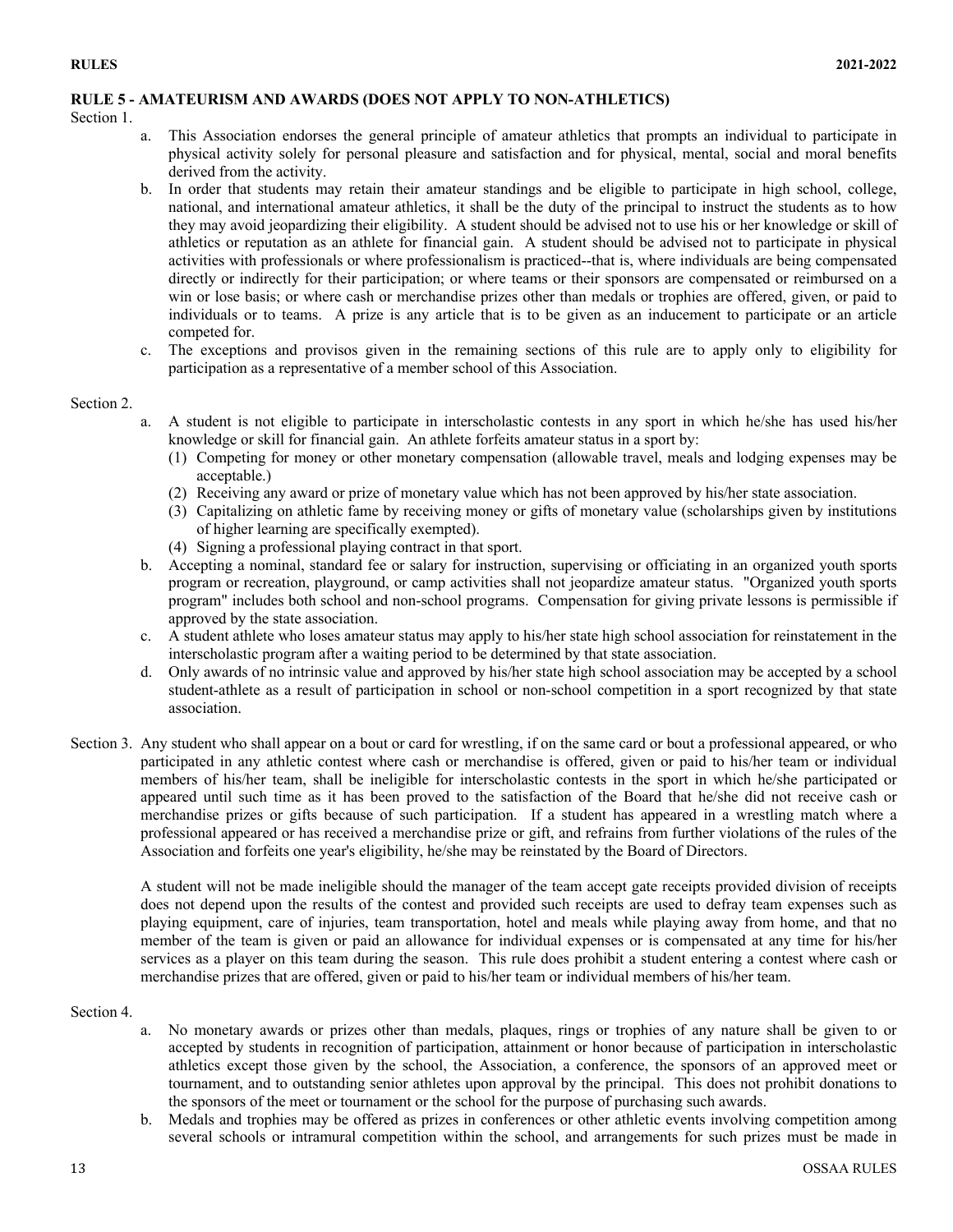## RULE 5 - AMATEURISM AND AWARDS (DOES NOT APPLY TO NON-ATHLETICS)

Section 1.

a. This Association endorses the general principle of amateur athletics that prompts an individual to participate in physical activity solely for personal pleasure and satisfaction and for physical, mental, social and moral benefits derived from the activity.

b. In order that students may retain their amateur standings and be eligible to participate in high school, college, national, and international amateur athletics, it shall be the duty of the principal to instruct the students as to how they may avoid jeopardizing their eligibility. A student should be advised not to use his or her knowledge or skill of athletics or reputation as an athlete for financial gain. A student should be advised not to participate in physical activities with professionals or where professionalism is practiced--that is, where individuals are being compensated directly or indirectly for their participation; or where teams or their sponsors are compensated or reimbursed on a win or lose basis; or where cash or merchandise prizes other than medals or trophies are offered, given, or paid to individuals or to teams. A prize is any article that is to be given as an inducement to participate or an article competed for.

c. The exceptions and provisos given in the remaining sections of this rule are to apply only to eligibility for participation as a representative of a member school of this Association.

Section 2.

a. A student is not eligible to participate in interscholastic contests in any sport in which he/she has used his/her knowledge or skill for financial gain. An athlete forfeits amateur status in a sport by:
   (1) Competing for money or other monetary compensation (allowable travel, meals and lodging expenses may be acceptable.)
   (2) Receiving any award or prize of monetary value which has not been approved by his/her state association.
   (3) Capitalizing on athletic fame by receiving money or gifts of monetary value (scholarships given by institutions of higher learning are specifically exempted).
   (4) Signing a professional playing contract in that sport.

b. Accepting a nominal, standard fee or salary for instruction, supervising or officiating in an organized youth sports program or recreation, playground, or camp activities shall not jeopardize amateur status. "Organized youth sports program" includes both school and non-school programs. Compensation for giving private lessons is permissible if approved by the state association.

c. A student athlete who loses amateur status may apply to his/her state high school association for reinstatement in the interscholastic program after a waiting period to be determined by that state association.

d. Only awards of no intrinsic value and approved by his/her state high school association may be accepted by a school student-athlete as a result of participation in school or non-school competition in a sport recognized by that state association.

Section 3. Any student who shall appear on a bout or card for wrestling, if on the same card or bout a professional appeared, or who participated in any athletic contest where cash or merchandise is offered, given or paid to his/her team or individual members of his/her team, shall be ineligible for interscholastic contests in the sport in which he/she participated or appeared until such time as it has been proved to the satisfaction of the Board that he/she did not receive cash or merchandise prizes or gifts because of such participation. If a student has appeared in a wrestling match where a professional appeared or has received a merchandise prize or gift, and refrains from further violations of the rules of the Association and forfeits one year's eligibility, he/she may be reinstated by the Board of Directors.

A student will not be made ineligible should the manager of the team accept gate receipts provided division of receipts does not depend upon the results of the contest and provided such receipts are used to defray team expenses such as playing equipment, care of injuries, team transportation, hotel and meals while playing away from home, and that no member of the team is given or paid an allowance for individual expenses or is compensated at any time for his/her services as a player on this team during the season. This rule does prohibit a student entering a contest where cash or merchandise prizes that are offered, given or paid to his/her team or individual members of his/her team.

Section 4.

a. No monetary awards or prizes other than medals, plaques, rings or trophies of any nature shall be given to or accepted by students in recognition of participation, attainment or honor because of participation in interscholastic athletics except those given by the school, the Association, a conference, the sponsors of an approved meet or tournament, and to outstanding senior athletes upon approval by the principal. This does not prohibit donations to the sponsors of the meet or tournament or the school for the purpose of purchasing such awards.

b. Medals and trophies may be offered as prizes in conferences or other athletic events involving competition among several schools or intramural competition within the school, and arrangements for such prizes must be made in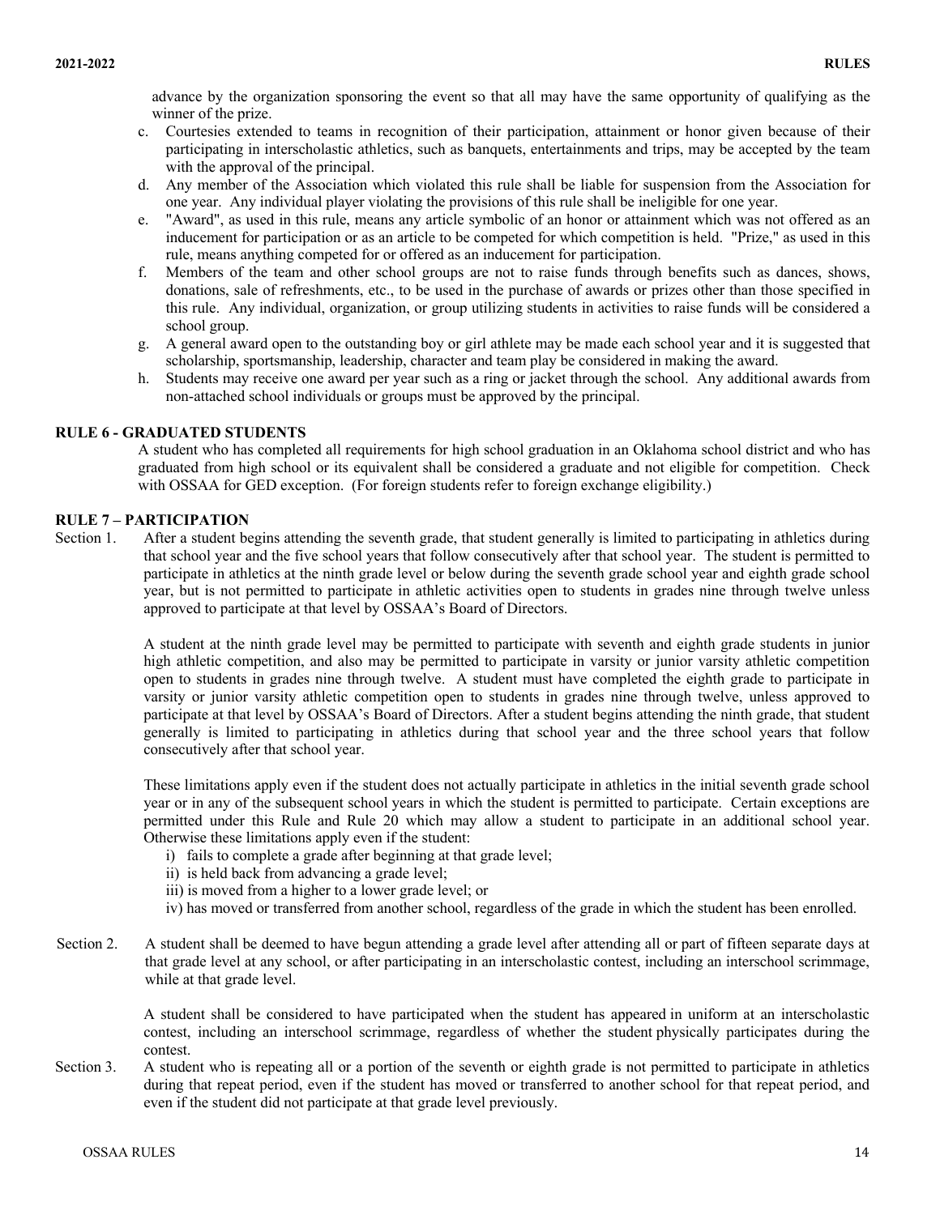advance by the organization sponsoring the event so that all may have the same opportunity of qualifying as the winner of the prize.

c. Courtesies extended to teams in recognition of their participation, attainment or honor given because of their participating in interscholastic athletics, such as banquets, entertainments and trips, may be accepted by the team with the approval of the principal.

d. Any member of the Association which violated this rule shall be liable for suspension from the Association for one year. Any individual player violating the provisions of this rule shall be ineligible for one year.

e. "Award", as used in this rule, means any article symbolic of an honor or attainment which was not offered as an inducement for participation or as an article to be competed for which competition is held. "Prize," as used in this rule, means anything competed for or offered as an inducement for participation.

f. Members of the team and other school groups are not to raise funds through benefits such as dances, shows, donations, sale of refreshments, etc., to be used in the purchase of awards or prizes other than those specified in this rule. Any individual, organization, or group utilizing students in activities to raise funds will be considered a school group.

g. A general award open to the outstanding boy or girl athlete may be made each school year and it is suggested that scholarship, sportsmanship, leadership, character and team play be considered in making the award.

h. Students may receive one award per year such as a ring or jacket through the school. Any additional awards from non-attached school individuals or groups must be approved by the principal.

## RULE 6 - GRADUATED STUDENTS

A student who has completed all requirements for high school graduation in an Oklahoma school district and who has graduated from high school or its equivalent shall be considered a graduate and not eligible for competition. Check with OSSAA for GED exception. (For foreign students refer to foreign exchange eligibility.)

## RULE 7 – PARTICIPATION

Section 1. After a student begins attending the seventh grade, that student generally is limited to participating in athletics during that school year and the five school years that follow consecutively after that school year. The student is permitted to participate in athletics at the ninth grade level or below during the seventh grade school year and eighth grade school year, but is not permitted to participate in athletic activities open to students in grades nine through twelve unless approved to participate at that level by OSSAA's Board of Directors.

A student at the ninth grade level may be permitted to participate with seventh and eighth grade students in junior high athletic competition, and also may be permitted to participate in varsity or junior varsity athletic competition open to students in grades nine through twelve. A student must have completed the eighth grade to participate in varsity or junior varsity athletic competition open to students in grades nine through twelve, unless approved to participate at that level by OSSAA's Board of Directors. After a student begins attending the ninth grade, that student generally is limited to participating in athletics during that school year and the three school years that follow consecutively after that school year.

These limitations apply even if the student does not actually participate in athletics in the initial seventh grade school year or in any of the subsequent school years in which the student is permitted to participate. Certain exceptions are permitted under this Rule and Rule 20 which may allow a student to participate in an additional school year. Otherwise these limitations apply even if the student:

i) fails to complete a grade after beginning at that grade level;
ii) is held back from advancing a grade level;
iii) is moved from a higher to a lower grade level; or
iv) has moved or transferred from another school, regardless of the grade in which the student has been enrolled.

Section 2. A student shall be deemed to have begun attending a grade level after attending all or part of fifteen separate days at that grade level at any school, or after participating in an interscholastic contest, including an interschool scrimmage, while at that grade level.

A student shall be considered to have participated when the student has appeared in uniform at an interscholastic contest, including an interschool scrimmage, regardless of whether the student physically participates during the contest.

Section 3. A student who is repeating all or a portion of the seventh or eighth grade is not permitted to participate in athletics during that repeat period, even if the student has moved or transferred to another school for that repeat period, and even if the student did not participate at that grade level previously.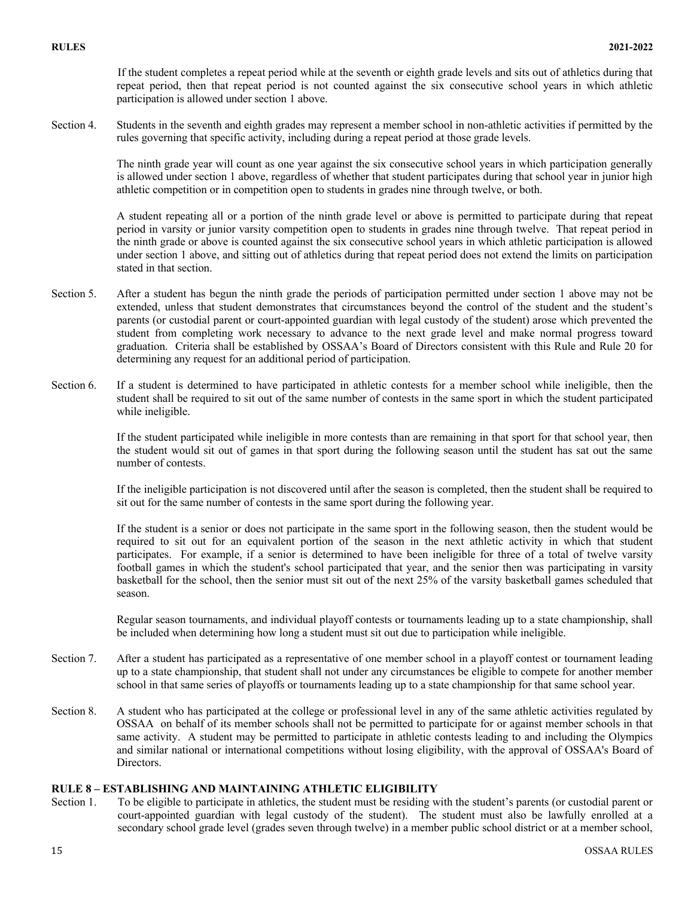If the student completes a repeat period while at the seventh or eighth grade levels and sits out of athletics during that repeat period, then that repeat period is not counted against the six consecutive school years in which athletic participation is allowed under section 1 above.

Section 4. Students in the seventh and eighth grades may represent a member school in non-athletic activities if permitted by the rules governing that specific activity, including during a repeat period at those grade levels.

The ninth grade year will count as one year against the six consecutive school years in which participation generally is allowed under section 1 above, regardless of whether that student participates during that school year in junior high athletic competition or in competition open to students in grades nine through twelve, or both.

A student repeating all or a portion of the ninth grade level or above is permitted to participate during that repeat period in varsity or junior varsity competition open to students in grades nine through twelve. That repeat period in the ninth grade or above is counted against the six consecutive school years in which athletic participation is allowed under section 1 above, and sitting out of athletics during that repeat period does not extend the limits on participation stated in that section.

Section 5. After a student has begun the ninth grade the periods of participation permitted under section 1 above may not be extended, unless that student demonstrates that circumstances beyond the control of the student and the student's parents (or custodial parent or court-appointed guardian with legal custody of the student) arose which prevented the student from completing work necessary to advance to the next grade level and make normal progress toward graduation. Criteria shall be established by OSSAA's Board of Directors consistent with this Rule and Rule 20 for determining any request for an additional period of participation.

Section 6. If a student is determined to have participated in athletic contests for a member school while ineligible, then the student shall be required to sit out of the same number of contests in the same sport in which the student participated while ineligible.

If the student participated while ineligible in more contests than are remaining in that sport for that school year, then the student would sit out of games in that sport during the following season until the student has sat out the same number of contests.

If the ineligible participation is not discovered until after the season is completed, then the student shall be required to sit out for the same number of contests in the same sport during the following year.

If the student is a senior or does not participate in the same sport in the following season, then the student would be required to sit out for an equivalent portion of the season in the next athletic activity in which that student participates. For example, if a senior is determined to have been ineligible for three of a total of twelve varsity football games in which the student's school participated that year, and the senior then was participating in varsity basketball for the school, then the senior must sit out of the next 25% of the varsity basketball games scheduled that season.

Regular season tournaments, and individual playoff contests or tournaments leading up to a state championship, shall be included when determining how long a student must sit out due to participation while ineligible.

Section 7. After a student has participated as a representative of one member school in a playoff contest or tournament leading up to a state championship, that student shall not under any circumstances be eligible to compete for another member school in that same series of playoffs or tournaments leading up to a state championship for that same school year.

Section 8. A student who has participated at the college or professional level in any of the same athletic activities regulated by OSSAA on behalf of its member schools shall not be permitted to participate for or against member schools in that same activity. A student may be permitted to participate in athletic contests leading to and including the Olympics and similar national or international competitions without losing eligibility, with the approval of OSSAA's Board of Directors.

## RULE 8 – ESTABLISHING AND MAINTAINING ATHLETIC ELIGIBILITY

Section 1. To be eligible to participate in athletics, the student must be residing with the student's parents (or custodial parent or court-appointed guardian with legal custody of the student). The student must also be lawfully enrolled at a secondary school grade level (grades seven through twelve) in a member public school district or at a member school,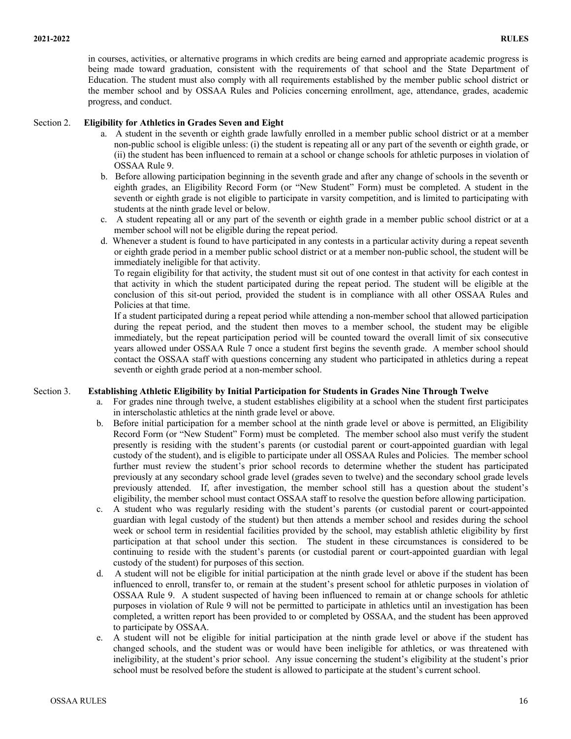in courses, activities, or alternative programs in which credits are being earned and appropriate academic progress is being made toward graduation, consistent with the requirements of that school and the State Department of Education. The student must also comply with all requirements established by the member public school district or the member school and by OSSAA Rules and Policies concerning enrollment, age, attendance, grades, academic progress, and conduct.

Section 2. **Eligibility for Athletics in Grades Seven and Eight**

a. A student in the seventh or eighth grade lawfully enrolled in a member public school district or at a member non-public school is eligible unless: (i) the student is repeating all or any part of the seventh or eighth grade, or (ii) the student has been influenced to remain at a school or change schools for athletic purposes in violation of OSSAA Rule 9.

b. Before allowing participation beginning in the seventh grade and after any change of schools in the seventh or eighth grades, an Eligibility Record Form (or "New Student" Form) must be completed. A student in the seventh or eighth grade is not eligible to participate in varsity competition, and is limited to participating with students at the ninth grade level or below.

c. A student repeating all or any part of the seventh or eighth grade in a member public school district or at a member school will not be eligible during the repeat period.

d. Whenever a student is found to have participated in any contests in a particular activity during a repeat seventh or eighth grade period in a member public school district or at a member non-public school, the student will be immediately ineligible for that activity.

To regain eligibility for that activity, the student must sit out of one contest in that activity for each contest in that activity in which the student participated during the repeat period. The student will be eligible at the conclusion of this sit-out period, provided the student is in compliance with all other OSSAA Rules and Policies at that time.

If a student participated during a repeat period while attending a non-member school that allowed participation during the repeat period, and the student then moves to a member school, the student may be eligible immediately, but the repeat participation period will be counted toward the overall limit of six consecutive years allowed under OSSAA Rule 7 once a student first begins the seventh grade. A member school should contact the OSSAA staff with questions concerning any student who participated in athletics during a repeat seventh or eighth grade period at a non-member school.

Section 3. **Establishing Athletic Eligibility by Initial Participation for Students in Grades Nine Through Twelve**

a. For grades nine through twelve, a student establishes eligibility at a school when the student first participates in interscholastic athletics at the ninth grade level or above.

b. Before initial participation for a member school at the ninth grade level or above is permitted, an Eligibility Record Form (or "New Student" Form) must be completed. The member school also must verify the student presently is residing with the student's parents (or custodial parent or court-appointed guardian with legal custody of the student), and is eligible to participate under all OSSAA Rules and Policies. The member school further must review the student's prior school records to determine whether the student has participated previously at any secondary school grade level (grades seven to twelve) and the secondary school grade levels previously attended. If, after investigation, the member school still has a question about the student's eligibility, the member school must contact OSSAA staff to resolve the question before allowing participation.

c. A student who was regularly residing with the student's parents (or custodial parent or court-appointed guardian with legal custody of the student) but then attends a member school and resides during the school week or school term in residential facilities provided by the school, may establish athletic eligibility by first participation at that school under this section. The student in these circumstances is considered to be continuing to reside with the student's parents (or custodial parent or court-appointed guardian with legal custody of the student) for purposes of this section.

d. A student will not be eligible for initial participation at the ninth grade level or above if the student has been influenced to enroll, transfer to, or remain at the student's present school for athletic purposes in violation of OSSAA Rule 9. A student suspected of having been influenced to remain at or change schools for athletic purposes in violation of Rule 9 will not be permitted to participate in athletics until an investigation has been completed, a written report has been provided to or completed by OSSAA, and the student has been approved to participate by OSSAA.

e. A student will not be eligible for initial participation at the ninth grade level or above if the student has changed schools, and the student was or would have been ineligible for athletics, or was threatened with ineligibility, at the student's prior school. Any issue concerning the student's eligibility at the student's prior school must be resolved before the student is allowed to participate at the student's current school.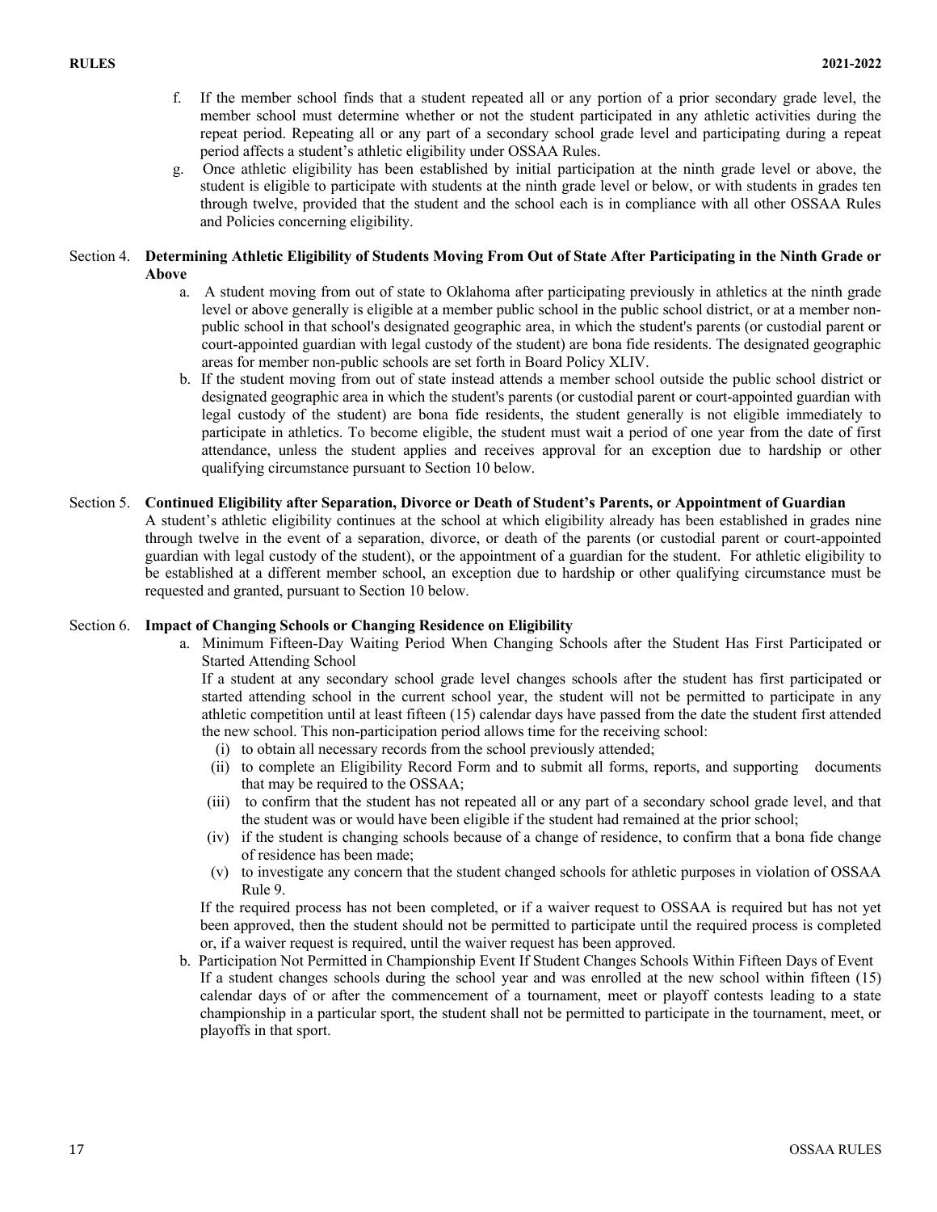f. If the member school finds that a student repeated all or any portion of a prior secondary grade level, the member school must determine whether or not the student participated in any athletic activities during the repeat period. Repeating all or any part of a secondary school grade level and participating during a repeat period affects a student's athletic eligibility under OSSAA Rules.

g. Once athletic eligibility has been established by initial participation at the ninth grade level or above, the student is eligible to participate with students at the ninth grade level or below, or with students in grades ten through twelve, provided that the student and the school each is in compliance with all other OSSAA Rules and Policies concerning eligibility.

## Section 4. Determining Athletic Eligibility of Students Moving From Out of State After Participating in the Ninth Grade or Above

a. A student moving from out of state to Oklahoma after participating previously in athletics at the ninth grade level or above generally is eligible at a member public school in the public school district, or at a member non-public school in that school's designated geographic area, in which the student's parents (or custodial parent or court-appointed guardian with legal custody of the student) are bona fide residents. The designated geographic areas for member non-public schools are set forth in Board Policy XLIV.

b. If the student moving from out of state instead attends a member school outside the public school district or designated geographic area in which the student's parents (or custodial parent or court-appointed guardian with legal custody of the student) are bona fide residents, the student generally is not eligible immediately to participate in athletics. To become eligible, the student must wait a period of one year from the date of first attendance, unless the student applies and receives approval for an exception due to hardship or other qualifying circumstance pursuant to Section 10 below.

## Section 5. Continued Eligibility after Separation, Divorce or Death of Student's Parents, or Appointment of Guardian

A student's athletic eligibility continues at the school at which eligibility already has been established in grades nine through twelve in the event of a separation, divorce, or death of the parents (or custodial parent or court-appointed guardian with legal custody of the student), or the appointment of a guardian for the student. For athletic eligibility to be established at a different member school, an exception due to hardship or other qualifying circumstance must be requested and granted, pursuant to Section 10 below.

## Section 6. Impact of Changing Schools or Changing Residence on Eligibility

a. Minimum Fifteen-Day Waiting Period When Changing Schools after the Student Has First Participated or Started Attending School

If a student at any secondary school grade level changes schools after the student has first participated or started attending school in the current school year, the student will not be permitted to participate in any athletic competition until at least fifteen (15) calendar days have passed from the date the student first attended the new school. This non-participation period allows time for the receiving school:

(i) to obtain all necessary records from the school previously attended;

(ii) to complete an Eligibility Record Form and to submit all forms, reports, and supporting documents that may be required to the OSSAA;

(iii) to confirm that the student has not repeated all or any part of a secondary school grade level, and that the student was or would have been eligible if the student had remained at the prior school;

(iv) if the student is changing schools because of a change of residence, to confirm that a bona fide change of residence has been made;

(v) to investigate any concern that the student changed schools for athletic purposes in violation of OSSAA Rule 9.

If the required process has not been completed, or if a waiver request to OSSAA is required but has not yet been approved, then the student should not be permitted to participate until the required process is completed or, if a waiver request is required, until the waiver request has been approved.

b. Participation Not Permitted in Championship Event If Student Changes Schools Within Fifteen Days of Event

If a student changes schools during the school year and was enrolled at the new school within fifteen (15) calendar days of or after the commencement of a tournament, meet or playoff contests leading to a state championship in a particular sport, the student shall not be permitted to participate in the tournament, meet, or playoffs in that sport.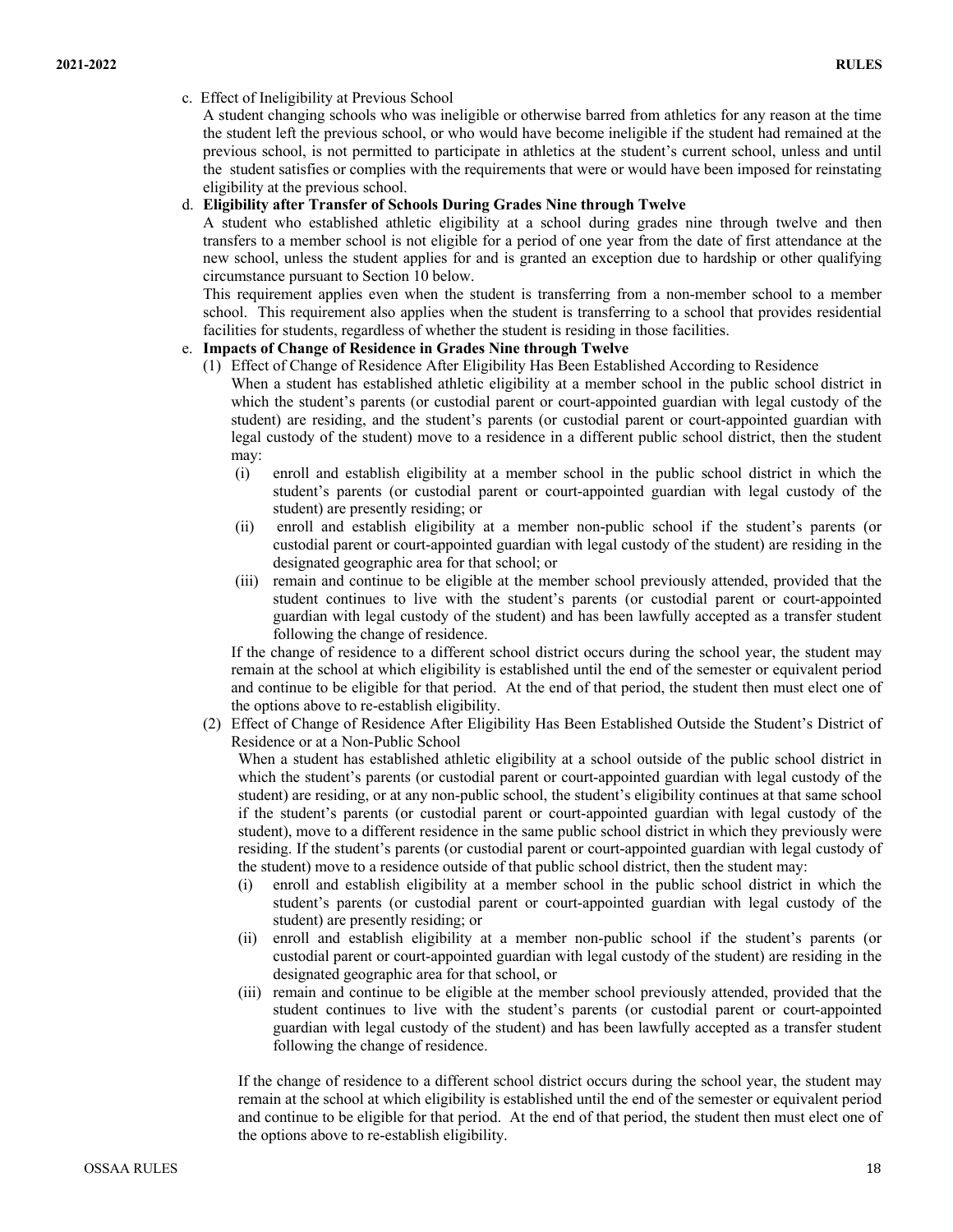c. Effect of Ineligibility at Previous School

A student changing schools who was ineligible or otherwise barred from athletics for any reason at the time the student left the previous school, or who would have become ineligible if the student had remained at the previous school, is not permitted to participate in athletics at the student's current school, unless and until the student satisfies or complies with the requirements that were or would have been imposed for reinstating eligibility at the previous school.

d. **Eligibility after Transfer of Schools During Grades Nine through Twelve**

A student who established athletic eligibility at a school during grades nine through twelve and then transfers to a member school is not eligible for a period of one year from the date of first attendance at the new school, unless the student applies for and is granted an exception due to hardship or other qualifying circumstance pursuant to Section 10 below.

This requirement applies even when the student is transferring from a non-member school to a member school. This requirement also applies when the student is transferring to a school that provides residential facilities for students, regardless of whether the student is residing in those facilities.

e. **Impacts of Change of Residence in Grades Nine through Twelve**

(1) Effect of Change of Residence After Eligibility Has Been Established According to Residence

When a student has established athletic eligibility at a member school in the public school district in which the student's parents (or custodial parent or court-appointed guardian with legal custody of the student) are residing, and the student's parents (or custodial parent or court-appointed guardian with legal custody of the student) move to a residence in a different public school district, then the student may:

(i) enroll and establish eligibility at a member school in the public school district in which the student's parents (or custodial parent or court-appointed guardian with legal custody of the student) are presently residing; or

(ii) enroll and establish eligibility at a member non-public school if the student's parents (or custodial parent or court-appointed guardian with legal custody of the student) are residing in the designated geographic area for that school; or

(iii) remain and continue to be eligible at the member school previously attended, provided that the student continues to live with the student's parents (or custodial parent or court-appointed guardian with legal custody of the student) and has been lawfully accepted as a transfer student following the change of residence.

If the change of residence to a different school district occurs during the school year, the student may remain at the school at which eligibility is established until the end of the semester or equivalent period and continue to be eligible for that period. At the end of that period, the student then must elect one of the options above to re-establish eligibility.

(2) Effect of Change of Residence After Eligibility Has Been Established Outside the Student's District of Residence or at a Non-Public School

When a student has established athletic eligibility at a school outside of the public school district in which the student's parents (or custodial parent or court-appointed guardian with legal custody of the student) are residing, or at any non-public school, the student's eligibility continues at that same school if the student's parents (or custodial parent or court-appointed guardian with legal custody of the student), move to a different residence in the same public school district in which they previously were residing. If the student's parents (or custodial parent or court-appointed guardian with legal custody of the student) move to a residence outside of that public school district, then the student may:

(i) enroll and establish eligibility at a member school in the public school district in which the student's parents (or custodial parent or court-appointed guardian with legal custody of the student) are presently residing; or

(ii) enroll and establish eligibility at a member non-public school if the student's parents (or custodial parent or court-appointed guardian with legal custody of the student) are residing in the designated geographic area for that school, or

(iii) remain and continue to be eligible at the member school previously attended, provided that the student continues to live with the student's parents (or custodial parent or court-appointed guardian with legal custody of the student) and has been lawfully accepted as a transfer student following the change of residence.

If the change of residence to a different school district occurs during the school year, the student may remain at the school at which eligibility is established until the end of the semester or equivalent period and continue to be eligible for that period. At the end of that period, the student then must elect one of the options above to re-establish eligibility.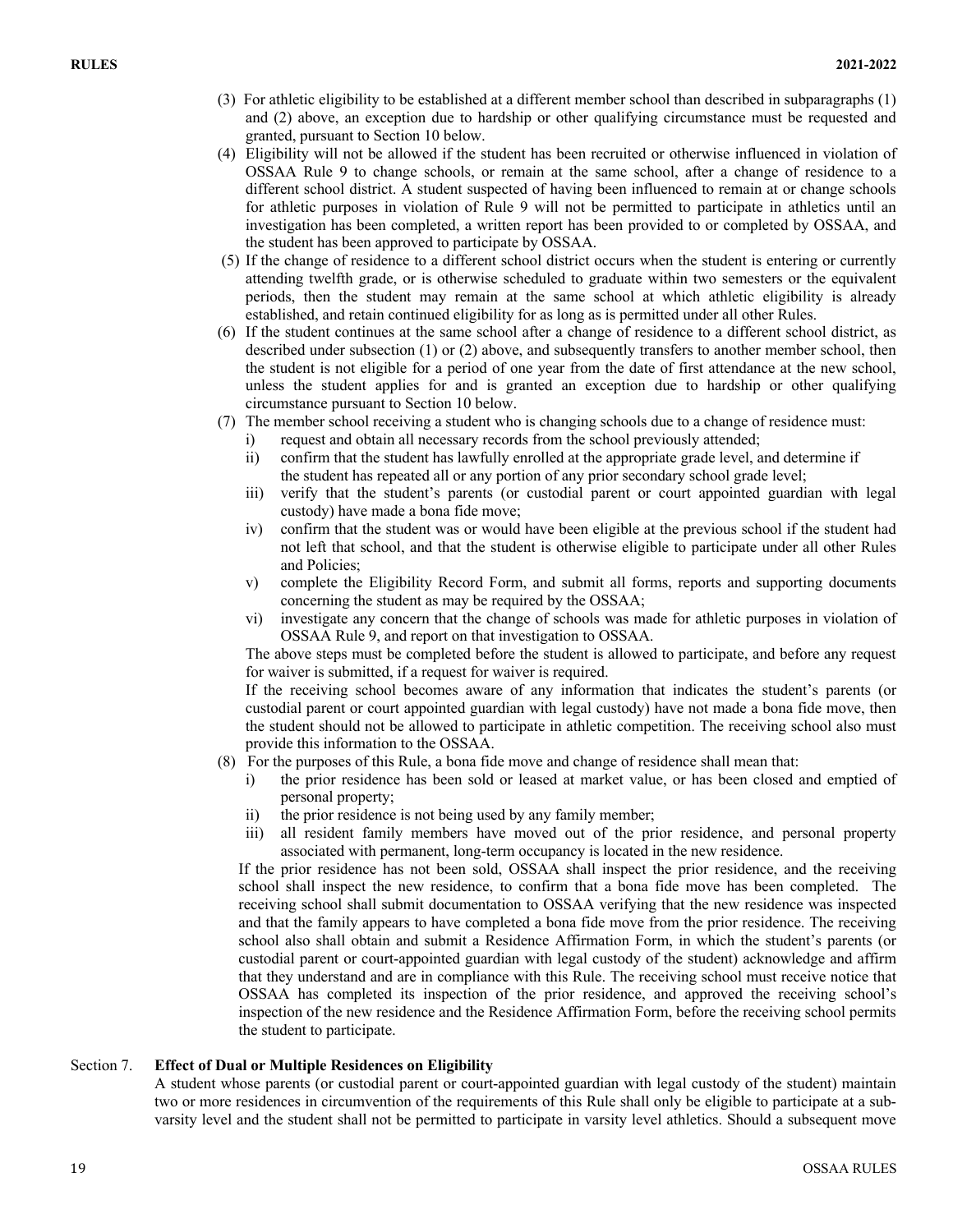(3) For athletic eligibility to be established at a different member school than described in subparagraphs (1) and (2) above, an exception due to hardship or other qualifying circumstance must be requested and granted, pursuant to Section 10 below.

(4) Eligibility will not be allowed if the student has been recruited or otherwise influenced in violation of OSSAA Rule 9 to change schools, or remain at the same school, after a change of residence to a different school district. A student suspected of having been influenced to remain at or change schools for athletic purposes in violation of Rule 9 will not be permitted to participate in athletics until an investigation has been completed, a written report has been provided to or completed by OSSAA, and the student has been approved to participate by OSSAA.

(5) If the change of residence to a different school district occurs when the student is entering or currently attending twelfth grade, or is otherwise scheduled to graduate within two semesters or the equivalent periods, then the student may remain at the same school at which athletic eligibility is already established, and retain continued eligibility for as long as is permitted under all other Rules.

(6) If the student continues at the same school after a change of residence to a different school district, as described under subsection (1) or (2) above, and subsequently transfers to another member school, then the student is not eligible for a period of one year from the date of first attendance at the new school, unless the student applies for and is granted an exception due to hardship or other qualifying circumstance pursuant to Section 10 below.

(7) The member school receiving a student who is changing schools due to a change of residence must:

i) request and obtain all necessary records from the school previously attended;

ii) confirm that the student has lawfully enrolled at the appropriate grade level, and determine if the student has repeated all or any portion of any prior secondary school grade level;

iii) verify that the student's parents (or custodial parent or court appointed guardian with legal custody) have made a bona fide move;

iv) confirm that the student was or would have been eligible at the previous school if the student had not left that school, and that the student is otherwise eligible to participate under all other Rules and Policies;

v) complete the Eligibility Record Form, and submit all forms, reports and supporting documents concerning the student as may be required by the OSSAA;

vi) investigate any concern that the change of schools was made for athletic purposes in violation of OSSAA Rule 9, and report on that investigation to OSSAA.

The above steps must be completed before the student is allowed to participate, and before any request for waiver is submitted, if a request for waiver is required.

If the receiving school becomes aware of any information that indicates the student's parents (or custodial parent or court appointed guardian with legal custody) have not made a bona fide move, then the student should not be allowed to participate in athletic competition. The receiving school also must provide this information to the OSSAA.

(8) For the purposes of this Rule, a bona fide move and change of residence shall mean that:

i) the prior residence has been sold or leased at market value, or has been closed and emptied of personal property;

ii) the prior residence is not being used by any family member;

iii) all resident family members have moved out of the prior residence, and personal property associated with permanent, long-term occupancy is located in the new residence.

If the prior residence has not been sold, OSSAA shall inspect the prior residence, and the receiving school shall inspect the new residence, to confirm that a bona fide move has been completed. The receiving school shall submit documentation to OSSAA verifying that the new residence was inspected and that the family appears to have completed a bona fide move from the prior residence. The receiving school also shall obtain and submit a Residence Affirmation Form, in which the student's parents (or custodial parent or court-appointed guardian with legal custody of the student) acknowledge and affirm that they understand and are in compliance with this Rule. The receiving school must receive notice that OSSAA has completed its inspection of the prior residence, and approved the receiving school's inspection of the new residence and the Residence Affirmation Form, before the receiving school permits the student to participate.

Section 7. **Effect of Dual or Multiple Residences on Eligibility**

A student whose parents (or custodial parent or court-appointed guardian with legal custody of the student) maintain two or more residences in circumvention of the requirements of this Rule shall only be eligible to participate at a sub-varsity level and the student shall not be permitted to participate in varsity level athletics. Should a subsequent move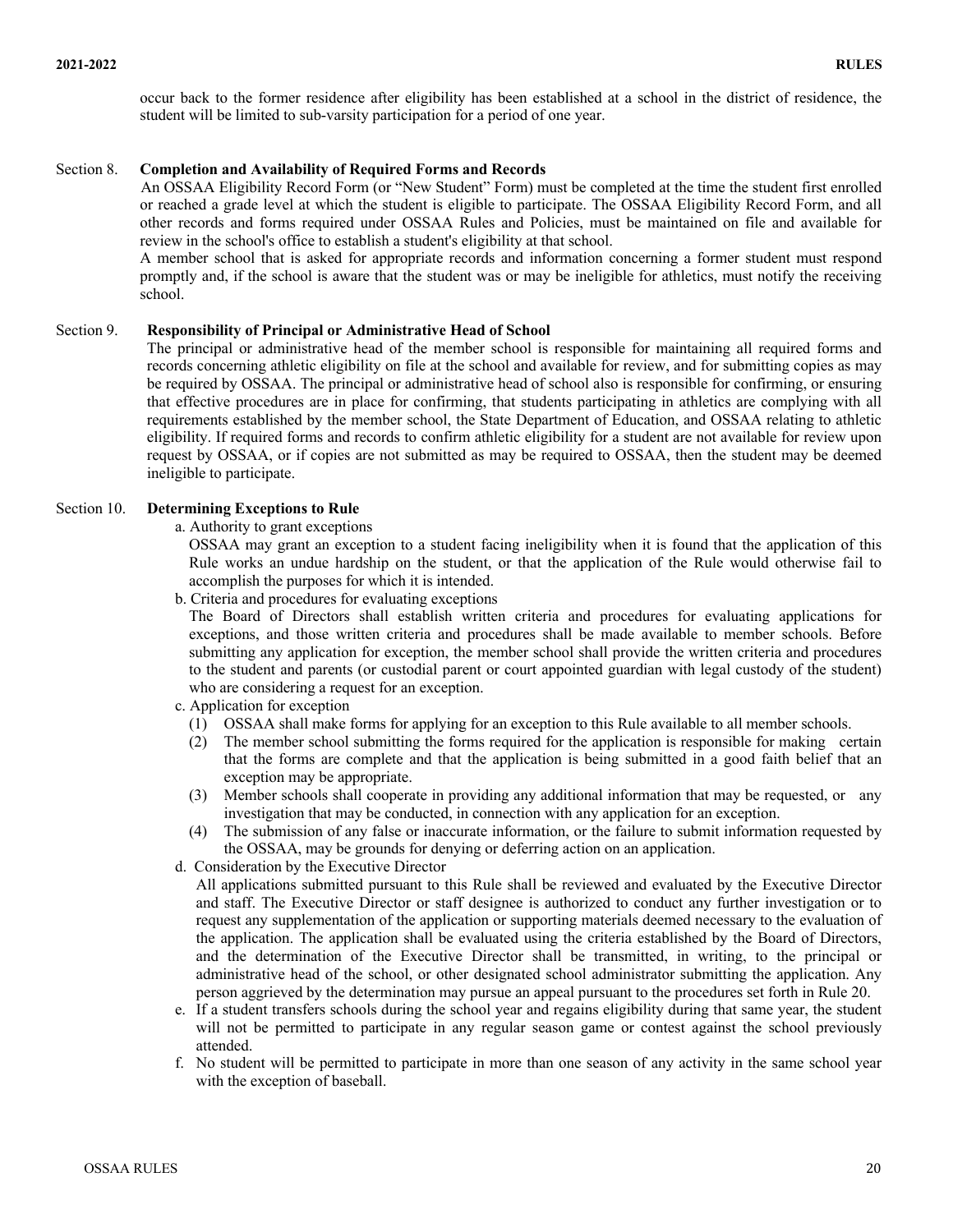occur back to the former residence after eligibility has been established at a school in the district of residence, the student will be limited to sub-varsity participation for a period of one year.

Section 8. **Completion and Availability of Required Forms and Records**

An OSSAA Eligibility Record Form (or "New Student" Form) must be completed at the time the student first enrolled or reached a grade level at which the student is eligible to participate. The OSSAA Eligibility Record Form, and all other records and forms required under OSSAA Rules and Policies, must be maintained on file and available for review in the school's office to establish a student's eligibility at that school.

A member school that is asked for appropriate records and information concerning a former student must respond promptly and, if the school is aware that the student was or may be ineligible for athletics, must notify the receiving school.

Section 9. **Responsibility of Principal or Administrative Head of School**

The principal or administrative head of the member school is responsible for maintaining all required forms and records concerning athletic eligibility on file at the school and available for review, and for submitting copies as may be required by OSSAA. The principal or administrative head of school also is responsible for confirming, or ensuring that effective procedures are in place for confirming, that students participating in athletics are complying with all requirements established by the member school, the State Department of Education, and OSSAA relating to athletic eligibility. If required forms and records to confirm athletic eligibility for a student are not available for review upon request by OSSAA, or if copies are not submitted as may be required to OSSAA, then the student may be deemed ineligible to participate.

Section 10. **Determining Exceptions to Rule**

a. Authority to grant exceptions

OSSAA may grant an exception to a student facing ineligibility when it is found that the application of this Rule works an undue hardship on the student, or that the application of the Rule would otherwise fail to accomplish the purposes for which it is intended.

b. Criteria and procedures for evaluating exceptions

The Board of Directors shall establish written criteria and procedures for evaluating applications for exceptions, and those written criteria and procedures shall be made available to member schools. Before submitting any application for exception, the member school shall provide the written criteria and procedures to the student and parents (or custodial parent or court appointed guardian with legal custody of the student) who are considering a request for an exception.

c. Application for exception

(1) OSSAA shall make forms for applying for an exception to this Rule available to all member schools.

(2) The member school submitting the forms required for the application is responsible for making certain that the forms are complete and that the application is being submitted in a good faith belief that an exception may be appropriate.

(3) Member schools shall cooperate in providing any additional information that may be requested, or any investigation that may be conducted, in connection with any application for an exception.

(4) The submission of any false or inaccurate information, or the failure to submit information requested by the OSSAA, may be grounds for denying or deferring action on an application.

d. Consideration by the Executive Director

All applications submitted pursuant to this Rule shall be reviewed and evaluated by the Executive Director and staff. The Executive Director or staff designee is authorized to conduct any further investigation or to request any supplementation of the application or supporting materials deemed necessary to the evaluation of the application. The application shall be evaluated using the criteria established by the Board of Directors, and the determination of the Executive Director shall be transmitted, in writing, to the principal or administrative head of the school, or other designated school administrator submitting the application. Any person aggrieved by the determination may pursue an appeal pursuant to the procedures set forth in Rule 20.

e. If a student transfers schools during the school year and regains eligibility during that same year, the student will not be permitted to participate in any regular season game or contest against the school previously attended.

f. No student will be permitted to participate in more than one season of any activity in the same school year with the exception of baseball.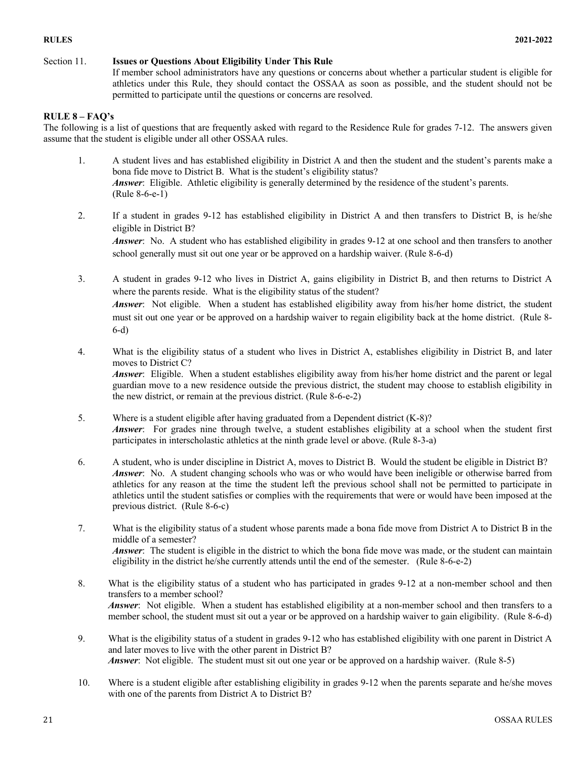Section 11. **Issues or Questions About Eligibility Under This Rule**

If member school administrators have any questions or concerns about whether a particular student is eligible for athletics under this Rule, they should contact the OSSAA as soon as possible, and the student should not be permitted to participate until the questions or concerns are resolved.

## RULE 8 – FAQ's

The following is a list of questions that are frequently asked with regard to the Residence Rule for grades 7-12. The answers given assume that the student is eligible under all other OSSAA rules.

1. A student lives and has established eligibility in District A and then the student and the student's parents make a bona fide move to District B. What is the student's eligibility status?
   ***Answer***: Eligible. Athletic eligibility is generally determined by the residence of the student's parents. (Rule 8-6-e-1)

2. If a student in grades 9-12 has established eligibility in District A and then transfers to District B, is he/she eligible in District B?
   ***Answer***: No. A student who has established eligibility in grades 9-12 at one school and then transfers to another school generally must sit out one year or be approved on a hardship waiver. (Rule 8-6-d)

3. A student in grades 9-12 who lives in District A, gains eligibility in District B, and then returns to District A where the parents reside. What is the eligibility status of the student?
   ***Answer***: Not eligible. When a student has established eligibility away from his/her home district, the student must sit out one year or be approved on a hardship waiver to regain eligibility back at the home district. (Rule 8-6-d)

4. What is the eligibility status of a student who lives in District A, establishes eligibility in District B, and later moves to District C?
   ***Answer***: Eligible. When a student establishes eligibility away from his/her home district and the parent or legal guardian move to a new residence outside the previous district, the student may choose to establish eligibility in the new district, or remain at the previous district. (Rule 8-6-e-2)

5. Where is a student eligible after having graduated from a Dependent district (K-8)?
   ***Answer***: For grades nine through twelve, a student establishes eligibility at a school when the student first participates in interscholastic athletics at the ninth grade level or above. (Rule 8-3-a)

6. A student, who is under discipline in District A, moves to District B. Would the student be eligible in District B?
   ***Answer***: No. A student changing schools who was or who would have been ineligible or otherwise barred from athletics for any reason at the time the student left the previous school shall not be permitted to participate in athletics until the student satisfies or complies with the requirements that were or would have been imposed at the previous district. (Rule 8-6-c)

7. What is the eligibility status of a student whose parents made a bona fide move from District A to District B in the middle of a semester?
   ***Answer***: The student is eligible in the district to which the bona fide move was made, or the student can maintain eligibility in the district he/she currently attends until the end of the semester. (Rule 8-6-e-2)

8. What is the eligibility status of a student who has participated in grades 9-12 at a non-member school and then transfers to a member school?
   ***Answer***: Not eligible. When a student has established eligibility at a non-member school and then transfers to a member school, the student must sit out a year or be approved on a hardship waiver to gain eligibility. (Rule 8-6-d)

9. What is the eligibility status of a student in grades 9-12 who has established eligibility with one parent in District A and later moves to live with the other parent in District B?
   ***Answer***: Not eligible. The student must sit out one year or be approved on a hardship waiver. (Rule 8-5)

10. Where is a student eligible after establishing eligibility in grades 9-12 when the parents separate and he/she moves with one of the parents from District A to District B?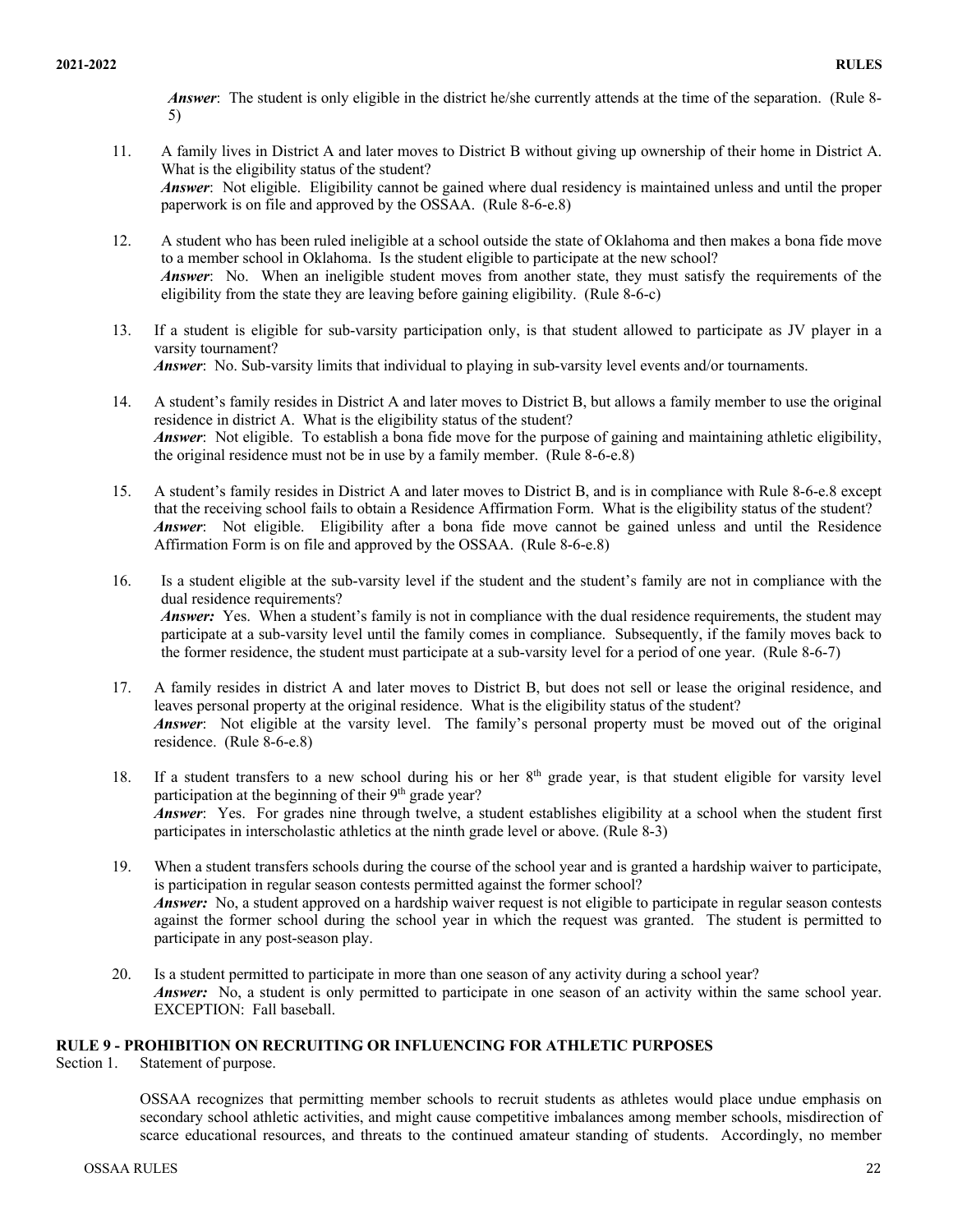*Answer*: The student is only eligible in the district he/she currently attends at the time of the separation. (Rule 8-5)

11. A family lives in District A and later moves to District B without giving up ownership of their home in District A. What is the eligibility status of the student?
*Answer*: Not eligible. Eligibility cannot be gained where dual residency is maintained unless and until the proper paperwork is on file and approved by the OSSAA. (Rule 8-6-e.8)

12. A student who has been ruled ineligible at a school outside the state of Oklahoma and then makes a bona fide move to a member school in Oklahoma. Is the student eligible to participate at the new school?
*Answer*: No. When an ineligible student moves from another state, they must satisfy the requirements of the eligibility from the state they are leaving before gaining eligibility. (Rule 8-6-c)

13. If a student is eligible for sub-varsity participation only, is that student allowed to participate as JV player in a varsity tournament?
*Answer*: No. Sub-varsity limits that individual to playing in sub-varsity level events and/or tournaments.

14. A student's family resides in District A and later moves to District B, but allows a family member to use the original residence in district A. What is the eligibility status of the student?
*Answer*: Not eligible. To establish a bona fide move for the purpose of gaining and maintaining athletic eligibility, the original residence must not be in use by a family member. (Rule 8-6-e.8)

15. A student's family resides in District A and later moves to District B, and is in compliance with Rule 8-6-e.8 except that the receiving school fails to obtain a Residence Affirmation Form. What is the eligibility status of the student?
*Answer*: Not eligible. Eligibility after a bona fide move cannot be gained unless and until the Residence Affirmation Form is on file and approved by the OSSAA. (Rule 8-6-e.8)

16. Is a student eligible at the sub-varsity level if the student and the student's family are not in compliance with the dual residence requirements?
*Answer:* Yes. When a student's family is not in compliance with the dual residence requirements, the student may participate at a sub-varsity level until the family comes in compliance. Subsequently, if the family moves back to the former residence, the student must participate at a sub-varsity level for a period of one year. (Rule 8-6-7)

17. A family resides in district A and later moves to District B, but does not sell or lease the original residence, and leaves personal property at the original residence. What is the eligibility status of the student?
*Answer*: Not eligible at the varsity level. The family's personal property must be moved out of the original residence. (Rule 8-6-e.8)

18. If a student transfers to a new school during his or her 8th grade year, is that student eligible for varsity level participation at the beginning of their 9th grade year?
*Answer*: Yes. For grades nine through twelve, a student establishes eligibility at a school when the student first participates in interscholastic athletics at the ninth grade level or above. (Rule 8-3)

19. When a student transfers schools during the course of the school year and is granted a hardship waiver to participate, is participation in regular season contests permitted against the former school?
*Answer:* No, a student approved on a hardship waiver request is not eligible to participate in regular season contests against the former school during the school year in which the request was granted. The student is permitted to participate in any post-season play.

20. Is a student permitted to participate in more than one season of any activity during a school year?
*Answer:* No, a student is only permitted to participate in one season of an activity within the same school year. EXCEPTION: Fall baseball.

## RULE 9 - PROHIBITION ON RECRUITING OR INFLUENCING FOR ATHLETIC PURPOSES

Section 1. Statement of purpose.

OSSAA recognizes that permitting member schools to recruit students as athletes would place undue emphasis on secondary school athletic activities, and might cause competitive imbalances among member schools, misdirection of scarce educational resources, and threats to the continued amateur standing of students. Accordingly, no member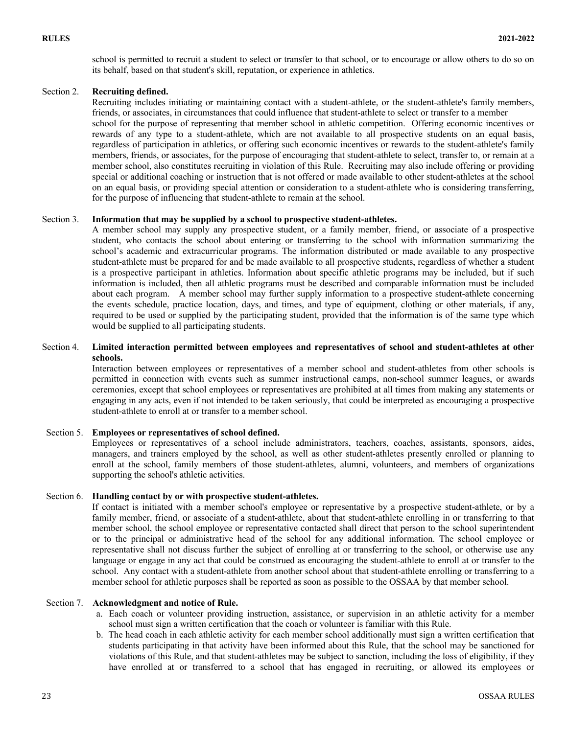school is permitted to recruit a student to select or transfer to that school, or to encourage or allow others to do so on its behalf, based on that student's skill, reputation, or experience in athletics.

Section 2. **Recruiting defined.**

Recruiting includes initiating or maintaining contact with a student-athlete, or the student-athlete's family members, friends, or associates, in circumstances that could influence that student-athlete to select or transfer to a member school for the purpose of representing that member school in athletic competition. Offering economic incentives or rewards of any type to a student-athlete, which are not available to all prospective students on an equal basis, regardless of participation in athletics, or offering such economic incentives or rewards to the student-athlete's family members, friends, or associates, for the purpose of encouraging that student-athlete to select, transfer to, or remain at a member school, also constitutes recruiting in violation of this Rule. Recruiting may also include offering or providing special or additional coaching or instruction that is not offered or made available to other student-athletes at the school on an equal basis, or providing special attention or consideration to a student-athlete who is considering transferring, for the purpose of influencing that student-athlete to remain at the school.

Section 3. **Information that may be supplied by a school to prospective student-athletes.**

A member school may supply any prospective student, or a family member, friend, or associate of a prospective student, who contacts the school about entering or transferring to the school with information summarizing the school's academic and extracurricular programs. The information distributed or made available to any prospective student-athlete must be prepared for and be made available to all prospective students, regardless of whether a student is a prospective participant in athletics. Information about specific athletic programs may be included, but if such information is included, then all athletic programs must be described and comparable information must be included about each program. A member school may further supply information to a prospective student-athlete concerning the events schedule, practice location, days, and times, and type of equipment, clothing or other materials, if any, required to be used or supplied by the participating student, provided that the information is of the same type which would be supplied to all participating students.

Section 4. **Limited interaction permitted between employees and representatives of school and student-athletes at other schools.**

Interaction between employees or representatives of a member school and student-athletes from other schools is permitted in connection with events such as summer instructional camps, non-school summer leagues, or awards ceremonies, except that school employees or representatives are prohibited at all times from making any statements or engaging in any acts, even if not intended to be taken seriously, that could be interpreted as encouraging a prospective student-athlete to enroll at or transfer to a member school.

Section 5. **Employees or representatives of school defined.**

Employees or representatives of a school include administrators, teachers, coaches, assistants, sponsors, aides, managers, and trainers employed by the school, as well as other student-athletes presently enrolled or planning to enroll at the school, family members of those student-athletes, alumni, volunteers, and members of organizations supporting the school's athletic activities.

Section 6. **Handling contact by or with prospective student-athletes.**

If contact is initiated with a member school's employee or representative by a prospective student-athlete, or by a family member, friend, or associate of a student-athlete, about that student-athlete enrolling in or transferring to that member school, the school employee or representative contacted shall direct that person to the school superintendent or to the principal or administrative head of the school for any additional information. The school employee or representative shall not discuss further the subject of enrolling at or transferring to the school, or otherwise use any language or engage in any act that could be construed as encouraging the student-athlete to enroll at or transfer to the school. Any contact with a student-athlete from another school about that student-athlete enrolling or transferring to a member school for athletic purposes shall be reported as soon as possible to the OSSAA by that member school.

Section 7. **Acknowledgment and notice of Rule.**

a. Each coach or volunteer providing instruction, assistance, or supervision in an athletic activity for a member school must sign a written certification that the coach or volunteer is familiar with this Rule.

b. The head coach in each athletic activity for each member school additionally must sign a written certification that students participating in that activity have been informed about this Rule, that the school may be sanctioned for violations of this Rule, and that student-athletes may be subject to sanction, including the loss of eligibility, if they have enrolled at or transferred to a school that has engaged in recruiting, or allowed its employees or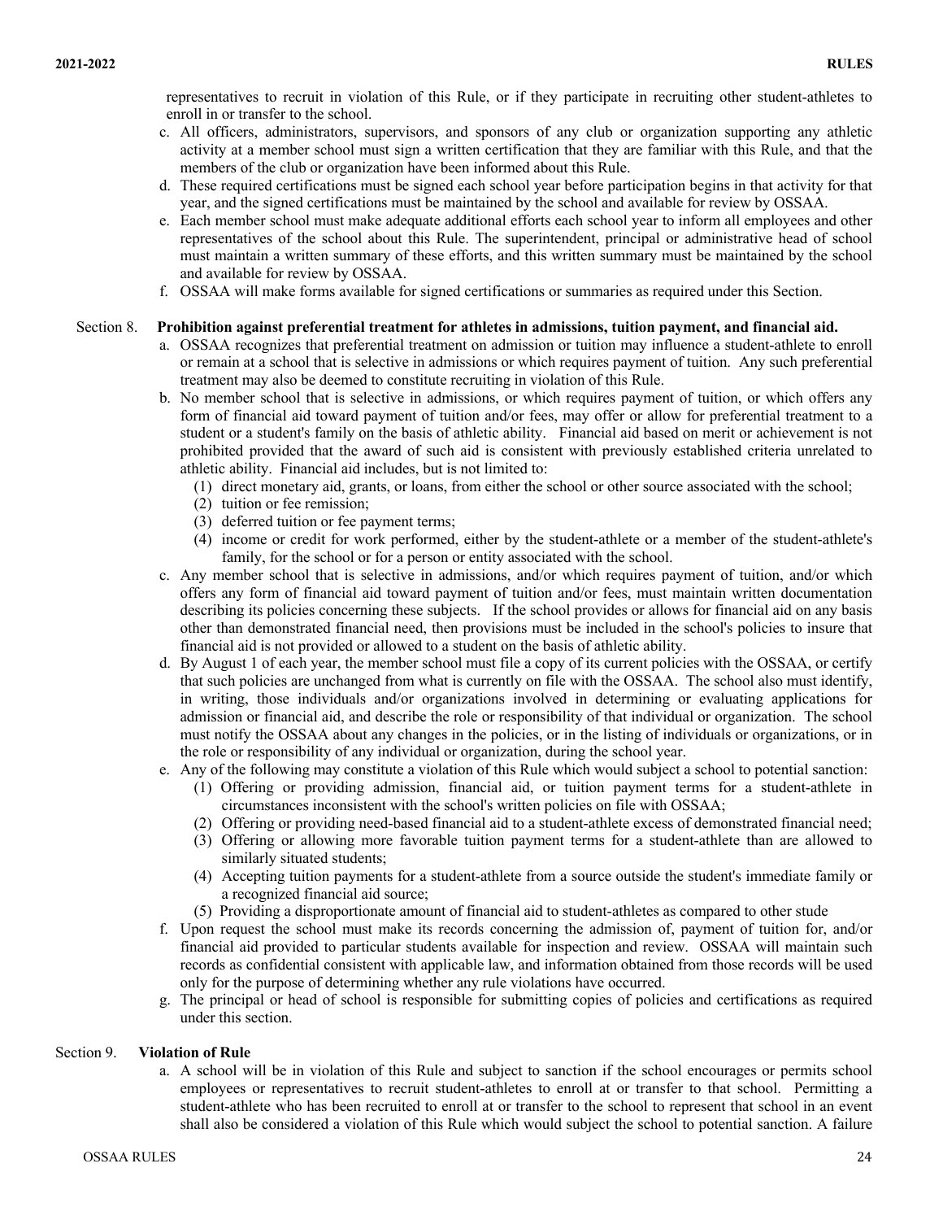representatives to recruit in violation of this Rule, or if they participate in recruiting other student-athletes to enroll in or transfer to the school.

c. All officers, administrators, supervisors, and sponsors of any club or organization supporting any athletic activity at a member school must sign a written certification that they are familiar with this Rule, and that the members of the club or organization have been informed about this Rule.

d. These required certifications must be signed each school year before participation begins in that activity for that year, and the signed certifications must be maintained by the school and available for review by OSSAA.

e. Each member school must make adequate additional efforts each school year to inform all employees and other representatives of the school about this Rule. The superintendent, principal or administrative head of school must maintain a written summary of these efforts, and this written summary must be maintained by the school and available for review by OSSAA.

f. OSSAA will make forms available for signed certifications or summaries as required under this Section.

Section 8. **Prohibition against preferential treatment for athletes in admissions, tuition payment, and financial aid.**

a. OSSAA recognizes that preferential treatment on admission or tuition may influence a student-athlete to enroll or remain at a school that is selective in admissions or which requires payment of tuition. Any such preferential treatment may also be deemed to constitute recruiting in violation of this Rule.

b. No member school that is selective in admissions, or which requires payment of tuition, or which offers any form of financial aid toward payment of tuition and/or fees, may offer or allow for preferential treatment to a student or a student's family on the basis of athletic ability. Financial aid based on merit or achievement is not prohibited provided that the award of such aid is consistent with previously established criteria unrelated to athletic ability. Financial aid includes, but is not limited to:

   (1) direct monetary aid, grants, or loans, from either the school or other source associated with the school;
   (2) tuition or fee remission;
   (3) deferred tuition or fee payment terms;
   (4) income or credit for work performed, either by the student-athlete or a member of the student-athlete's family, for the school or for a person or entity associated with the school.

c. Any member school that is selective in admissions, and/or which requires payment of tuition, and/or which offers any form of financial aid toward payment of tuition and/or fees, must maintain written documentation describing its policies concerning these subjects. If the school provides or allows for financial aid on any basis other than demonstrated financial need, then provisions must be included in the school's policies to insure that financial aid is not provided or allowed to a student on the basis of athletic ability.

d. By August 1 of each year, the member school must file a copy of its current policies with the OSSAA, or certify that such policies are unchanged from what is currently on file with the OSSAA. The school also must identify, in writing, those individuals and/or organizations involved in determining or evaluating applications for admission or financial aid, and describe the role or responsibility of that individual or organization. The school must notify the OSSAA about any changes in the policies, or in the listing of individuals or organizations, or in the role or responsibility of any individual or organization, during the school year.

e. Any of the following may constitute a violation of this Rule which would subject a school to potential sanction:

   (1) Offering or providing admission, financial aid, or tuition payment terms for a student-athlete in circumstances inconsistent with the school's written policies on file with OSSAA;
   (2) Offering or providing need-based financial aid to a student-athlete excess of demonstrated financial need;
   (3) Offering or allowing more favorable tuition payment terms for a student-athlete than are allowed to similarly situated students;
   (4) Accepting tuition payments for a student-athlete from a source outside the student's immediate family or a recognized financial aid source;
   (5) Providing a disproportionate amount of financial aid to student-athletes as compared to other stude

f. Upon request the school must make its records concerning the admission of, payment of tuition for, and/or financial aid provided to particular students available for inspection and review. OSSAA will maintain such records as confidential consistent with applicable law, and information obtained from those records will be used only for the purpose of determining whether any rule violations have occurred.

g. The principal or head of school is responsible for submitting copies of policies and certifications as required under this section.

Section 9. **Violation of Rule**

a. A school will be in violation of this Rule and subject to sanction if the school encourages or permits school employees or representatives to recruit student-athletes to enroll at or transfer to that school. Permitting a student-athlete who has been recruited to enroll at or transfer to the school to represent that school in an event shall also be considered a violation of this Rule which would subject the school to potential sanction. A failure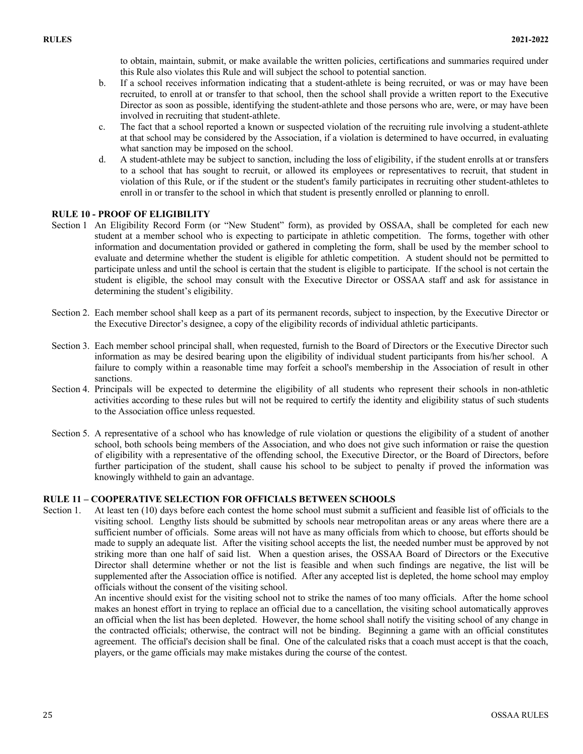to obtain, maintain, submit, or make available the written policies, certifications and summaries required under this Rule also violates this Rule and will subject the school to potential sanction.

b. If a school receives information indicating that a student-athlete is being recruited, or was or may have been recruited, to enroll at or transfer to that school, then the school shall provide a written report to the Executive Director as soon as possible, identifying the student-athlete and those persons who are, were, or may have been involved in recruiting that student-athlete.

c. The fact that a school reported a known or suspected violation of the recruiting rule involving a student-athlete at that school may be considered by the Association, if a violation is determined to have occurred, in evaluating what sanction may be imposed on the school.

d. A student-athlete may be subject to sanction, including the loss of eligibility, if the student enrolls at or transfers to a school that has sought to recruit, or allowed its employees or representatives to recruit, that student in violation of this Rule, or if the student or the student's family participates in recruiting other student-athletes to enroll in or transfer to the school in which that student is presently enrolled or planning to enroll.

## RULE 10 - PROOF OF ELIGIBILITY

Section 1 An Eligibility Record Form (or "New Student" form), as provided by OSSAA, shall be completed for each new student at a member school who is expecting to participate in athletic competition. The forms, together with other information and documentation provided or gathered in completing the form, shall be used by the member school to evaluate and determine whether the student is eligible for athletic competition. A student should not be permitted to participate unless and until the school is certain that the student is eligible to participate. If the school is not certain the student is eligible, the school may consult with the Executive Director or OSSAA staff and ask for assistance in determining the student's eligibility.

Section 2. Each member school shall keep as a part of its permanent records, subject to inspection, by the Executive Director or the Executive Director's designee, a copy of the eligibility records of individual athletic participants.

Section 3. Each member school principal shall, when requested, furnish to the Board of Directors or the Executive Director such information as may be desired bearing upon the eligibility of individual student participants from his/her school. A failure to comply within a reasonable time may forfeit a school's membership in the Association of result in other sanctions.

Section 4. Principals will be expected to determine the eligibility of all students who represent their schools in non-athletic activities according to these rules but will not be required to certify the identity and eligibility status of such students to the Association office unless requested.

Section 5. A representative of a school who has knowledge of rule violation or questions the eligibility of a student of another school, both schools being members of the Association, and who does not give such information or raise the question of eligibility with a representative of the offending school, the Executive Director, or the Board of Directors, before further participation of the student, shall cause his school to be subject to penalty if proved the information was knowingly withheld to gain an advantage.

## RULE 11 – COOPERATIVE SELECTION FOR OFFICIALS BETWEEN SCHOOLS

Section 1. At least ten (10) days before each contest the home school must submit a sufficient and feasible list of officials to the visiting school. Lengthy lists should be submitted by schools near metropolitan areas or any areas where there are a sufficient number of officials. Some areas will not have as many officials from which to choose, but efforts should be made to supply an adequate list. After the visiting school accepts the list, the needed number must be approved by not striking more than one half of said list. When a question arises, the OSSAA Board of Directors or the Executive Director shall determine whether or not the list is feasible and when such findings are negative, the list will be supplemented after the Association office is notified. After any accepted list is depleted, the home school may employ officials without the consent of the visiting school.

An incentive should exist for the visiting school not to strike the names of too many officials. After the home school makes an honest effort in trying to replace an official due to a cancellation, the visiting school automatically approves an official when the list has been depleted. However, the home school shall notify the visiting school of any change in the contracted officials; otherwise, the contract will not be binding. Beginning a game with an official constitutes agreement. The official's decision shall be final. One of the calculated risks that a coach must accept is that the coach, players, or the game officials may make mistakes during the course of the contest.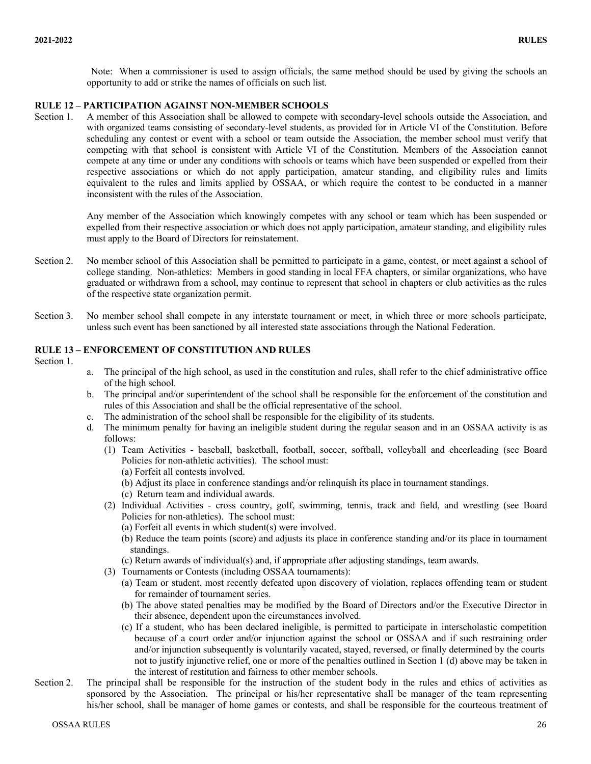Note: When a commissioner is used to assign officials, the same method should be used by giving the schools an opportunity to add or strike the names of officials on such list.

## RULE 12 – PARTICIPATION AGAINST NON-MEMBER SCHOOLS

Section 1. A member of this Association shall be allowed to compete with secondary-level schools outside the Association, and with organized teams consisting of secondary-level students, as provided for in Article VI of the Constitution. Before scheduling any contest or event with a school or team outside the Association, the member school must verify that competing with that school is consistent with Article VI of the Constitution. Members of the Association cannot compete at any time or under any conditions with schools or teams which have been suspended or expelled from their respective associations or which do not apply participation, amateur standing, and eligibility rules and limits equivalent to the rules and limits applied by OSSAA, or which require the contest to be conducted in a manner inconsistent with the rules of the Association.

Any member of the Association which knowingly competes with any school or team which has been suspended or expelled from their respective association or which does not apply participation, amateur standing, and eligibility rules must apply to the Board of Directors for reinstatement.

Section 2. No member school of this Association shall be permitted to participate in a game, contest, or meet against a school of college standing. Non-athletics: Members in good standing in local FFA chapters, or similar organizations, who have graduated or withdrawn from a school, may continue to represent that school in chapters or club activities as the rules of the respective state organization permit.

Section 3. No member school shall compete in any interstate tournament or meet, in which three or more schools participate, unless such event has been sanctioned by all interested state associations through the National Federation.

## RULE 13 – ENFORCEMENT OF CONSTITUTION AND RULES

Section 1.

a. The principal of the high school, as used in the constitution and rules, shall refer to the chief administrative office of the high school.
b. The principal and/or superintendent of the school shall be responsible for the enforcement of the constitution and rules of this Association and shall be the official representative of the school.
c. The administration of the school shall be responsible for the eligibility of its students.
d. The minimum penalty for having an ineligible student during the regular season and in an OSSAA activity is as follows:
   - (1) Team Activities - baseball, basketball, football, soccer, softball, volleyball and cheerleading (see Board Policies for non-athletic activities). The school must:
     - (a) Forfeit all contests involved.
     - (b) Adjust its place in conference standings and/or relinquish its place in tournament standings.
     - (c) Return team and individual awards.
   - (2) Individual Activities - cross country, golf, swimming, tennis, track and field, and wrestling (see Board Policies for non-athletics). The school must:
     - (a) Forfeit all events in which student(s) were involved.
     - (b) Reduce the team points (score) and adjusts its place in conference standing and/or its place in tournament standings.
     - (c) Return awards of individual(s) and, if appropriate after adjusting standings, team awards.
   - (3) Tournaments or Contests (including OSSAA tournaments):
     - (a) Team or student, most recently defeated upon discovery of violation, replaces offending team or student for remainder of tournament series.
     - (b) The above stated penalties may be modified by the Board of Directors and/or the Executive Director in their absence, dependent upon the circumstances involved.
     - (c) If a student, who has been declared ineligible, is permitted to participate in interscholastic competition because of a court order and/or injunction against the school or OSSAA and if such restraining order and/or injunction subsequently is voluntarily vacated, stayed, reversed, or finally determined by the courts not to justify injunctive relief, one or more of the penalties outlined in Section 1 (d) above may be taken in the interest of restitution and fairness to other member schools.

Section 2. The principal shall be responsible for the instruction of the student body in the rules and ethics of activities as sponsored by the Association. The principal or his/her representative shall be manager of the team representing his/her school, shall be manager of home games or contests, and shall be responsible for the courteous treatment of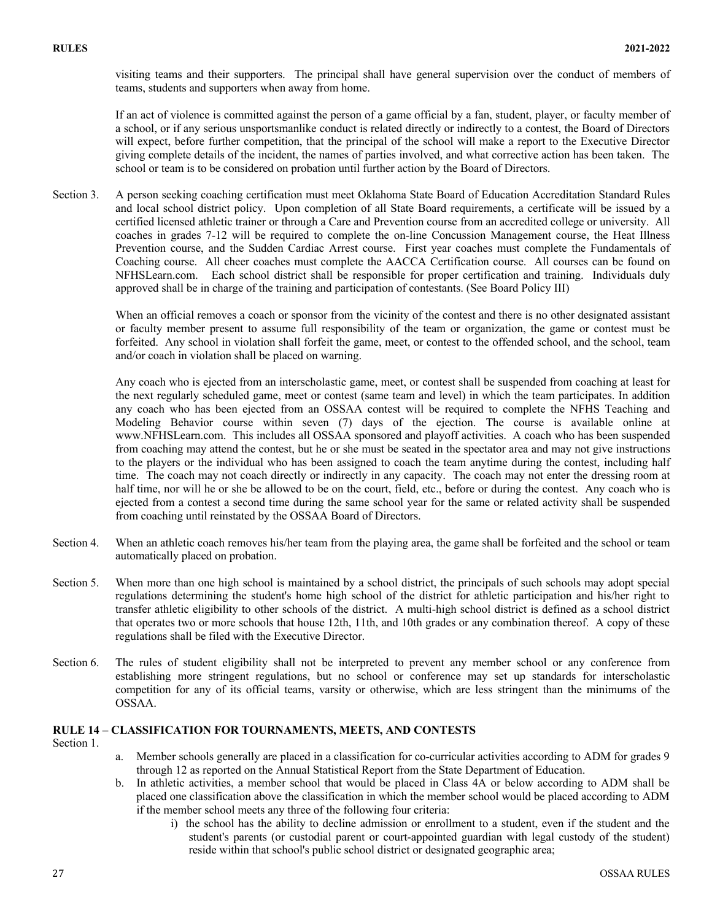visiting teams and their supporters. The principal shall have general supervision over the conduct of members of teams, students and supporters when away from home.

If an act of violence is committed against the person of a game official by a fan, student, player, or faculty member of a school, or if any serious unsportsmanlike conduct is related directly or indirectly to a contest, the Board of Directors will expect, before further competition, that the principal of the school will make a report to the Executive Director giving complete details of the incident, the names of parties involved, and what corrective action has been taken. The school or team is to be considered on probation until further action by the Board of Directors.

Section 3. A person seeking coaching certification must meet Oklahoma State Board of Education Accreditation Standard Rules and local school district policy. Upon completion of all State Board requirements, a certificate will be issued by a certified licensed athletic trainer or through a Care and Prevention course from an accredited college or university. All coaches in grades 7-12 will be required to complete the on-line Concussion Management course, the Heat Illness Prevention course, and the Sudden Cardiac Arrest course. First year coaches must complete the Fundamentals of Coaching course. All cheer coaches must complete the AACCA Certification course. All courses can be found on NFHSLearn.com. Each school district shall be responsible for proper certification and training. Individuals duly approved shall be in charge of the training and participation of contestants. (See Board Policy III)

When an official removes a coach or sponsor from the vicinity of the contest and there is no other designated assistant or faculty member present to assume full responsibility of the team or organization, the game or contest must be forfeited. Any school in violation shall forfeit the game, meet, or contest to the offended school, and the school, team and/or coach in violation shall be placed on warning.

Any coach who is ejected from an interscholastic game, meet, or contest shall be suspended from coaching at least for the next regularly scheduled game, meet or contest (same team and level) in which the team participates. In addition any coach who has been ejected from an OSSAA contest will be required to complete the NFHS Teaching and Modeling Behavior course within seven (7) days of the ejection. The course is available online at www.NFHSLearn.com. This includes all OSSAA sponsored and playoff activities. A coach who has been suspended from coaching may attend the contest, but he or she must be seated in the spectator area and may not give instructions to the players or the individual who has been assigned to coach the team anytime during the contest, including half time. The coach may not coach directly or indirectly in any capacity. The coach may not enter the dressing room at half time, nor will he or she be allowed to be on the court, field, etc., before or during the contest. Any coach who is ejected from a contest a second time during the same school year for the same or related activity shall be suspended from coaching until reinstated by the OSSAA Board of Directors.

Section 4. When an athletic coach removes his/her team from the playing area, the game shall be forfeited and the school or team automatically placed on probation.

Section 5. When more than one high school is maintained by a school district, the principals of such schools may adopt special regulations determining the student's home high school of the district for athletic participation and his/her right to transfer athletic eligibility to other schools of the district. A multi-high school district is defined as a school district that operates two or more schools that house 12th, 11th, and 10th grades or any combination thereof. A copy of these regulations shall be filed with the Executive Director.

Section 6. The rules of student eligibility shall not be interpreted to prevent any member school or any conference from establishing more stringent regulations, but no school or conference may set up standards for interscholastic competition for any of its official teams, varsity or otherwise, which are less stringent than the minimums of the OSSAA.

## RULE 14 – CLASSIFICATION FOR TOURNAMENTS, MEETS, AND CONTESTS

Section 1.

a. Member schools generally are placed in a classification for co-curricular activities according to ADM for grades 9 through 12 as reported on the Annual Statistical Report from the State Department of Education.

b. In athletic activities, a member school that would be placed in Class 4A or below according to ADM shall be placed one classification above the classification in which the member school would be placed according to ADM if the member school meets any three of the following four criteria:

   i) the school has the ability to decline admission or enrollment to a student, even if the student and the student's parents (or custodial parent or court-appointed guardian with legal custody of the student) reside within that school's public school district or designated geographic area;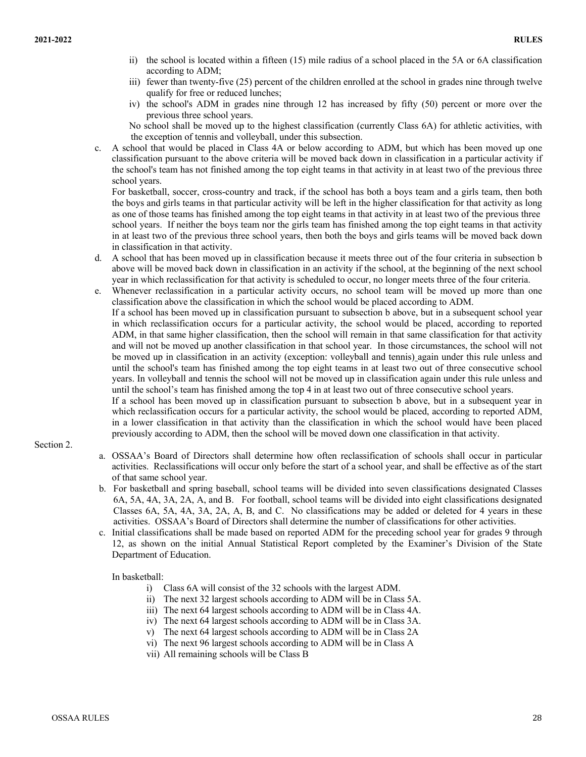ii) the school is located within a fifteen (15) mile radius of a school placed in the 5A or 6A classification according to ADM;

iii) fewer than twenty-five (25) percent of the children enrolled at the school in grades nine through twelve qualify for free or reduced lunches;

iv) the school's ADM in grades nine through 12 has increased by fifty (50) percent or more over the previous three school years.

No school shall be moved up to the highest classification (currently Class 6A) for athletic activities, with the exception of tennis and volleyball, under this subsection.

c. A school that would be placed in Class 4A or below according to ADM, but which has been moved up one classification pursuant to the above criteria will be moved back down in classification in a particular activity if the school's team has not finished among the top eight teams in that activity in at least two of the previous three school years.

For basketball, soccer, cross-country and track, if the school has both a boys team and a girls team, then both the boys and girls teams in that particular activity will be left in the higher classification for that activity as long as one of those teams has finished among the top eight teams in that activity in at least two of the previous three school years. If neither the boys team nor the girls team has finished among the top eight teams in that activity in at least two of the previous three school years, then both the boys and girls teams will be moved back down in classification in that activity.

d. A school that has been moved up in classification because it meets three out of the four criteria in subsection b above will be moved back down in classification in an activity if the school, at the beginning of the next school year in which reclassification for that activity is scheduled to occur, no longer meets three of the four criteria.

e. Whenever reclassification in a particular activity occurs, no school team will be moved up more than one classification above the classification in which the school would be placed according to ADM.

If a school has been moved up in classification pursuant to subsection b above, but in a subsequent school year in which reclassification occurs for a particular activity, the school would be placed, according to reported ADM, in that same higher classification, then the school will remain in that same classification for that activity and will not be moved up another classification in that school year. In those circumstances, the school will not be moved up in classification in an activity (exception: volleyball and tennis) again under this rule unless and until the school's team has finished among the top eight teams in at least two out of three consecutive school years. In volleyball and tennis the school will not be moved up in classification again under this rule unless and until the school's team has finished among the top 4 in at least two out of three consecutive school years.

If a school has been moved up in classification pursuant to subsection b above, but in a subsequent year in which reclassification occurs for a particular activity, the school would be placed, according to reported ADM, in a lower classification in that activity than the classification in which the school would have been placed previously according to ADM, then the school will be moved down one classification in that activity.

Section 2.

a. OSSAA's Board of Directors shall determine how often reclassification of schools shall occur in particular activities. Reclassifications will occur only before the start of a school year, and shall be effective as of the start of that same school year.

b. For basketball and spring baseball, school teams will be divided into seven classifications designated Classes 6A, 5A, 4A, 3A, 2A, A, and B. For football, school teams will be divided into eight classifications designated Classes 6A, 5A, 4A, 3A, 2A, A, B, and C. No classifications may be added or deleted for 4 years in these activities. OSSAA's Board of Directors shall determine the number of classifications for other activities.

c. Initial classifications shall be made based on reported ADM for the preceding school year for grades 9 through 12, as shown on the initial Annual Statistical Report completed by the Examiner's Division of the State Department of Education.

In basketball:

i) Class 6A will consist of the 32 schools with the largest ADM.

ii) The next 32 largest schools according to ADM will be in Class 5A.

iii) The next 64 largest schools according to ADM will be in Class 4A.

iv) The next 64 largest schools according to ADM will be in Class 3A.

v) The next 64 largest schools according to ADM will be in Class 2A

vi) The next 96 largest schools according to ADM will be in Class A

vii) All remaining schools will be Class B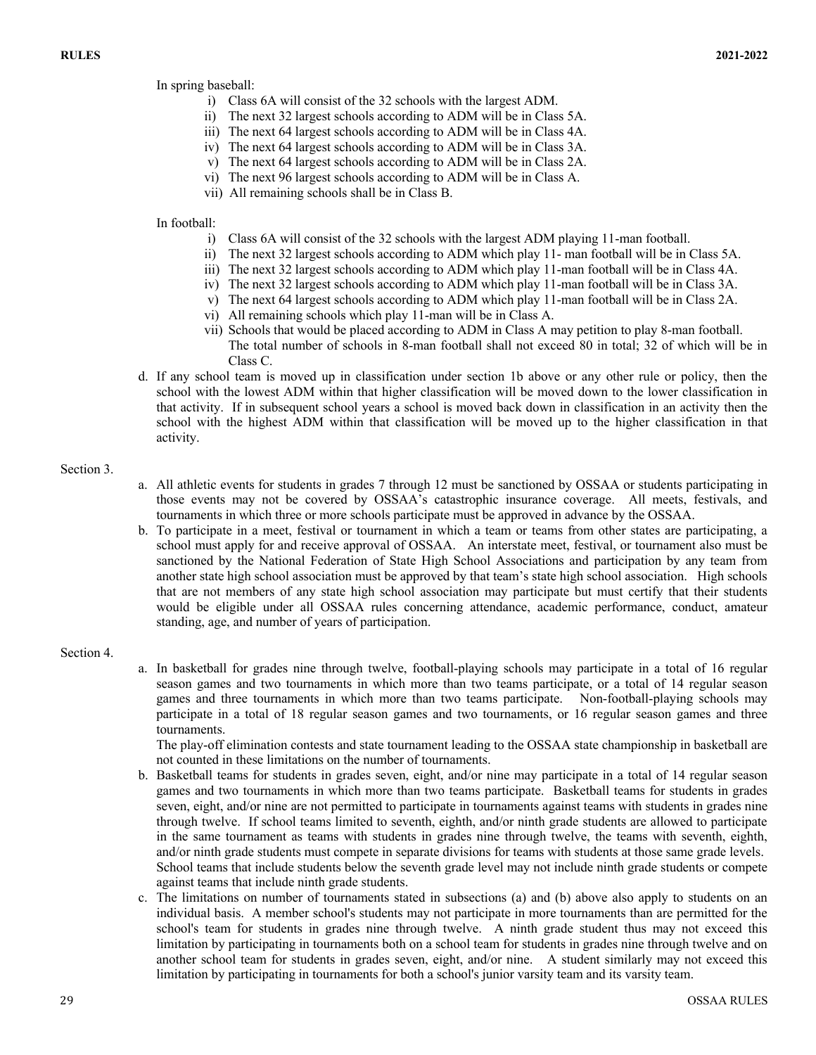In spring baseball:

i) Class 6A will consist of the 32 schools with the largest ADM.
ii) The next 32 largest schools according to ADM will be in Class 5A.
iii) The next 64 largest schools according to ADM will be in Class 4A.
iv) The next 64 largest schools according to ADM will be in Class 3A.
v) The next 64 largest schools according to ADM will be in Class 2A.
vi) The next 96 largest schools according to ADM will be in Class A.
vii) All remaining schools shall be in Class B.

In football:

i) Class 6A will consist of the 32 schools with the largest ADM playing 11-man football.
ii) The next 32 largest schools according to ADM which play 11- man football will be in Class 5A.
iii) The next 32 largest schools according to ADM which play 11-man football will be in Class 4A.
iv) The next 32 largest schools according to ADM which play 11-man football will be in Class 3A.
v) The next 64 largest schools according to ADM which play 11-man football will be in Class 2A.
vi) All remaining schools which play 11-man will be in Class A.
vii) Schools that would be placed according to ADM in Class A may petition to play 8-man football. The total number of schools in 8-man football shall not exceed 80 in total; 32 of which will be in Class C.

d. If any school team is moved up in classification under section 1b above or any other rule or policy, then the school with the lowest ADM within that higher classification will be moved down to the lower classification in that activity. If in subsequent school years a school is moved back down in classification in an activity then the school with the highest ADM within that classification will be moved up to the higher classification in that activity.

Section 3.

a. All athletic events for students in grades 7 through 12 must be sanctioned by OSSAA or students participating in those events may not be covered by OSSAA's catastrophic insurance coverage. All meets, festivals, and tournaments in which three or more schools participate must be approved in advance by the OSSAA.

b. To participate in a meet, festival or tournament in which a team or teams from other states are participating, a school must apply for and receive approval of OSSAA. An interstate meet, festival, or tournament also must be sanctioned by the National Federation of State High School Associations and participation by any team from another state high school association must be approved by that team's state high school association. High schools that are not members of any state high school association may participate but must certify that their students would be eligible under all OSSAA rules concerning attendance, academic performance, conduct, amateur standing, age, and number of years of participation.

Section 4.

a. In basketball for grades nine through twelve, football-playing schools may participate in a total of 16 regular season games and two tournaments in which more than two teams participate, or a total of 14 regular season games and three tournaments in which more than two teams participate. Non-football-playing schools may participate in a total of 18 regular season games and two tournaments, or 16 regular season games and three tournaments.

The play-off elimination contests and state tournament leading to the OSSAA state championship in basketball are not counted in these limitations on the number of tournaments.

b. Basketball teams for students in grades seven, eight, and/or nine may participate in a total of 14 regular season games and two tournaments in which more than two teams participate. Basketball teams for students in grades seven, eight, and/or nine are not permitted to participate in tournaments against teams with students in grades nine through twelve. If school teams limited to seventh, eighth, and/or ninth grade students are allowed to participate in the same tournament as teams with students in grades nine through twelve, the teams with seventh, eighth, and/or ninth grade students must compete in separate divisions for teams with students at those same grade levels. School teams that include students below the seventh grade level may not include ninth grade students or compete against teams that include ninth grade students.

c. The limitations on number of tournaments stated in subsections (a) and (b) above also apply to students on an individual basis. A member school's students may not participate in more tournaments than are permitted for the school's team for students in grades nine through twelve. A ninth grade student thus may not exceed this limitation by participating in tournaments both on a school team for students in grades nine through twelve and on another school team for students in grades seven, eight, and/or nine. A student similarly may not exceed this limitation by participating in tournaments for both a school's junior varsity team and its varsity team.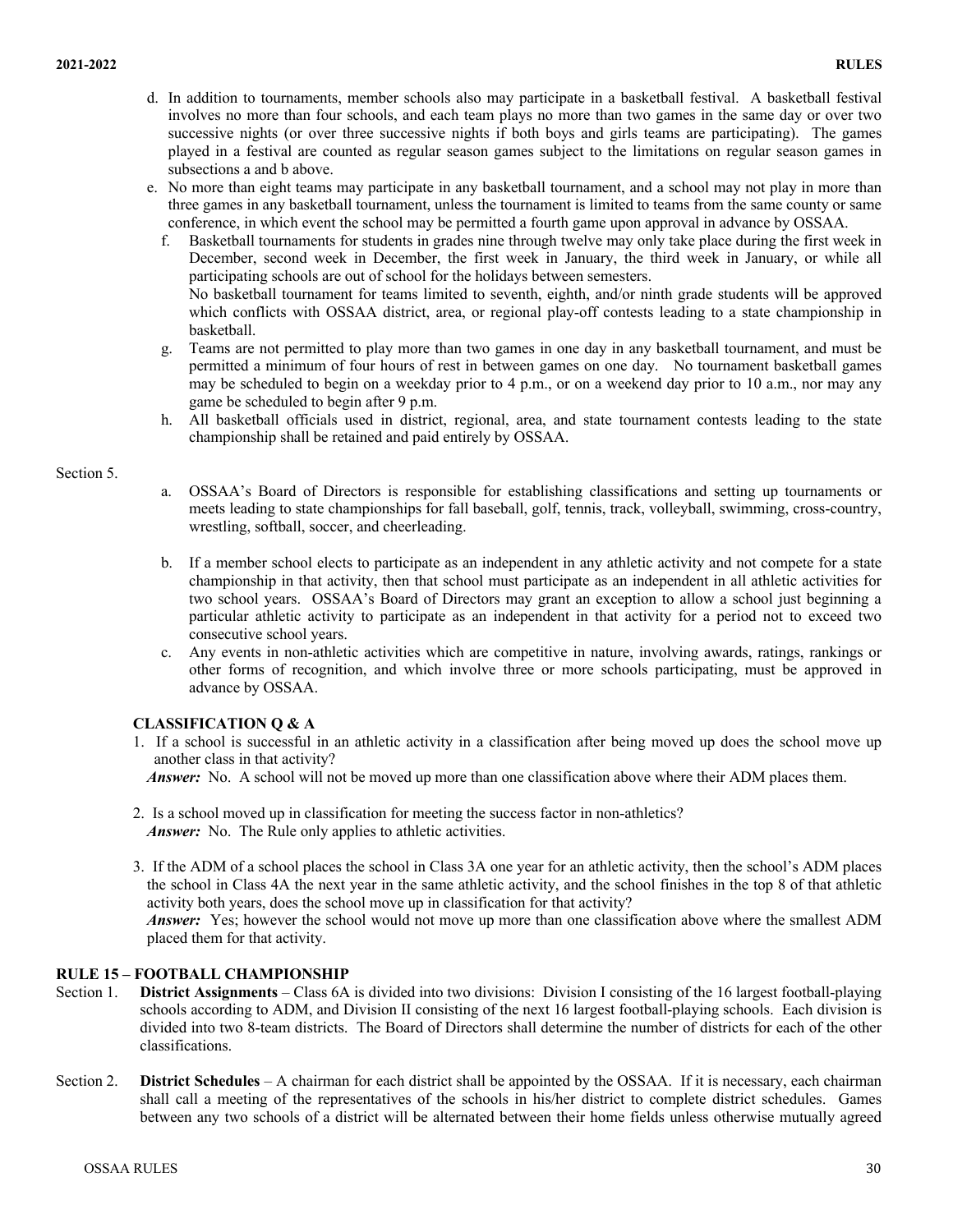d. In addition to tournaments, member schools also may participate in a basketball festival. A basketball festival involves no more than four schools, and each team plays no more than two games in the same day or over two successive nights (or over three successive nights if both boys and girls teams are participating). The games played in a festival are counted as regular season games subject to the limitations on regular season games in subsections a and b above.

e. No more than eight teams may participate in any basketball tournament, and a school may not play in more than three games in any basketball tournament, unless the tournament is limited to teams from the same county or same conference, in which event the school may be permitted a fourth game upon approval in advance by OSSAA.

f. Basketball tournaments for students in grades nine through twelve may only take place during the first week in December, second week in December, the first week in January, the third week in January, or while all participating schools are out of school for the holidays between semesters.
No basketball tournament for teams limited to seventh, eighth, and/or ninth grade students will be approved which conflicts with OSSAA district, area, or regional play-off contests leading to a state championship in basketball.

g. Teams are not permitted to play more than two games in one day in any basketball tournament, and must be permitted a minimum of four hours of rest in between games on one day. No tournament basketball games may be scheduled to begin on a weekday prior to 4 p.m., or on a weekend day prior to 10 a.m., nor may any game be scheduled to begin after 9 p.m.

h. All basketball officials used in district, regional, area, and state tournament contests leading to the state championship shall be retained and paid entirely by OSSAA.

Section 5.

a. OSSAA's Board of Directors is responsible for establishing classifications and setting up tournaments or meets leading to state championships for fall baseball, golf, tennis, track, volleyball, swimming, cross-country, wrestling, softball, soccer, and cheerleading.

b. If a member school elects to participate as an independent in any athletic activity and not compete for a state championship in that activity, then that school must participate as an independent in all athletic activities for two school years. OSSAA's Board of Directors may grant an exception to allow a school just beginning a particular athletic activity to participate as an independent in that activity for a period not to exceed two consecutive school years.

c. Any events in non-athletic activities which are competitive in nature, involving awards, ratings, rankings or other forms of recognition, and which involve three or more schools participating, must be approved in advance by OSSAA.

**CLASSIFICATION Q & A**

1. If a school is successful in an athletic activity in a classification after being moved up does the school move up another class in that activity?
*Answer:* No. A school will not be moved up more than one classification above where their ADM places them.

2. Is a school moved up in classification for meeting the success factor in non-athletics?
*Answer:* No. The Rule only applies to athletic activities.

3. If the ADM of a school places the school in Class 3A one year for an athletic activity, then the school's ADM places the school in Class 4A the next year in the same athletic activity, and the school finishes in the top 8 of that athletic activity both years, does the school move up in classification for that activity?
*Answer:* Yes; however the school would not move up more than one classification above where the smallest ADM placed them for that activity.

## RULE 15 – FOOTBALL CHAMPIONSHIP

Section 1. **District Assignments** – Class 6A is divided into two divisions: Division I consisting of the 16 largest football-playing schools according to ADM, and Division II consisting of the next 16 largest football-playing schools. Each division is divided into two 8-team districts. The Board of Directors shall determine the number of districts for each of the other classifications.

Section 2. **District Schedules** – A chairman for each district shall be appointed by the OSSAA. If it is necessary, each chairman shall call a meeting of the representatives of the schools in his/her district to complete district schedules. Games between any two schools of a district will be alternated between their home fields unless otherwise mutually agreed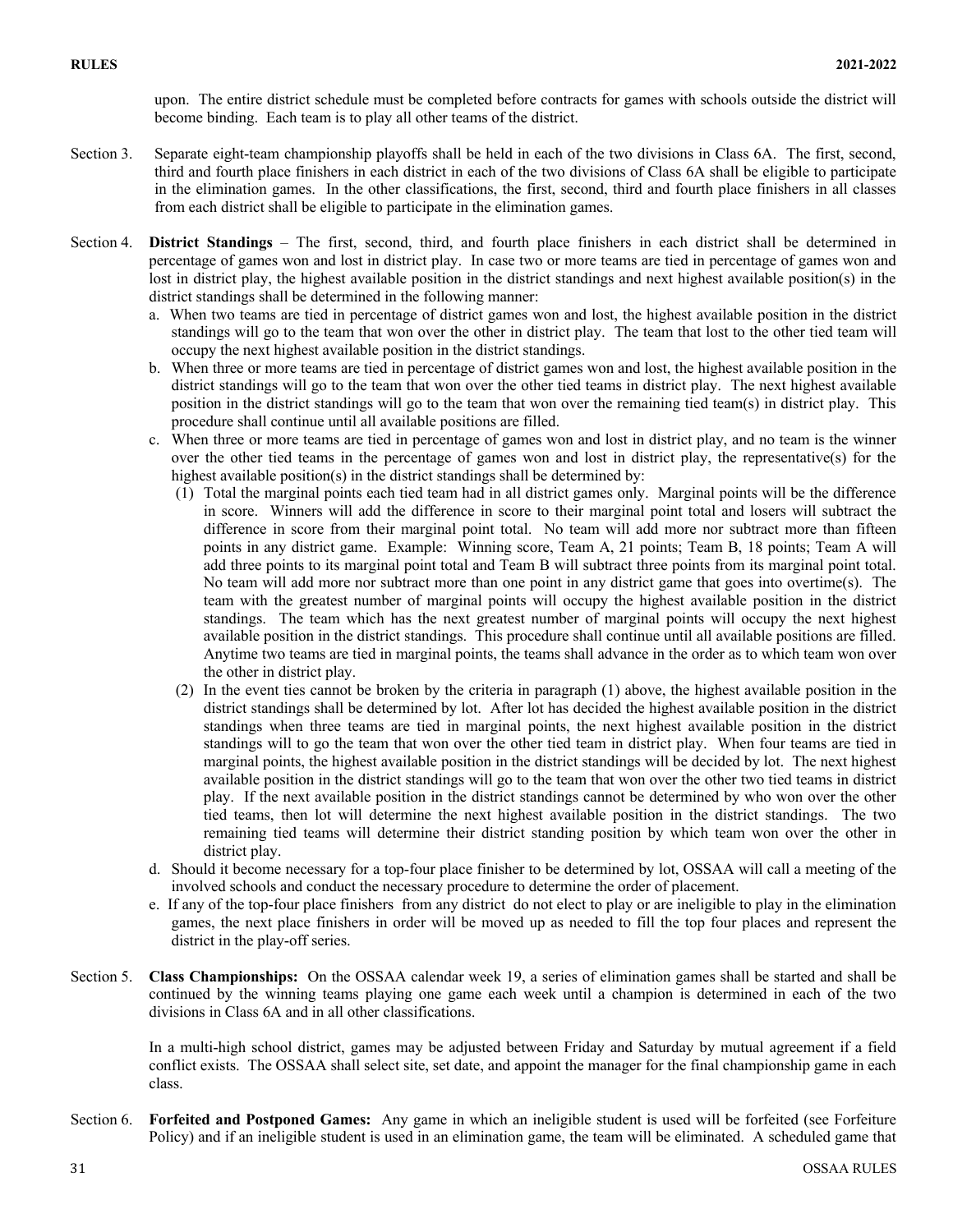upon. The entire district schedule must be completed before contracts for games with schools outside the district will become binding. Each team is to play all other teams of the district.

Section 3. Separate eight-team championship playoffs shall be held in each of the two divisions in Class 6A. The first, second, third and fourth place finishers in each district in each of the two divisions of Class 6A shall be eligible to participate in the elimination games. In the other classifications, the first, second, third and fourth place finishers in all classes from each district shall be eligible to participate in the elimination games.

Section 4. **District Standings** – The first, second, third, and fourth place finishers in each district shall be determined in percentage of games won and lost in district play. In case two or more teams are tied in percentage of games won and lost in district play, the highest available position in the district standings and next highest available position(s) in the district standings shall be determined in the following manner:

a. When two teams are tied in percentage of district games won and lost, the highest available position in the district standings will go to the team that won over the other in district play. The team that lost to the other tied team will occupy the next highest available position in the district standings.

b. When three or more teams are tied in percentage of district games won and lost, the highest available position in the district standings will go to the team that won over the other tied teams in district play. The next highest available position in the district standings will go to the team that won over the remaining tied team(s) in district play. This procedure shall continue until all available positions are filled.

c. When three or more teams are tied in percentage of games won and lost in district play, and no team is the winner over the other tied teams in the percentage of games won and lost in district play, the representative(s) for the highest available position(s) in the district standings shall be determined by:

(1) Total the marginal points each tied team had in all district games only. Marginal points will be the difference in score. Winners will add the difference in score to their marginal point total and losers will subtract the difference in score from their marginal point total. No team will add more nor subtract more than fifteen points in any district game. Example: Winning score, Team A, 21 points; Team B, 18 points; Team A will add three points to its marginal point total and Team B will subtract three points from its marginal point total. No team will add more nor subtract more than one point in any district game that goes into overtime(s). The team with the greatest number of marginal points will occupy the highest available position in the district standings. The team which has the next greatest number of marginal points will occupy the next highest available position in the district standings. This procedure shall continue until all available positions are filled. Anytime two teams are tied in marginal points, the teams shall advance in the order as to which team won over the other in district play.

(2) In the event ties cannot be broken by the criteria in paragraph (1) above, the highest available position in the district standings shall be determined by lot. After lot has decided the highest available position in the district standings when three teams are tied in marginal points, the next highest available position in the district standings will to go the team that won over the other tied team in district play. When four teams are tied in marginal points, the highest available position in the district standings will be decided by lot. The next highest available position in the district standings will go to the team that won over the other two tied teams in district play. If the next available position in the district standings cannot be determined by who won over the other tied teams, then lot will determine the next highest available position in the district standings. The two remaining tied teams will determine their district standing position by which team won over the other in district play.

d. Should it become necessary for a top-four place finisher to be determined by lot, OSSAA will call a meeting of the involved schools and conduct the necessary procedure to determine the order of placement.

e. If any of the top-four place finishers from any district do not elect to play or are ineligible to play in the elimination games, the next place finishers in order will be moved up as needed to fill the top four places and represent the district in the play-off series.

Section 5. **Class Championships:** On the OSSAA calendar week 19, a series of elimination games shall be started and shall be continued by the winning teams playing one game each week until a champion is determined in each of the two divisions in Class 6A and in all other classifications.

In a multi-high school district, games may be adjusted between Friday and Saturday by mutual agreement if a field conflict exists. The OSSAA shall select site, set date, and appoint the manager for the final championship game in each class.

Section 6. **Forfeited and Postponed Games:** Any game in which an ineligible student is used will be forfeited (see Forfeiture Policy) and if an ineligible student is used in an elimination game, the team will be eliminated. A scheduled game that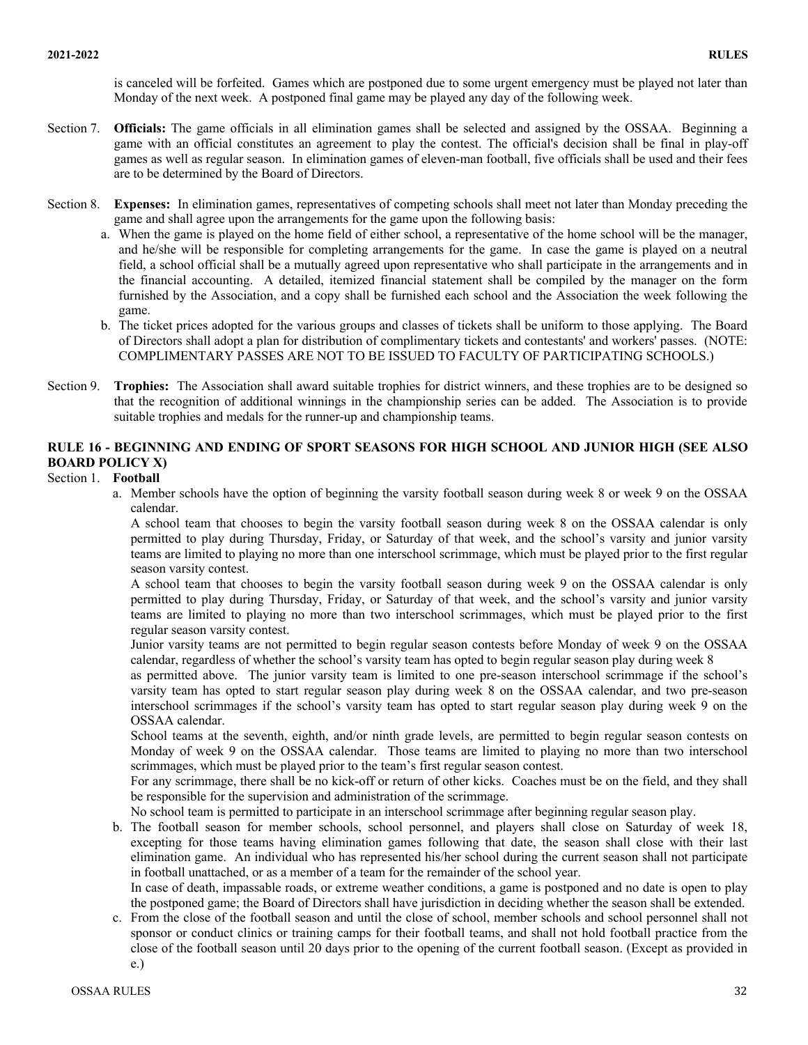is canceled will be forfeited. Games which are postponed due to some urgent emergency must be played not later than Monday of the next week. A postponed final game may be played any day of the following week.

Section 7. **Officials:** The game officials in all elimination games shall be selected and assigned by the OSSAA. Beginning a game with an official constitutes an agreement to play the contest. The official's decision shall be final in play-off games as well as regular season. In elimination games of eleven-man football, five officials shall be used and their fees are to be determined by the Board of Directors.

Section 8. **Expenses:** In elimination games, representatives of competing schools shall meet not later than Monday preceding the game and shall agree upon the arrangements for the game upon the following basis:

a. When the game is played on the home field of either school, a representative of the home school will be the manager, and he/she will be responsible for completing arrangements for the game. In case the game is played on a neutral field, a school official shall be a mutually agreed upon representative who shall participate in the arrangements and in the financial accounting. A detailed, itemized financial statement shall be compiled by the manager on the form furnished by the Association, and a copy shall be furnished each school and the Association the week following the game.

b. The ticket prices adopted for the various groups and classes of tickets shall be uniform to those applying. The Board of Directors shall adopt a plan for distribution of complimentary tickets and contestants' and workers' passes. (NOTE: COMPLIMENTARY PASSES ARE NOT TO BE ISSUED TO FACULTY OF PARTICIPATING SCHOOLS.)

Section 9. **Trophies:** The Association shall award suitable trophies for district winners, and these trophies are to be designed so that the recognition of additional winnings in the championship series can be added. The Association is to provide suitable trophies and medals for the runner-up and championship teams.

## RULE 16 - BEGINNING AND ENDING OF SPORT SEASONS FOR HIGH SCHOOL AND JUNIOR HIGH (SEE ALSO BOARD POLICY X)

Section 1. **Football**

a. Member schools have the option of beginning the varsity football season during week 8 or week 9 on the OSSAA calendar.

A school team that chooses to begin the varsity football season during week 8 on the OSSAA calendar is only permitted to play during Thursday, Friday, or Saturday of that week, and the school's varsity and junior varsity teams are limited to playing no more than one interschool scrimmage, which must be played prior to the first regular season varsity contest.

A school team that chooses to begin the varsity football season during week 9 on the OSSAA calendar is only permitted to play during Thursday, Friday, or Saturday of that week, and the school's varsity and junior varsity teams are limited to playing no more than two interschool scrimmages, which must be played prior to the first regular season varsity contest.

Junior varsity teams are not permitted to begin regular season contests before Monday of week 9 on the OSSAA calendar, regardless of whether the school's varsity team has opted to begin regular season play during week 8 as permitted above. The junior varsity team is limited to one pre-season interschool scrimmage if the school's varsity team has opted to start regular season play during week 8 on the OSSAA calendar, and two pre-season interschool scrimmages if the school's varsity team has opted to start regular season play during week 9 on the OSSAA calendar.

School teams at the seventh, eighth, and/or ninth grade levels, are permitted to begin regular season contests on Monday of week 9 on the OSSAA calendar. Those teams are limited to playing no more than two interschool scrimmages, which must be played prior to the team's first regular season contest.

For any scrimmage, there shall be no kick-off or return of other kicks. Coaches must be on the field, and they shall be responsible for the supervision and administration of the scrimmage.

No school team is permitted to participate in an interschool scrimmage after beginning regular season play.

b. The football season for member schools, school personnel, and players shall close on Saturday of week 18, excepting for those teams having elimination games following that date, the season shall close with their last elimination game. An individual who has represented his/her school during the current season shall not participate in football unattached, or as a member of a team for the remainder of the school year.

In case of death, impassable roads, or extreme weather conditions, a game is postponed and no date is open to play the postponed game; the Board of Directors shall have jurisdiction in deciding whether the season shall be extended.

c. From the close of the football season and until the close of school, member schools and school personnel shall not sponsor or conduct clinics or training camps for their football teams, and shall not hold football practice from the close of the football season until 20 days prior to the opening of the current football season. (Except as provided in e.)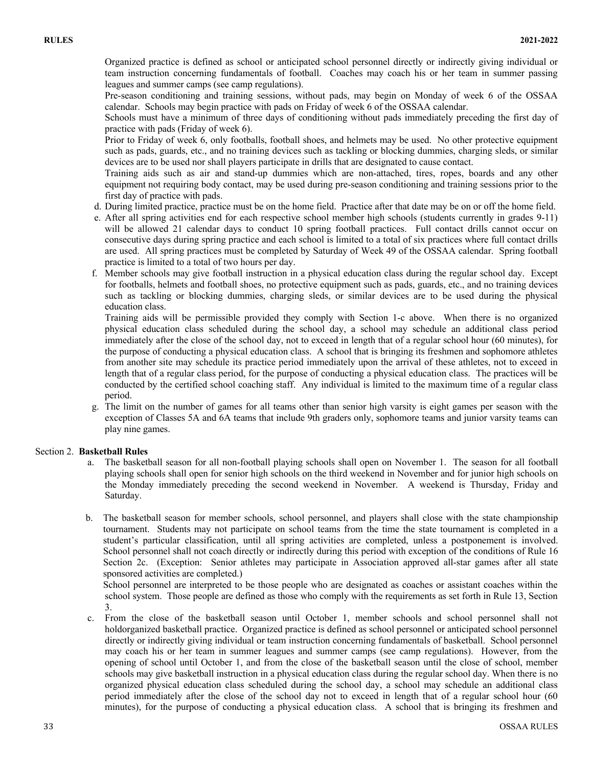Organized practice is defined as school or anticipated school personnel directly or indirectly giving individual or team instruction concerning fundamentals of football. Coaches may coach his or her team in summer passing leagues and summer camps (see camp regulations).

Pre-season conditioning and training sessions, without pads, may begin on Monday of week 6 of the OSSAA calendar. Schools may begin practice with pads on Friday of week 6 of the OSSAA calendar.

Schools must have a minimum of three days of conditioning without pads immediately preceding the first day of practice with pads (Friday of week 6).

Prior to Friday of week 6, only footballs, football shoes, and helmets may be used. No other protective equipment such as pads, guards, etc., and no training devices such as tackling or blocking dummies, charging sleds, or similar devices are to be used nor shall players participate in drills that are designated to cause contact.

Training aids such as air and stand-up dummies which are non-attached, tires, ropes, boards and any other equipment not requiring body contact, may be used during pre-season conditioning and training sessions prior to the first day of practice with pads.

d. During limited practice, practice must be on the home field. Practice after that date may be on or off the home field.

e. After all spring activities end for each respective school member high schools (students currently in grades 9-11) will be allowed 21 calendar days to conduct 10 spring football practices. Full contact drills cannot occur on consecutive days during spring practice and each school is limited to a total of six practices where full contact drills are used. All spring practices must be completed by Saturday of Week 49 of the OSSAA calendar. Spring football practice is limited to a total of two hours per day.

f. Member schools may give football instruction in a physical education class during the regular school day. Except for footballs, helmets and football shoes, no protective equipment such as pads, guards, etc., and no training devices such as tackling or blocking dummies, charging sleds, or similar devices are to be used during the physical education class.

Training aids will be permissible provided they comply with Section 1-c above. When there is no organized physical education class scheduled during the school day, a school may schedule an additional class period immediately after the close of the school day, not to exceed in length that of a regular school hour (60 minutes), for the purpose of conducting a physical education class. A school that is bringing its freshmen and sophomore athletes from another site may schedule its practice period immediately upon the arrival of these athletes, not to exceed in length that of a regular class period, for the purpose of conducting a physical education class. The practices will be conducted by the certified school coaching staff. Any individual is limited to the maximum time of a regular class period.

g. The limit on the number of games for all teams other than senior high varsity is eight games per season with the exception of Classes 5A and 6A teams that include 9th graders only, sophomore teams and junior varsity teams can play nine games.

Section 2. **Basketball Rules**

a. The basketball season for all non-football playing schools shall open on November 1. The season for all football playing schools shall open for senior high schools on the third weekend in November and for junior high schools on the Monday immediately preceding the second weekend in November. A weekend is Thursday, Friday and Saturday.

b. The basketball season for member schools, school personnel, and players shall close with the state championship tournament. Students may not participate on school teams from the time the state tournament is completed in a student's particular classification, until all spring activities are completed, unless a postponement is involved. School personnel shall not coach directly or indirectly during this period with exception of the conditions of Rule 16 Section 2c. (Exception: Senior athletes may participate in Association approved all-star games after all state sponsored activities are completed.)

School personnel are interpreted to be those people who are designated as coaches or assistant coaches within the school system. Those people are defined as those who comply with the requirements as set forth in Rule 13, Section 3.

c. From the close of the basketball season until October 1, member schools and school personnel shall not holdorganized basketball practice. Organized practice is defined as school personnel or anticipated school personnel directly or indirectly giving individual or team instruction concerning fundamentals of basketball. School personnel may coach his or her team in summer leagues and summer camps (see camp regulations). However, from the opening of school until October 1, and from the close of the basketball season until the close of school, member schools may give basketball instruction in a physical education class during the regular school day. When there is no organized physical education class scheduled during the school day, a school may schedule an additional class period immediately after the close of the school day not to exceed in length that of a regular school hour (60 minutes), for the purpose of conducting a physical education class. A school that is bringing its freshmen and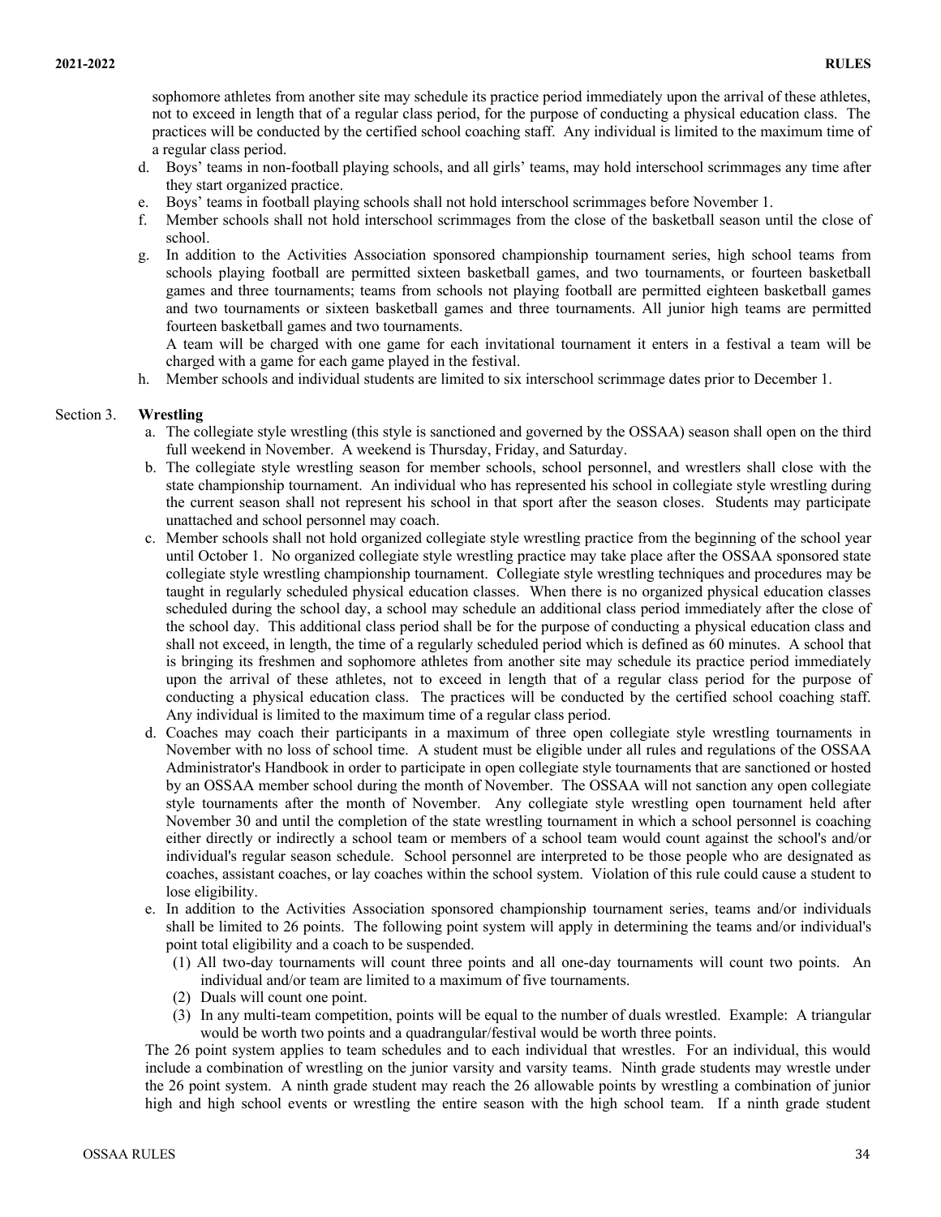sophomore athletes from another site may schedule its practice period immediately upon the arrival of these athletes, not to exceed in length that of a regular class period, for the purpose of conducting a physical education class. The practices will be conducted by the certified school coaching staff. Any individual is limited to the maximum time of a regular class period.

d. Boys' teams in non-football playing schools, and all girls' teams, may hold interschool scrimmages any time after they start organized practice.

e. Boys' teams in football playing schools shall not hold interschool scrimmages before November 1.

f. Member schools shall not hold interschool scrimmages from the close of the basketball season until the close of school.

g. In addition to the Activities Association sponsored championship tournament series, high school teams from schools playing football are permitted sixteen basketball games, and two tournaments, or fourteen basketball games and three tournaments; teams from schools not playing football are permitted eighteen basketball games and two tournaments or sixteen basketball games and three tournaments. All junior high teams are permitted fourteen basketball games and two tournaments.

   A team will be charged with one game for each invitational tournament it enters in a festival a team will be charged with a game for each game played in the festival.

h. Member schools and individual students are limited to six interschool scrimmage dates prior to December 1.

Section 3. **Wrestling**

a. The collegiate style wrestling (this style is sanctioned and governed by the OSSAA) season shall open on the third full weekend in November. A weekend is Thursday, Friday, and Saturday.

b. The collegiate style wrestling season for member schools, school personnel, and wrestlers shall close with the state championship tournament. An individual who has represented his school in collegiate style wrestling during the current season shall not represent his school in that sport after the season closes. Students may participate unattached and school personnel may coach.

c. Member schools shall not hold organized collegiate style wrestling practice from the beginning of the school year until October 1. No organized collegiate style wrestling practice may take place after the OSSAA sponsored state collegiate style wrestling championship tournament. Collegiate style wrestling techniques and procedures may be taught in regularly scheduled physical education classes. When there is no organized physical education classes scheduled during the school day, a school may schedule an additional class period immediately after the close of the school day. This additional class period shall be for the purpose of conducting a physical education class and shall not exceed, in length, the time of a regularly scheduled period which is defined as 60 minutes. A school that is bringing its freshmen and sophomore athletes from another site may schedule its practice period immediately upon the arrival of these athletes, not to exceed in length that of a regular class period for the purpose of conducting a physical education class. The practices will be conducted by the certified school coaching staff. Any individual is limited to the maximum time of a regular class period.

d. Coaches may coach their participants in a maximum of three open collegiate style wrestling tournaments in November with no loss of school time. A student must be eligible under all rules and regulations of the OSSAA Administrator's Handbook in order to participate in open collegiate style tournaments that are sanctioned or hosted by an OSSAA member school during the month of November. The OSSAA will not sanction any open collegiate style tournaments after the month of November. Any collegiate style wrestling open tournament held after November 30 and until the completion of the state wrestling tournament in which a school personnel is coaching either directly or indirectly a school team or members of a school team would count against the school's and/or individual's regular season schedule. School personnel are interpreted to be those people who are designated as coaches, assistant coaches, or lay coaches within the school system. Violation of this rule could cause a student to lose eligibility.

e. In addition to the Activities Association sponsored championship tournament series, teams and/or individuals shall be limited to 26 points. The following point system will apply in determining the teams and/or individual's point total eligibility and a coach to be suspended.

   (1) All two-day tournaments will count three points and all one-day tournaments will count two points. An individual and/or team are limited to a maximum of five tournaments.

   (2) Duals will count one point.

   (3) In any multi-team competition, points will be equal to the number of duals wrestled. Example: A triangular would be worth two points and a quadrangular/festival would be worth three points.

The 26 point system applies to team schedules and to each individual that wrestles. For an individual, this would include a combination of wrestling on the junior varsity and varsity teams. Ninth grade students may wrestle under the 26 point system. A ninth grade student may reach the 26 allowable points by wrestling a combination of junior high and high school events or wrestling the entire season with the high school team. If a ninth grade student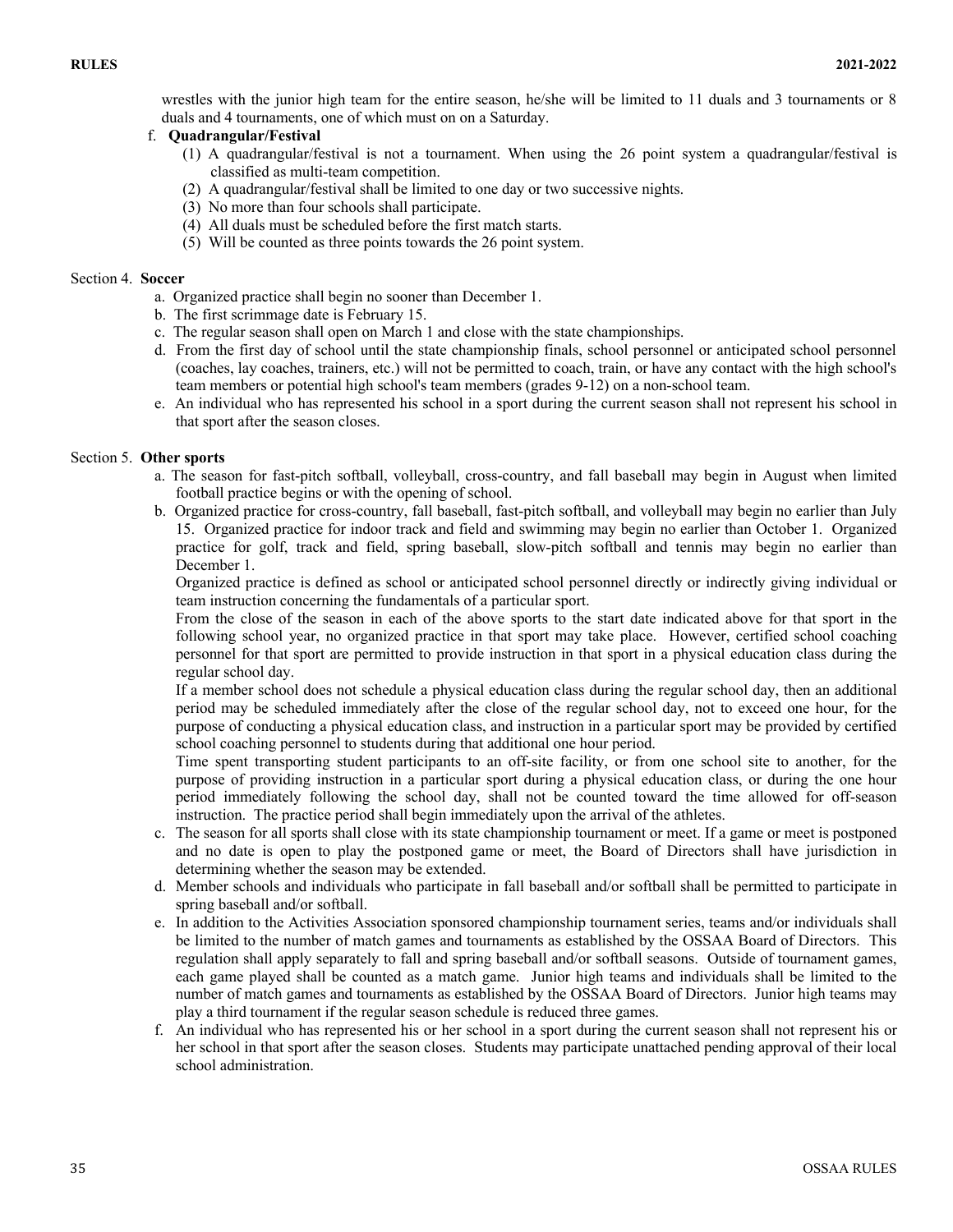wrestles with the junior high team for the entire season, he/she will be limited to 11 duals and 3 tournaments or 8 duals and 4 tournaments, one of which must on on a Saturday.

f. **Quadrangular/Festival**

(1) A quadrangular/festival is not a tournament. When using the 26 point system a quadrangular/festival is classified as multi-team competition.

(2) A quadrangular/festival shall be limited to one day or two successive nights.

(3) No more than four schools shall participate.

(4) All duals must be scheduled before the first match starts.

(5) Will be counted as three points towards the 26 point system.

Section 4. **Soccer**

a. Organized practice shall begin no sooner than December 1.

b. The first scrimmage date is February 15.

c. The regular season shall open on March 1 and close with the state championships.

d. From the first day of school until the state championship finals, school personnel or anticipated school personnel (coaches, lay coaches, trainers, etc.) will not be permitted to coach, train, or have any contact with the high school's team members or potential high school's team members (grades 9-12) on a non-school team.

e. An individual who has represented his school in a sport during the current season shall not represent his school in that sport after the season closes.

Section 5. **Other sports**

a. The season for fast-pitch softball, volleyball, cross-country, and fall baseball may begin in August when limited football practice begins or with the opening of school.

b. Organized practice for cross-country, fall baseball, fast-pitch softball, and volleyball may begin no earlier than July 15. Organized practice for indoor track and field and swimming may begin no earlier than October 1. Organized practice for golf, track and field, spring baseball, slow-pitch softball and tennis may begin no earlier than December 1.

Organized practice is defined as school or anticipated school personnel directly or indirectly giving individual or team instruction concerning the fundamentals of a particular sport.

From the close of the season in each of the above sports to the start date indicated above for that sport in the following school year, no organized practice in that sport may take place. However, certified school coaching personnel for that sport are permitted to provide instruction in that sport in a physical education class during the regular school day.

If a member school does not schedule a physical education class during the regular school day, then an additional period may be scheduled immediately after the close of the regular school day, not to exceed one hour, for the purpose of conducting a physical education class, and instruction in a particular sport may be provided by certified school coaching personnel to students during that additional one hour period.

Time spent transporting student participants to an off-site facility, or from one school site to another, for the purpose of providing instruction in a particular sport during a physical education class, or during the one hour period immediately following the school day, shall not be counted toward the time allowed for off-season instruction. The practice period shall begin immediately upon the arrival of the athletes.

c. The season for all sports shall close with its state championship tournament or meet. If a game or meet is postponed and no date is open to play the postponed game or meet, the Board of Directors shall have jurisdiction in determining whether the season may be extended.

d. Member schools and individuals who participate in fall baseball and/or softball shall be permitted to participate in spring baseball and/or softball.

e. In addition to the Activities Association sponsored championship tournament series, teams and/or individuals shall be limited to the number of match games and tournaments as established by the OSSAA Board of Directors. This regulation shall apply separately to fall and spring baseball and/or softball seasons. Outside of tournament games, each game played shall be counted as a match game. Junior high teams and individuals shall be limited to the number of match games and tournaments as established by the OSSAA Board of Directors. Junior high teams may play a third tournament if the regular season schedule is reduced three games.

f. An individual who has represented his or her school in a sport during the current season shall not represent his or her school in that sport after the season closes. Students may participate unattached pending approval of their local school administration.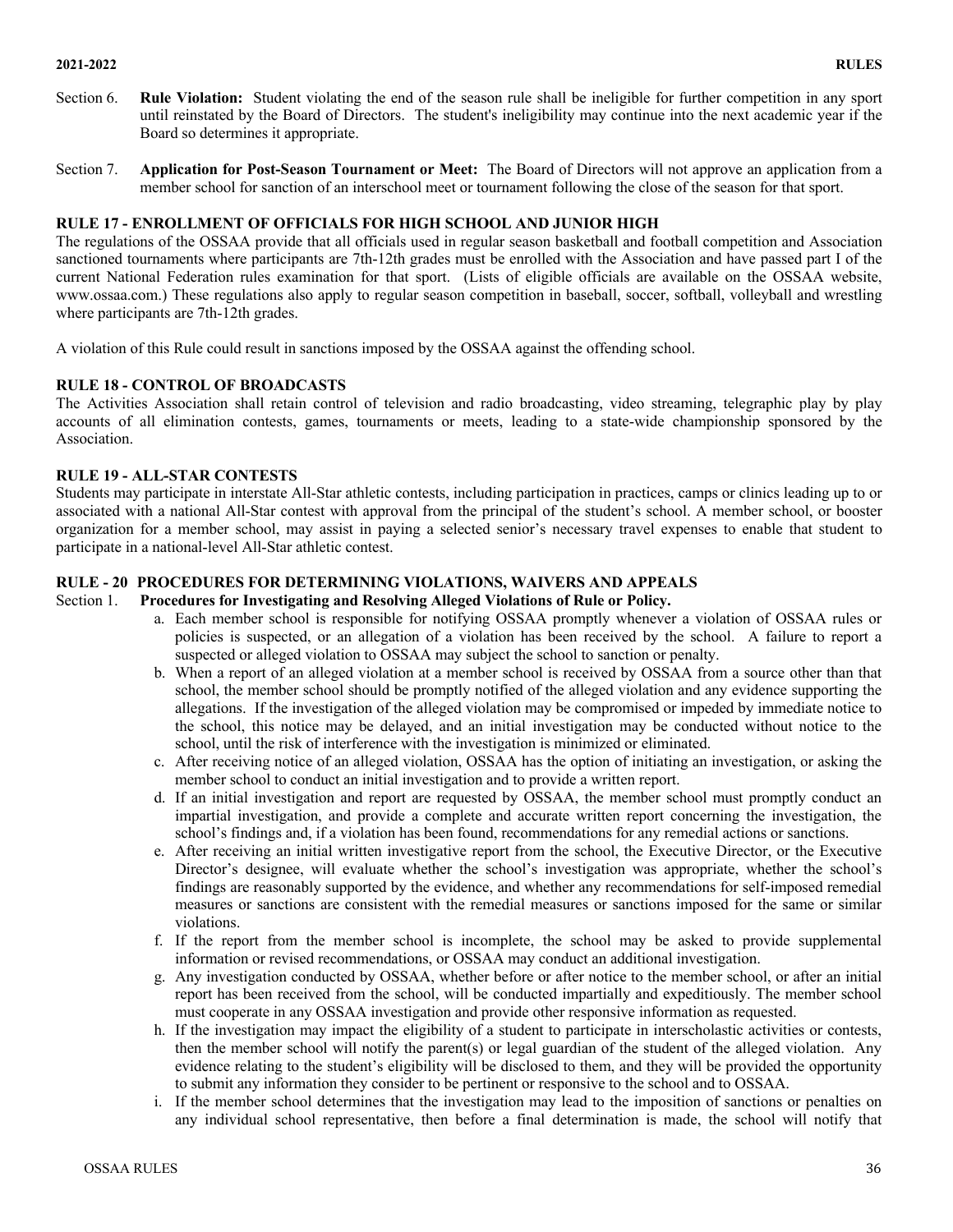Section 6. **Rule Violation:** Student violating the end of the season rule shall be ineligible for further competition in any sport until reinstated by the Board of Directors. The student's ineligibility may continue into the next academic year if the Board so determines it appropriate.

Section 7. **Application for Post-Season Tournament or Meet:** The Board of Directors will not approve an application from a member school for sanction of an interschool meet or tournament following the close of the season for that sport.

## RULE 17 - ENROLLMENT OF OFFICIALS FOR HIGH SCHOOL AND JUNIOR HIGH

The regulations of the OSSAA provide that all officials used in regular season basketball and football competition and Association sanctioned tournaments where participants are 7th-12th grades must be enrolled with the Association and have passed part I of the current National Federation rules examination for that sport. (Lists of eligible officials are available on the OSSAA website, www.ossaa.com.) These regulations also apply to regular season competition in baseball, soccer, softball, volleyball and wrestling where participants are 7th-12th grades.

A violation of this Rule could result in sanctions imposed by the OSSAA against the offending school.

## RULE 18 - CONTROL OF BROADCASTS

The Activities Association shall retain control of television and radio broadcasting, video streaming, telegraphic play by play accounts of all elimination contests, games, tournaments or meets, leading to a state-wide championship sponsored by the Association.

## RULE 19 - ALL-STAR CONTESTS

Students may participate in interstate All-Star athletic contests, including participation in practices, camps or clinics leading up to or associated with a national All-Star contest with approval from the principal of the student's school. A member school, or booster organization for a member school, may assist in paying a selected senior's necessary travel expenses to enable that student to participate in a national-level All-Star athletic contest.

## RULE - 20 PROCEDURES FOR DETERMINING VIOLATIONS, WAIVERS AND APPEALS

Section 1. **Procedures for Investigating and Resolving Alleged Violations of Rule or Policy.**

a. Each member school is responsible for notifying OSSAA promptly whenever a violation of OSSAA rules or policies is suspected, or an allegation of a violation has been received by the school. A failure to report a suspected or alleged violation to OSSAA may subject the school to sanction or penalty.

b. When a report of an alleged violation at a member school is received by OSSAA from a source other than that school, the member school should be promptly notified of the alleged violation and any evidence supporting the allegations. If the investigation of the alleged violation may be compromised or impeded by immediate notice to the school, this notice may be delayed, and an initial investigation may be conducted without notice to the school, until the risk of interference with the investigation is minimized or eliminated.

c. After receiving notice of an alleged violation, OSSAA has the option of initiating an investigation, or asking the member school to conduct an initial investigation and to provide a written report.

d. If an initial investigation and report are requested by OSSAA, the member school must promptly conduct an impartial investigation, and provide a complete and accurate written report concerning the investigation, the school's findings and, if a violation has been found, recommendations for any remedial actions or sanctions.

e. After receiving an initial written investigative report from the school, the Executive Director, or the Executive Director's designee, will evaluate whether the school's investigation was appropriate, whether the school's findings are reasonably supported by the evidence, and whether any recommendations for self-imposed remedial measures or sanctions are consistent with the remedial measures or sanctions imposed for the same or similar violations.

f. If the report from the member school is incomplete, the school may be asked to provide supplemental information or revised recommendations, or OSSAA may conduct an additional investigation.

g. Any investigation conducted by OSSAA, whether before or after notice to the member school, or after an initial report has been received from the school, will be conducted impartially and expeditiously. The member school must cooperate in any OSSAA investigation and provide other responsive information as requested.

h. If the investigation may impact the eligibility of a student to participate in interscholastic activities or contests, then the member school will notify the parent(s) or legal guardian of the student of the alleged violation. Any evidence relating to the student's eligibility will be disclosed to them, and they will be provided the opportunity to submit any information they consider to be pertinent or responsive to the school and to OSSAA.

i. If the member school determines that the investigation may lead to the imposition of sanctions or penalties on any individual school representative, then before a final determination is made, the school will notify that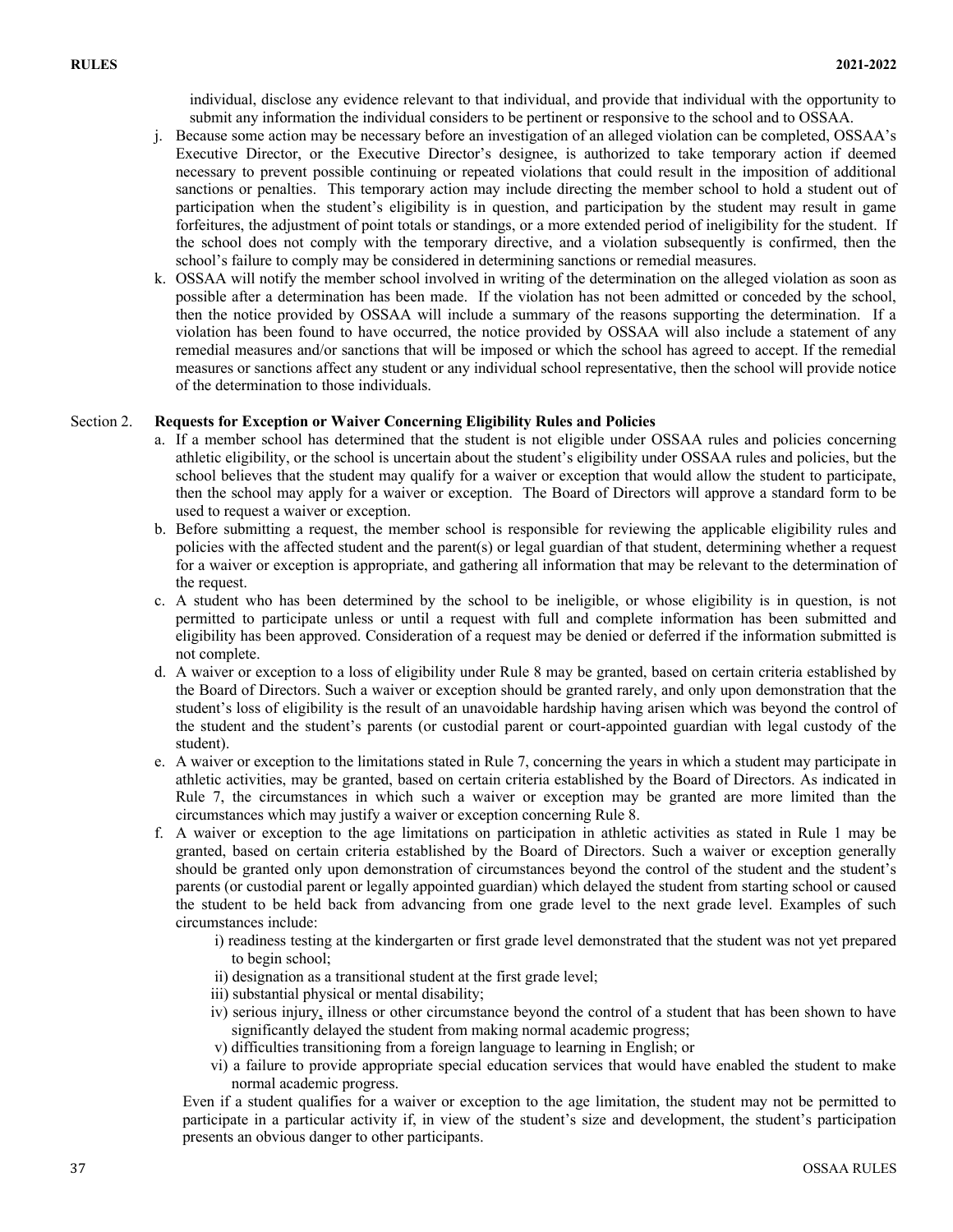individual, disclose any evidence relevant to that individual, and provide that individual with the opportunity to submit any information the individual considers to be pertinent or responsive to the school and to OSSAA.

j. Because some action may be necessary before an investigation of an alleged violation can be completed, OSSAA's Executive Director, or the Executive Director's designee, is authorized to take temporary action if deemed necessary to prevent possible continuing or repeated violations that could result in the imposition of additional sanctions or penalties. This temporary action may include directing the member school to hold a student out of participation when the student's eligibility is in question, and participation by the student may result in game forfeitures, the adjustment of point totals or standings, or a more extended period of ineligibility for the student. If the school does not comply with the temporary directive, and a violation subsequently is confirmed, then the school's failure to comply may be considered in determining sanctions or remedial measures.

k. OSSAA will notify the member school involved in writing of the determination on the alleged violation as soon as possible after a determination has been made. If the violation has not been admitted or conceded by the school, then the notice provided by OSSAA will include a summary of the reasons supporting the determination. If a violation has been found to have occurred, the notice provided by OSSAA will also include a statement of any remedial measures and/or sanctions that will be imposed or which the school has agreed to accept. If the remedial measures or sanctions affect any student or any individual school representative, then the school will provide notice of the determination to those individuals.

Section 2. **Requests for Exception or Waiver Concerning Eligibility Rules and Policies**

a. If a member school has determined that the student is not eligible under OSSAA rules and policies concerning athletic eligibility, or the school is uncertain about the student's eligibility under OSSAA rules and policies, but the school believes that the student may qualify for a waiver or exception that would allow the student to participate, then the school may apply for a waiver or exception. The Board of Directors will approve a standard form to be used to request a waiver or exception.

b. Before submitting a request, the member school is responsible for reviewing the applicable eligibility rules and policies with the affected student and the parent(s) or legal guardian of that student, determining whether a request for a waiver or exception is appropriate, and gathering all information that may be relevant to the determination of the request.

c. A student who has been determined by the school to be ineligible, or whose eligibility is in question, is not permitted to participate unless or until a request with full and complete information has been submitted and eligibility has been approved. Consideration of a request may be denied or deferred if the information submitted is not complete.

d. A waiver or exception to a loss of eligibility under Rule 8 may be granted, based on certain criteria established by the Board of Directors. Such a waiver or exception should be granted rarely, and only upon demonstration that the student's loss of eligibility is the result of an unavoidable hardship having arisen which was beyond the control of the student and the student's parents (or custodial parent or court-appointed guardian with legal custody of the student).

e. A waiver or exception to the limitations stated in Rule 7, concerning the years in which a student may participate in athletic activities, may be granted, based on certain criteria established by the Board of Directors. As indicated in Rule 7, the circumstances in which such a waiver or exception may be granted are more limited than the circumstances which may justify a waiver or exception concerning Rule 8.

f. A waiver or exception to the age limitations on participation in athletic activities as stated in Rule 1 may be granted, based on certain criteria established by the Board of Directors. Such a waiver or exception generally should be granted only upon demonstration of circumstances beyond the control of the student and the student's parents (or custodial parent or legally appointed guardian) which delayed the student from starting school or caused the student to be held back from advancing from one grade level to the next grade level. Examples of such circumstances include:

   i) readiness testing at the kindergarten or first grade level demonstrated that the student was not yet prepared to begin school;
   ii) designation as a transitional student at the first grade level;
   iii) substantial physical or mental disability;
   iv) serious injury, illness or other circumstance beyond the control of a student that has been shown to have significantly delayed the student from making normal academic progress;
   v) difficulties transitioning from a foreign language to learning in English; or
   vi) a failure to provide appropriate special education services that would have enabled the student to make normal academic progress.

   Even if a student qualifies for a waiver or exception to the age limitation, the student may not be permitted to participate in a particular activity if, in view of the student's size and development, the student's participation presents an obvious danger to other participants.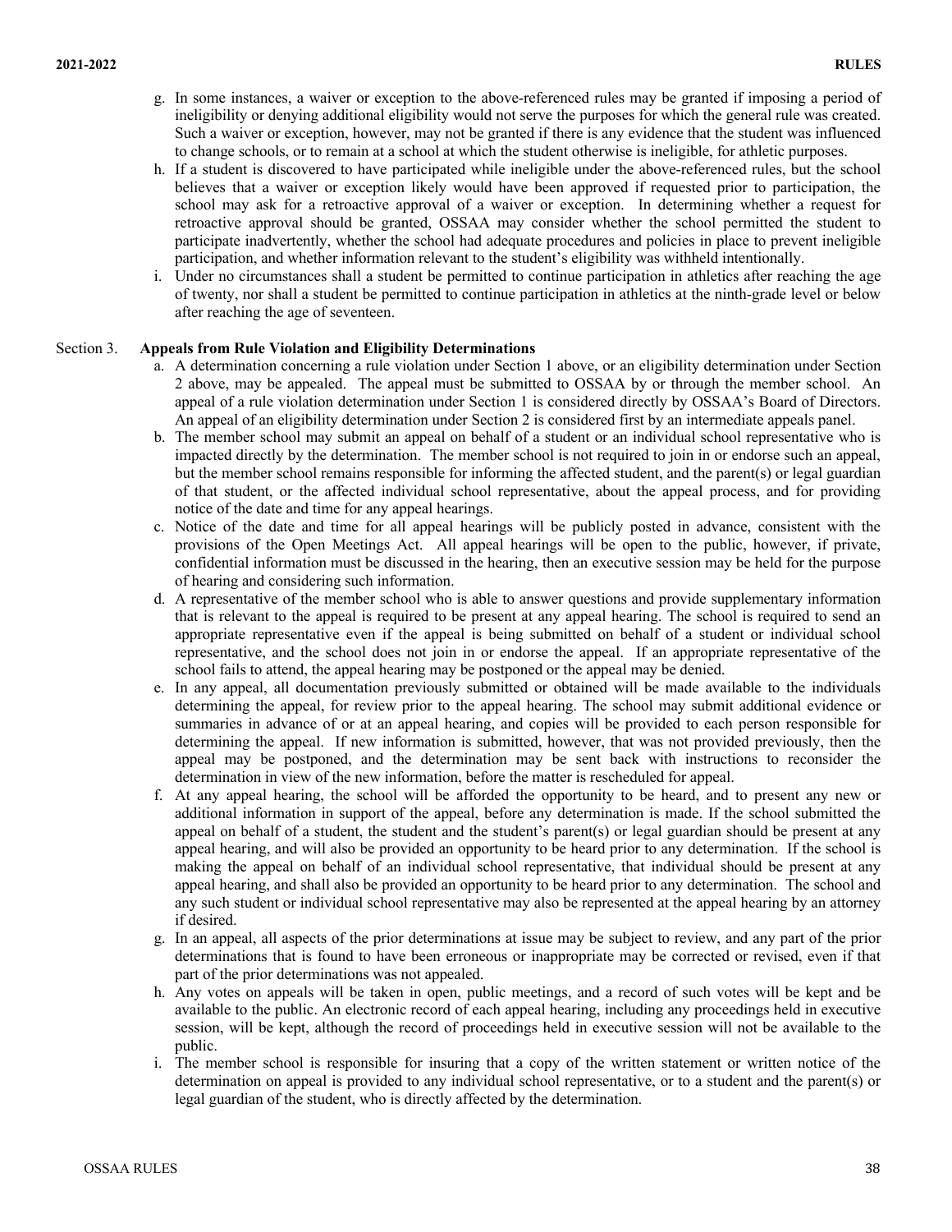g. In some instances, a waiver or exception to the above-referenced rules may be granted if imposing a period of ineligibility or denying additional eligibility would not serve the purposes for which the general rule was created. Such a waiver or exception, however, may not be granted if there is any evidence that the student was influenced to change schools, or to remain at a school at which the student otherwise is ineligible, for athletic purposes.

h. If a student is discovered to have participated while ineligible under the above-referenced rules, but the school believes that a waiver or exception likely would have been approved if requested prior to participation, the school may ask for a retroactive approval of a waiver or exception. In determining whether a request for retroactive approval should be granted, OSSAA may consider whether the school permitted the student to participate inadvertently, whether the school had adequate procedures and policies in place to prevent ineligible participation, and whether information relevant to the student's eligibility was withheld intentionally.

i. Under no circumstances shall a student be permitted to continue participation in athletics after reaching the age of twenty, nor shall a student be permitted to continue participation in athletics at the ninth-grade level or below after reaching the age of seventeen.

Section 3. **Appeals from Rule Violation and Eligibility Determinations**

a. A determination concerning a rule violation under Section 1 above, or an eligibility determination under Section 2 above, may be appealed. The appeal must be submitted to OSSAA by or through the member school. An appeal of a rule violation determination under Section 1 is considered directly by OSSAA's Board of Directors. An appeal of an eligibility determination under Section 2 is considered first by an intermediate appeals panel.

b. The member school may submit an appeal on behalf of a student or an individual school representative who is impacted directly by the determination. The member school is not required to join in or endorse such an appeal, but the member school remains responsible for informing the affected student, and the parent(s) or legal guardian of that student, or the affected individual school representative, about the appeal process, and for providing notice of the date and time for any appeal hearings.

c. Notice of the date and time for all appeal hearings will be publicly posted in advance, consistent with the provisions of the Open Meetings Act. All appeal hearings will be open to the public, however, if private, confidential information must be discussed in the hearing, then an executive session may be held for the purpose of hearing and considering such information.

d. A representative of the member school who is able to answer questions and provide supplementary information that is relevant to the appeal is required to be present at any appeal hearing. The school is required to send an appropriate representative even if the appeal is being submitted on behalf of a student or individual school representative, and the school does not join in or endorse the appeal. If an appropriate representative of the school fails to attend, the appeal hearing may be postponed or the appeal may be denied.

e. In any appeal, all documentation previously submitted or obtained will be made available to the individuals determining the appeal, for review prior to the appeal hearing. The school may submit additional evidence or summaries in advance of or at an appeal hearing, and copies will be provided to each person responsible for determining the appeal. If new information is submitted, however, that was not provided previously, then the appeal may be postponed, and the determination may be sent back with instructions to reconsider the determination in view of the new information, before the matter is rescheduled for appeal.

f. At any appeal hearing, the school will be afforded the opportunity to be heard, and to present any new or additional information in support of the appeal, before any determination is made. If the school submitted the appeal on behalf of a student, the student and the student's parent(s) or legal guardian should be present at any appeal hearing, and will also be provided an opportunity to be heard prior to any determination. If the school is making the appeal on behalf of an individual school representative, that individual should be present at any appeal hearing, and shall also be provided an opportunity to be heard prior to any determination. The school and any such student or individual school representative may also be represented at the appeal hearing by an attorney if desired.

g. In an appeal, all aspects of the prior determinations at issue may be subject to review, and any part of the prior determinations that is found to have been erroneous or inappropriate may be corrected or revised, even if that part of the prior determinations was not appealed.

h. Any votes on appeals will be taken in open, public meetings, and a record of such votes will be kept and be available to the public. An electronic record of each appeal hearing, including any proceedings held in executive session, will be kept, although the record of proceedings held in executive session will not be available to the public.

i. The member school is responsible for insuring that a copy of the written statement or written notice of the determination on appeal is provided to any individual school representative, or to a student and the parent(s) or legal guardian of the student, who is directly affected by the determination.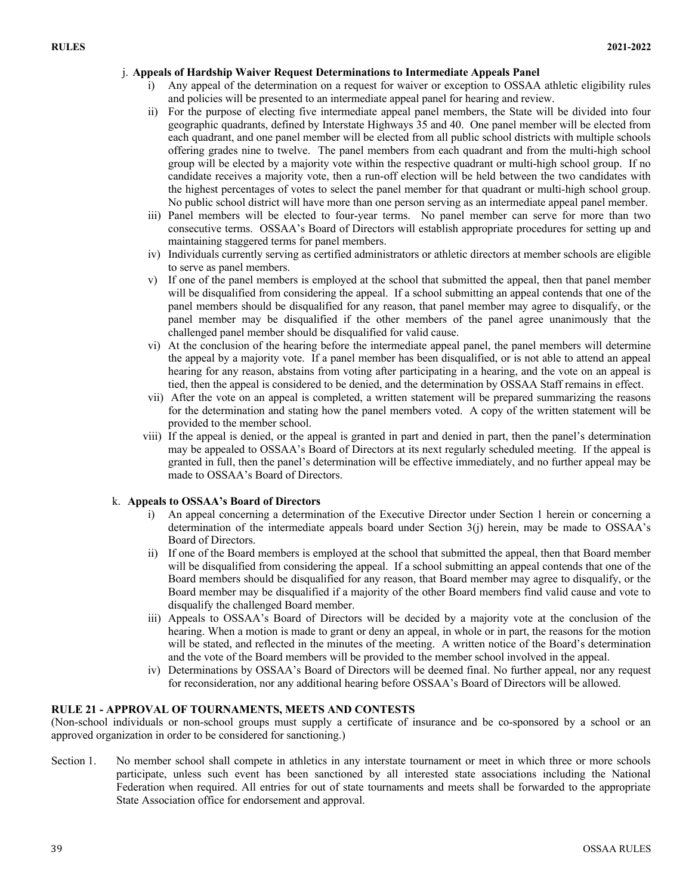j. **Appeals of Hardship Waiver Request Determinations to Intermediate Appeals Panel**

i) Any appeal of the determination on a request for waiver or exception to OSSAA athletic eligibility rules and policies will be presented to an intermediate appeal panel for hearing and review.

ii) For the purpose of electing five intermediate appeal panel members, the State will be divided into four geographic quadrants, defined by Interstate Highways 35 and 40. One panel member will be elected from each quadrant, and one panel member will be elected from all public school districts with multiple schools offering grades nine to twelve. The panel members from each quadrant and from the multi-high school group will be elected by a majority vote within the respective quadrant or multi-high school group. If no candidate receives a majority vote, then a run-off election will be held between the two candidates with the highest percentages of votes to select the panel member for that quadrant or multi-high school group. No public school district will have more than one person serving as an intermediate appeal panel member.

iii) Panel members will be elected to four-year terms. No panel member can serve for more than two consecutive terms. OSSAA's Board of Directors will establish appropriate procedures for setting up and maintaining staggered terms for panel members.

iv) Individuals currently serving as certified administrators or athletic directors at member schools are eligible to serve as panel members.

v) If one of the panel members is employed at the school that submitted the appeal, then that panel member will be disqualified from considering the appeal. If a school submitting an appeal contends that one of the panel members should be disqualified for any reason, that panel member may agree to disqualify, or the panel member may be disqualified if the other members of the panel agree unanimously that the challenged panel member should be disqualified for valid cause.

vi) At the conclusion of the hearing before the intermediate appeal panel, the panel members will determine the appeal by a majority vote. If a panel member has been disqualified, or is not able to attend an appeal hearing for any reason, abstains from voting after participating in a hearing, and the vote on an appeal is tied, then the appeal is considered to be denied, and the determination by OSSAA Staff remains in effect.

vii) After the vote on an appeal is completed, a written statement will be prepared summarizing the reasons for the determination and stating how the panel members voted. A copy of the written statement will be provided to the member school.

viii) If the appeal is denied, or the appeal is granted in part and denied in part, then the panel's determination may be appealed to OSSAA's Board of Directors at its next regularly scheduled meeting. If the appeal is granted in full, then the panel's determination will be effective immediately, and no further appeal may be made to OSSAA's Board of Directors.

k. **Appeals to OSSAA's Board of Directors**

i) An appeal concerning a determination of the Executive Director under Section 1 herein or concerning a determination of the intermediate appeals board under Section 3(j) herein, may be made to OSSAA's Board of Directors.

ii) If one of the Board members is employed at the school that submitted the appeal, then that Board member will be disqualified from considering the appeal. If a school submitting an appeal contends that one of the Board members should be disqualified for any reason, that Board member may agree to disqualify, or the Board member may be disqualified if a majority of the other Board members find valid cause and vote to disqualify the challenged Board member.

iii) Appeals to OSSAA's Board of Directors will be decided by a majority vote at the conclusion of the hearing. When a motion is made to grant or deny an appeal, in whole or in part, the reasons for the motion will be stated, and reflected in the minutes of the meeting. A written notice of the Board's determination and the vote of the Board members will be provided to the member school involved in the appeal.

iv) Determinations by OSSAA's Board of Directors will be deemed final. No further appeal, nor any request for reconsideration, nor any additional hearing before OSSAA's Board of Directors will be allowed.

## RULE 21 - APPROVAL OF TOURNAMENTS, MEETS AND CONTESTS

(Non-school individuals or non-school groups must supply a certificate of insurance and be co-sponsored by a school or an approved organization in order to be considered for sanctioning.)

Section 1. No member school shall compete in athletics in any interstate tournament or meet in which three or more schools participate, unless such event has been sanctioned by all interested state associations including the National Federation when required. All entries for out of state tournaments and meets shall be forwarded to the appropriate State Association office for endorsement and approval.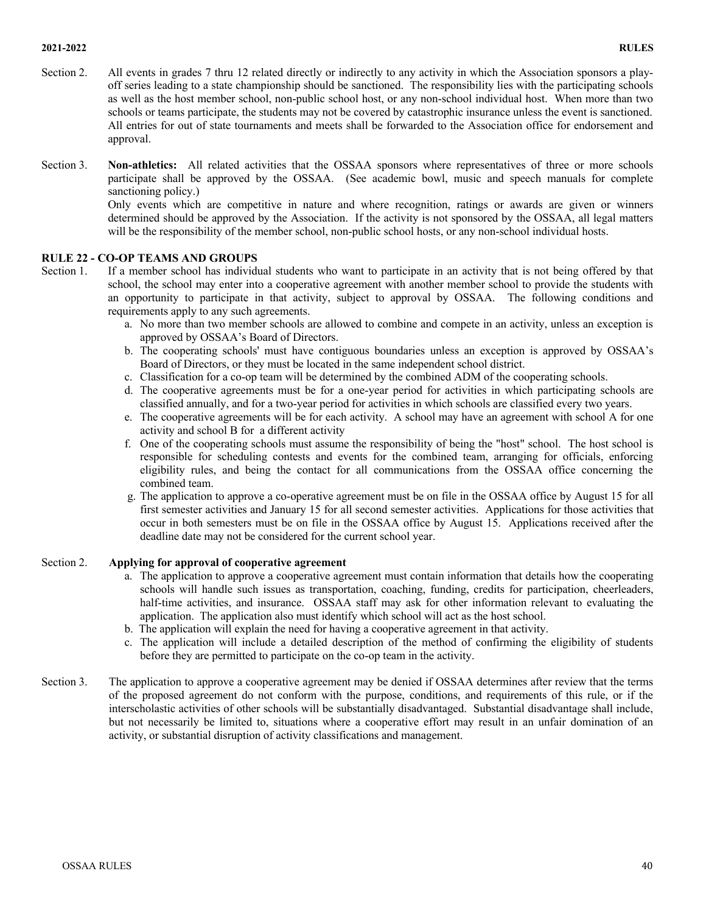Section 2. All events in grades 7 thru 12 related directly or indirectly to any activity in which the Association sponsors a play-off series leading to a state championship should be sanctioned. The responsibility lies with the participating schools as well as the host member school, non-public school host, or any non-school individual host. When more than two schools or teams participate, the students may not be covered by catastrophic insurance unless the event is sanctioned. All entries for out of state tournaments and meets shall be forwarded to the Association office for endorsement and approval.

Section 3. **Non-athletics:** All related activities that the OSSAA sponsors where representatives of three or more schools participate shall be approved by the OSSAA. (See academic bowl, music and speech manuals for complete sanctioning policy.)
Only events which are competitive in nature and where recognition, ratings or awards are given or winners determined should be approved by the Association. If the activity is not sponsored by the OSSAA, all legal matters will be the responsibility of the member school, non-public school hosts, or any non-school individual hosts.

## RULE 22 - CO-OP TEAMS AND GROUPS

Section 1. If a member school has individual students who want to participate in an activity that is not being offered by that school, the school may enter into a cooperative agreement with another member school to provide the students with an opportunity to participate in that activity, subject to approval by OSSAA. The following conditions and requirements apply to any such agreements.

a. No more than two member schools are allowed to combine and compete in an activity, unless an exception is approved by OSSAA's Board of Directors.
b. The cooperating schools' must have contiguous boundaries unless an exception is approved by OSSAA's Board of Directors, or they must be located in the same independent school district.
c. Classification for a co-op team will be determined by the combined ADM of the cooperating schools.
d. The cooperative agreements must be for a one-year period for activities in which participating schools are classified annually, and for a two-year period for activities in which schools are classified every two years.
e. The cooperative agreements will be for each activity. A school may have an agreement with school A for one activity and school B for a different activity
f. One of the cooperating schools must assume the responsibility of being the "host" school. The host school is responsible for scheduling contests and events for the combined team, arranging for officials, enforcing eligibility rules, and being the contact for all communications from the OSSAA office concerning the combined team.
g. The application to approve a co-operative agreement must be on file in the OSSAA office by August 15 for all first semester activities and January 15 for all second semester activities. Applications for those activities that occur in both semesters must be on file in the OSSAA office by August 15. Applications received after the deadline date may not be considered for the current school year.

Section 2. **Applying for approval of cooperative agreement**

a. The application to approve a cooperative agreement must contain information that details how the cooperating schools will handle such issues as transportation, coaching, funding, credits for participation, cheerleaders, half-time activities, and insurance. OSSAA staff may ask for other information relevant to evaluating the application. The application also must identify which school will act as the host school.
b. The application will explain the need for having a cooperative agreement in that activity.
c. The application will include a detailed description of the method of confirming the eligibility of students before they are permitted to participate on the co-op team in the activity.

Section 3. The application to approve a cooperative agreement may be denied if OSSAA determines after review that the terms of the proposed agreement do not conform with the purpose, conditions, and requirements of this rule, or if the interscholastic activities of other schools will be substantially disadvantaged. Substantial disadvantage shall include, but not necessarily be limited to, situations where a cooperative effort may result in an unfair domination of an activity, or substantial disruption of activity classifications and management.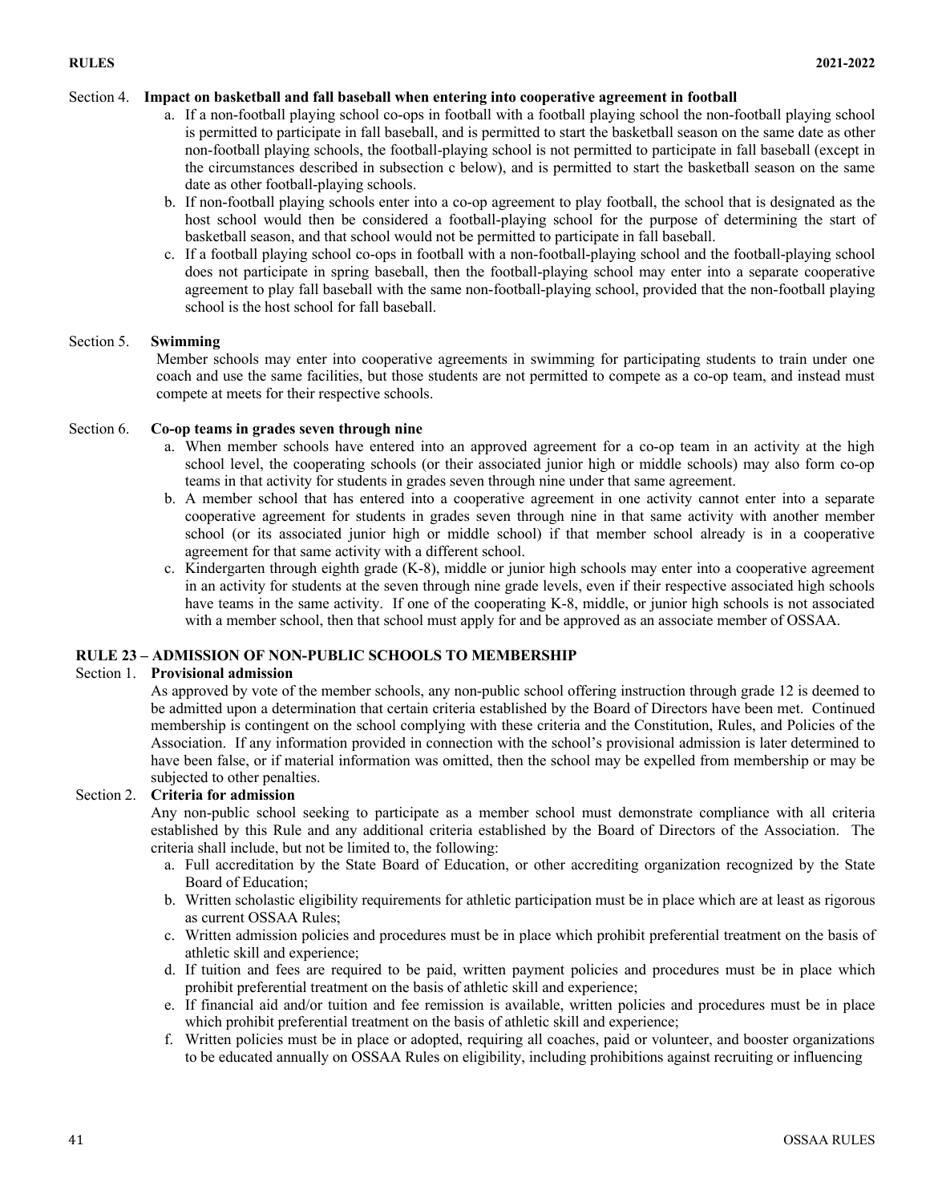Section 4. **Impact on basketball and fall baseball when entering into cooperative agreement in football**

a. If a non-football playing school co-ops in football with a football playing school the non-football playing school is permitted to participate in fall baseball, and is permitted to start the basketball season on the same date as other non-football playing schools, the football-playing school is not permitted to participate in fall baseball (except in the circumstances described in subsection c below), and is permitted to start the basketball season on the same date as other football-playing schools.

b. If non-football playing schools enter into a co-op agreement to play football, the school that is designated as the host school would then be considered a football-playing school for the purpose of determining the start of basketball season, and that school would not be permitted to participate in fall baseball.

c. If a football playing school co-ops in football with a non-football-playing school and the football-playing school does not participate in spring baseball, then the football-playing school may enter into a separate cooperative agreement to play fall baseball with the same non-football-playing school, provided that the non-football playing school is the host school for fall baseball.

Section 5. **Swimming**

Member schools may enter into cooperative agreements in swimming for participating students to train under one coach and use the same facilities, but those students are not permitted to compete as a co-op team, and instead must compete at meets for their respective schools.

Section 6. **Co-op teams in grades seven through nine**

a. When member schools have entered into an approved agreement for a co-op team in an activity at the high school level, the cooperating schools (or their associated junior high or middle schools) may also form co-op teams in that activity for students in grades seven through nine under that same agreement.

b. A member school that has entered into a cooperative agreement in one activity cannot enter into a separate cooperative agreement for students in grades seven through nine in that same activity with another member school (or its associated junior high or middle school) if that member school already is in a cooperative agreement for that same activity with a different school.

c. Kindergarten through eighth grade (K-8), middle or junior high schools may enter into a cooperative agreement in an activity for students at the seven through nine grade levels, even if their respective associated high schools have teams in the same activity. If one of the cooperating K-8, middle, or junior high schools is not associated with a member school, then that school must apply for and be approved as an associate member of OSSAA.

## RULE 23 – ADMISSION OF NON-PUBLIC SCHOOLS TO MEMBERSHIP

Section 1. **Provisional admission**

As approved by vote of the member schools, any non-public school offering instruction through grade 12 is deemed to be admitted upon a determination that certain criteria established by the Board of Directors have been met. Continued membership is contingent on the school complying with these criteria and the Constitution, Rules, and Policies of the Association. If any information provided in connection with the school's provisional admission is later determined to have been false, or if material information was omitted, then the school may be expelled from membership or may be subjected to other penalties.

Section 2. **Criteria for admission**

Any non-public school seeking to participate as a member school must demonstrate compliance with all criteria established by this Rule and any additional criteria established by the Board of Directors of the Association. The criteria shall include, but not be limited to, the following:

a. Full accreditation by the State Board of Education, or other accrediting organization recognized by the State Board of Education;

b. Written scholastic eligibility requirements for athletic participation must be in place which are at least as rigorous as current OSSAA Rules;

c. Written admission policies and procedures must be in place which prohibit preferential treatment on the basis of athletic skill and experience;

d. If tuition and fees are required to be paid, written payment policies and procedures must be in place which prohibit preferential treatment on the basis of athletic skill and experience;

e. If financial aid and/or tuition and fee remission is available, written policies and procedures must be in place which prohibit preferential treatment on the basis of athletic skill and experience;

f. Written policies must be in place or adopted, requiring all coaches, paid or volunteer, and booster organizations to be educated annually on OSSAA Rules on eligibility, including prohibitions against recruiting or influencing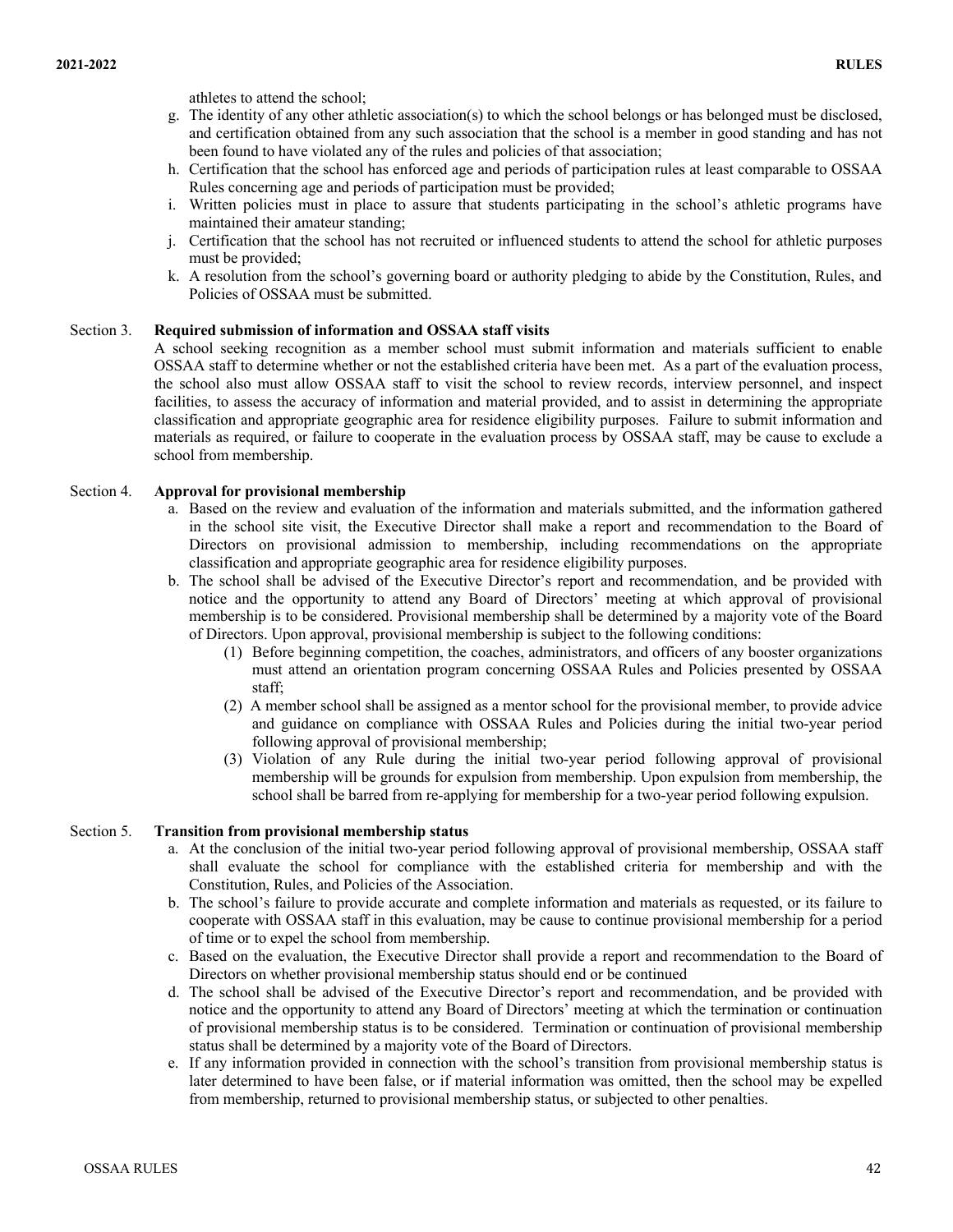athletes to attend the school;

g. The identity of any other athletic association(s) to which the school belongs or has belonged must be disclosed, and certification obtained from any such association that the school is a member in good standing and has not been found to have violated any of the rules and policies of that association;
h. Certification that the school has enforced age and periods of participation rules at least comparable to OSSAA Rules concerning age and periods of participation must be provided;
i. Written policies must in place to assure that students participating in the school's athletic programs have maintained their amateur standing;
j. Certification that the school has not recruited or influenced students to attend the school for athletic purposes must be provided;
k. A resolution from the school's governing board or authority pledging to abide by the Constitution, Rules, and Policies of OSSAA must be submitted.

Section 3. **Required submission of information and OSSAA staff visits**

A school seeking recognition as a member school must submit information and materials sufficient to enable OSSAA staff to determine whether or not the established criteria have been met. As a part of the evaluation process, the school also must allow OSSAA staff to visit the school to review records, interview personnel, and inspect facilities, to assess the accuracy of information and material provided, and to assist in determining the appropriate classification and appropriate geographic area for residence eligibility purposes. Failure to submit information and materials as required, or failure to cooperate in the evaluation process by OSSAA staff, may be cause to exclude a school from membership.

Section 4. **Approval for provisional membership**

a. Based on the review and evaluation of the information and materials submitted, and the information gathered in the school site visit, the Executive Director shall make a report and recommendation to the Board of Directors on provisional admission to membership, including recommendations on the appropriate classification and appropriate geographic area for residence eligibility purposes.
b. The school shall be advised of the Executive Director's report and recommendation, and be provided with notice and the opportunity to attend any Board of Directors' meeting at which approval of provisional membership is to be considered. Provisional membership shall be determined by a majority vote of the Board of Directors. Upon approval, provisional membership is subject to the following conditions:
   (1) Before beginning competition, the coaches, administrators, and officers of any booster organizations must attend an orientation program concerning OSSAA Rules and Policies presented by OSSAA staff;
   (2) A member school shall be assigned as a mentor school for the provisional member, to provide advice and guidance on compliance with OSSAA Rules and Policies during the initial two-year period following approval of provisional membership;
   (3) Violation of any Rule during the initial two-year period following approval of provisional membership will be grounds for expulsion from membership. Upon expulsion from membership, the school shall be barred from re-applying for membership for a two-year period following expulsion.

Section 5. **Transition from provisional membership status**

a. At the conclusion of the initial two-year period following approval of provisional membership, OSSAA staff shall evaluate the school for compliance with the established criteria for membership and with the Constitution, Rules, and Policies of the Association.
b. The school's failure to provide accurate and complete information and materials as requested, or its failure to cooperate with OSSAA staff in this evaluation, may be cause to continue provisional membership for a period of time or to expel the school from membership.
c. Based on the evaluation, the Executive Director shall provide a report and recommendation to the Board of Directors on whether provisional membership status should end or be continued
d. The school shall be advised of the Executive Director's report and recommendation, and be provided with notice and the opportunity to attend any Board of Directors' meeting at which the termination or continuation of provisional membership status is to be considered. Termination or continuation of provisional membership status shall be determined by a majority vote of the Board of Directors.
e. If any information provided in connection with the school's transition from provisional membership status is later determined to have been false, or if material information was omitted, then the school may be expelled from membership, returned to provisional membership status, or subjected to other penalties.